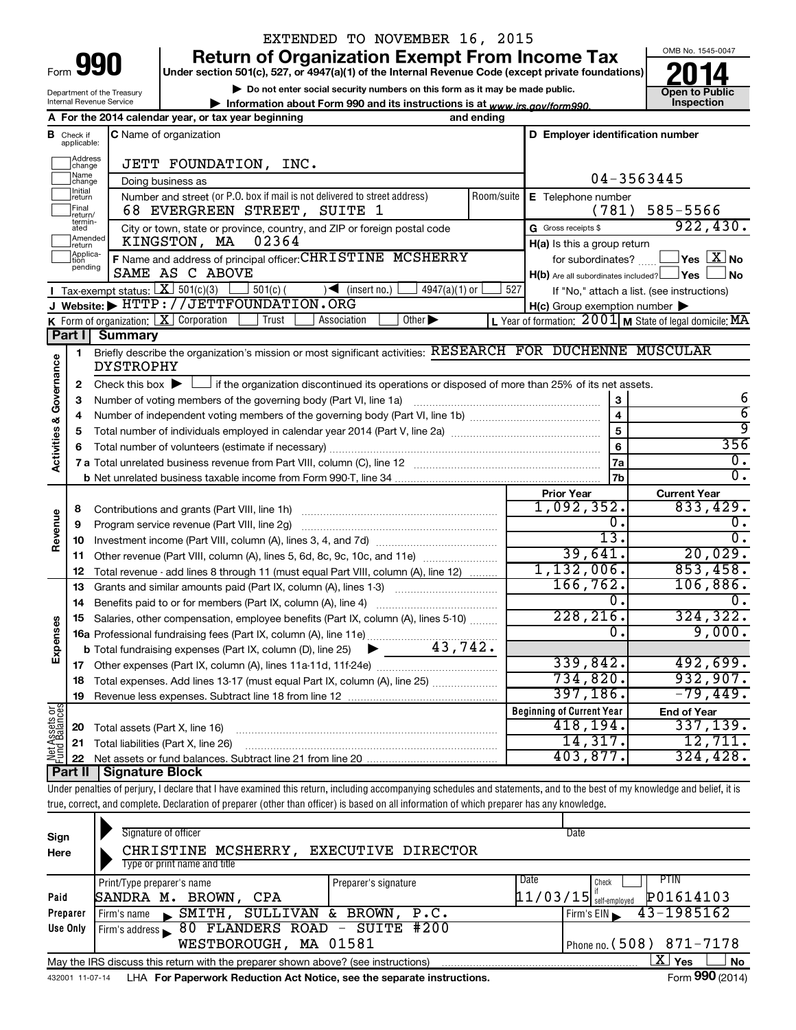EXTENDED TO NOVEMBER 16, 2015

Form **990**

# Return of Organization Exempt From Income Tax

**Under section 501(c), 527, or 4947(a)(1) of the Internal Revenue Code (except private foundations)**

▶ Do not enter social security numbers on this form as it may be made public.

▶ Information about Form 990 and its instructions is at www.irs.gov/form990.

OMB No. 1545-0047

**2014**

**Open to Public Inspection**

Department of the Treasury
Internal Revenue Service

**A** For the 2014 calendar year, or tax year beginning and ending

**B** Check if applicable: Address change, Name change, Initial return, Final return/terminated, Amended return, Application pending

**C** Name of organization: JETT FOUNDATION, INC.

Doing business as

Number and street (or P.O. box if mail is not delivered to street address) Room/suite: 68 EVERGREEN STREET, SUITE 1

City or town, state or province, country, and ZIP or foreign postal code: KINGSTON, MA 02364

**D** Employer identification number: 04-3563445

**E** Telephone number: (781) 585-5566

**G** Gross receipts $ 922,430.

**F** Name and address of principal officer: CHRISTINE MCSHERRY, SAME AS C ABOVE

**H(a)** Is this a group return for subordinates? Yes [ ] No [X]

**H(b)** Are all subordinates included? Yes [ ] No [ ]
If "No," attach a list. (see instructions)

**H(c)** Group exemption number ▶

**I** Tax-exempt status: [X] 501(c)(3) [ ] 501(c) ( ) ◀ (insert no.) [ ] 4947(a)(1) or [ ] 527

**J** Website: ▶ HTTP://JETTFOUNDATION.ORG

**K** Form of organization: [X] Corporation [ ] Trust [ ] Association [ ] Other ▶

**L** Year of formation: 2001 **M** State of legal domicile: MA

## Part I Summary

**Activities & Governance**

1 Briefly describe the organization's mission or most significant activities: RESEARCH FOR DUCHENNE MUSCULAR DYSTROPHY

2 Check this box ▶ [ ] if the organization discontinued its operations or disposed of more than 25% of its net assets.

| | | | |
|---|---|---|---|
| 3 | Number of voting members of the governing body (Part VI, line 1a) | 3 | 6 |
| 4 | Number of independent voting members of the governing body (Part VI, line 1b) | 4 | 6 |
| 5 | Total number of individuals employed in calendar year 2014 (Part V, line 2a) | 5 | 9 |
| 6 | Total number of volunteers (estimate if necessary) | 6 | 356 |
| 7a | Total unrelated business revenue from Part VIII, column (C), line 12 | 7a | 0. |
| b | Net unrelated business taxable income from Form 990-T, line 34 | 7b | 0. |

| | | | Prior Year | Current Year |
|---|---|---|---|---|
| **Revenue** | 8 | Contributions and grants (Part VIII, line 1h) | 1,092,352. | 833,429. |
| | 9 | Program service revenue (Part VIII, line 2g) | 0. | 0. |
| | 10 | Investment income (Part VIII, column (A), lines 3, 4, and 7d) | 13. | 0. |
| | 11 | Other revenue (Part VIII, column (A), lines 5, 6d, 8c, 9c, 10c, and 11e) | 39,641. | 20,029. |
| | 12 | Total revenue - add lines 8 through 11 (must equal Part VIII, column (A), line 12) | 1,132,006. | 853,458. |
| **Expenses** | 13 | Grants and similar amounts paid (Part IX, column (A), lines 1-3) | 166,762. | 106,886. |
| | 14 | Benefits paid to or for members (Part IX, column (A), line 4) | 0. | 0. |
| | 15 | Salaries, other compensation, employee benefits (Part IX, column (A), lines 5-10) | 228,216. | 324,322. |
| | 16a | Professional fundraising fees (Part IX, column (A), line 11e) | 0. | 9,000. |
| | b | Total fundraising expenses (Part IX, column (D), line 25) ▶ 43,742. | | |
| | 17 | Other expenses (Part IX, column (A), lines 11a-11d, 11f-24e) | 339,842. | 492,699. |
| | 18 | Total expenses. Add lines 13-17 (must equal Part IX, column (A), line 25) | 734,820. | 932,907. |
| | 19 | Revenue less expenses. Subtract line 18 from line 12 | 397,186. | -79,449. |

| | | | Beginning of Current Year | End of Year |
|---|---|---|---|---|
| **Net Assets or Fund Balances** | 20 | Total assets (Part X, line 16) | 418,194. | 337,139. |
| | 21 | Total liabilities (Part X, line 26) | 14,317. | 12,711. |
| | 22 | Net assets or fund balances. Subtract line 21 from line 20 | 403,877. | 324,428. |

## Part II Signature Block

Under penalties of perjury, I declare that I have examined this return, including accompanying schedules and statements, and to the best of my knowledge and belief, it is true, correct, and complete. Declaration of preparer (other than officer) is based on all information of which preparer has any knowledge.

**Sign Here**

Signature of officer | Date

CHRISTINE MCSHERRY, EXECUTIVE DIRECTOR
Type or print name and title

**Paid Preparer Use Only**

| Print/Type preparer's name | Preparer's signature | Date | Check if self-employed | PTIN |
|---|---|---|---|---|
| SANDRA M. BROWN, CPA | | 11/03/15 | | P01614103 |

Firm's name ▶ SMITH, SULLIVAN & BROWN, P.C. Firm's EIN ▶ 43-1985162

Firm's address ▶ 80 FLANDERS ROAD - SUITE #200, WESTBOROUGH, MA 01581 Phone no. (508) 871-7178

May the IRS discuss this return with the preparer shown above? (see instructions) [X] Yes [ ] No

432001 11-07-14 LHA For Paperwork Reduction Act Notice, see the separate instructions. Form **990** (2014)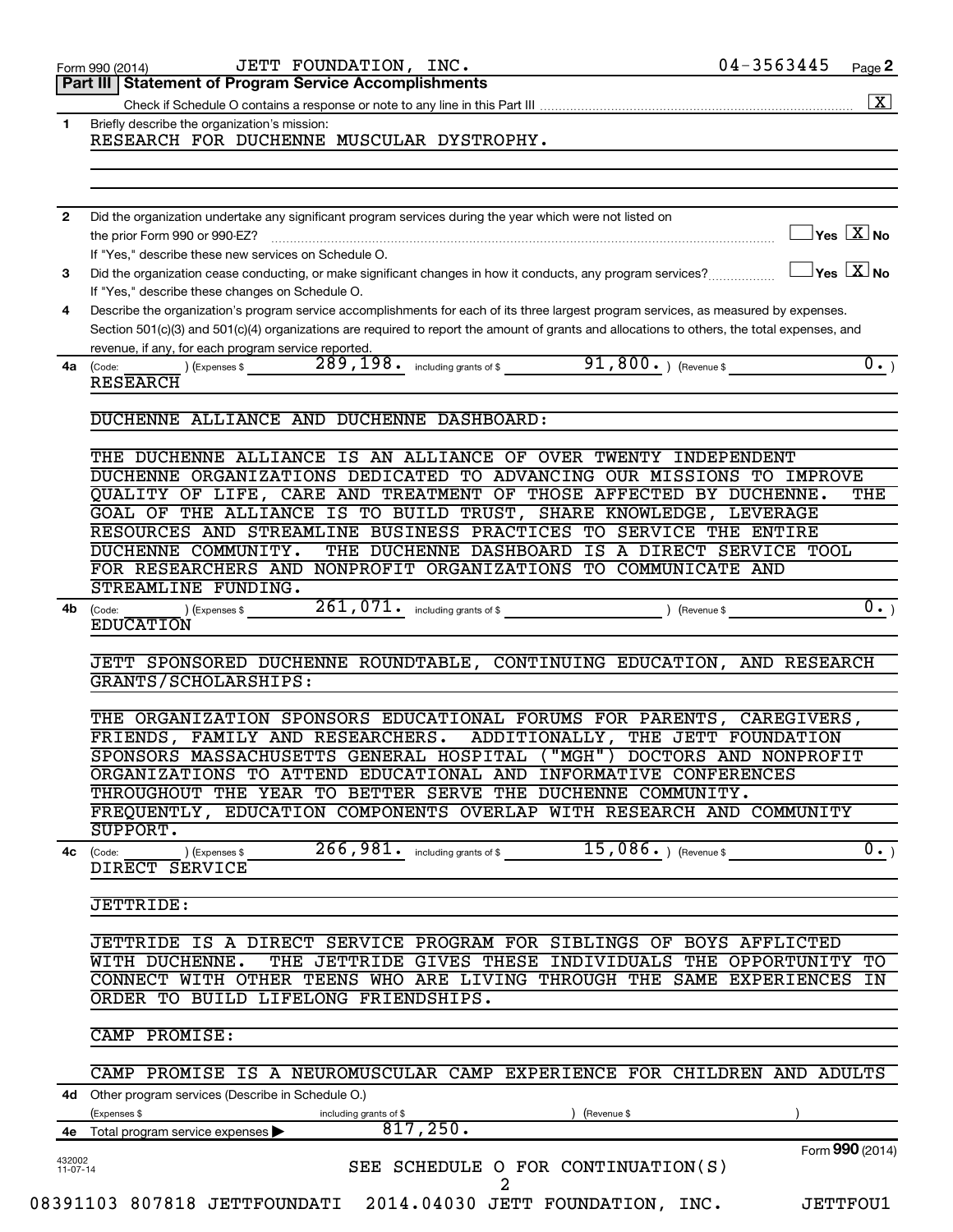Form 990 (2014) JETT FOUNDATION, INC. 04-3563445 Page **2**

## Part III | Statement of Program Service Accomplishments

Check if Schedule O contains a response or note to any line in this Part III ..... [X]

**1** Briefly describe the organization's mission:

RESEARCH FOR DUCHENNE MUSCULAR DYSTROPHY.

**2** Did the organization undertake any significant program services during the year which were not listed on the prior Form 990 or 990-EZ? ..... [ ] Yes [X] No

If "Yes," describe these new services on Schedule O.

**3** Did the organization cease conducting, or make significant changes in how it conducts, any program services? ..... [ ] Yes [X] No

If "Yes," describe these changes on Schedule O.

**4** Describe the organization's program service accomplishments for each of its three largest program services, as measured by expenses. Section 501(c)(3) and 501(c)(4) organizations are required to report the amount of grants and allocations to others, the total expenses, and revenue, if any, for each program service reported.

**4a** (Code: ) (Expenses $ 289,198. including grants of $ 91,800. ) (Revenue $ 0. )

RESEARCH

DUCHENNE ALLIANCE AND DUCHENNE DASHBOARD:

THE DUCHENNE ALLIANCE IS AN ALLIANCE OF OVER TWENTY INDEPENDENT DUCHENNE ORGANIZATIONS DEDICATED TO ADVANCING OUR MISSIONS TO IMPROVE QUALITY OF LIFE, CARE AND TREATMENT OF THOSE AFFECTED BY DUCHENNE. THE GOAL OF THE ALLIANCE IS TO BUILD TRUST, SHARE KNOWLEDGE, LEVERAGE RESOURCES AND STREAMLINE BUSINESS PRACTICES TO SERVICE THE ENTIRE DUCHENNE COMMUNITY. THE DUCHENNE DASHBOARD IS A DIRECT SERVICE TOOL FOR RESEARCHERS AND NONPROFIT ORGANIZATIONS TO COMMUNICATE AND STREAMLINE FUNDING.

**4b** (Code: ) (Expenses $ 261,071. including grants of $ ) (Revenue $ 0. )

EDUCATION

JETT SPONSORED DUCHENNE ROUNDTABLE, CONTINUING EDUCATION, AND RESEARCH GRANTS/SCHOLARSHIPS:

THE ORGANIZATION SPONSORS EDUCATIONAL FORUMS FOR PARENTS, CAREGIVERS, FRIENDS, FAMILY AND RESEARCHERS. ADDITIONALLY, THE JETT FOUNDATION SPONSORS MASSACHUSETTS GENERAL HOSPITAL ("MGH") DOCTORS AND NONPROFIT ORGANIZATIONS TO ATTEND EDUCATIONAL AND INFORMATIVE CONFERENCES THROUGHOUT THE YEAR TO BETTER SERVE THE DUCHENNE COMMUNITY. FREQUENTLY, EDUCATION COMPONENTS OVERLAP WITH RESEARCH AND COMMUNITY SUPPORT.

**4c** (Code: ) (Expenses $ 266,981. including grants of $ 15,086. ) (Revenue $ 0. )

DIRECT SERVICE

JETTRIDE:

JETTRIDE IS A DIRECT SERVICE PROGRAM FOR SIBLINGS OF BOYS AFFLICTED WITH DUCHENNE. THE JETTRIDE GIVES THESE INDIVIDUALS THE OPPORTUNITY TO CONNECT WITH OTHER TEENS WHO ARE LIVING THROUGH THE SAME EXPERIENCES IN ORDER TO BUILD LIFELONG FRIENDSHIPS.

CAMP PROMISE:

CAMP PROMISE IS A NEUROMUSCULAR CAMP EXPERIENCE FOR CHILDREN AND ADULTS

**4d** Other program services (Describe in Schedule O.)

(Expenses $ including grants of $ ) (Revenue $ )

**4e** Total program service expenses ▶ 817,250.

SEE SCHEDULE O FOR CONTINUATION(S)

Form **990** (2014)

432002 11-07-14

08391103 807818 JETTFOUNDATI 2014.04030 JETT FOUNDATION, INC. JETTFOU1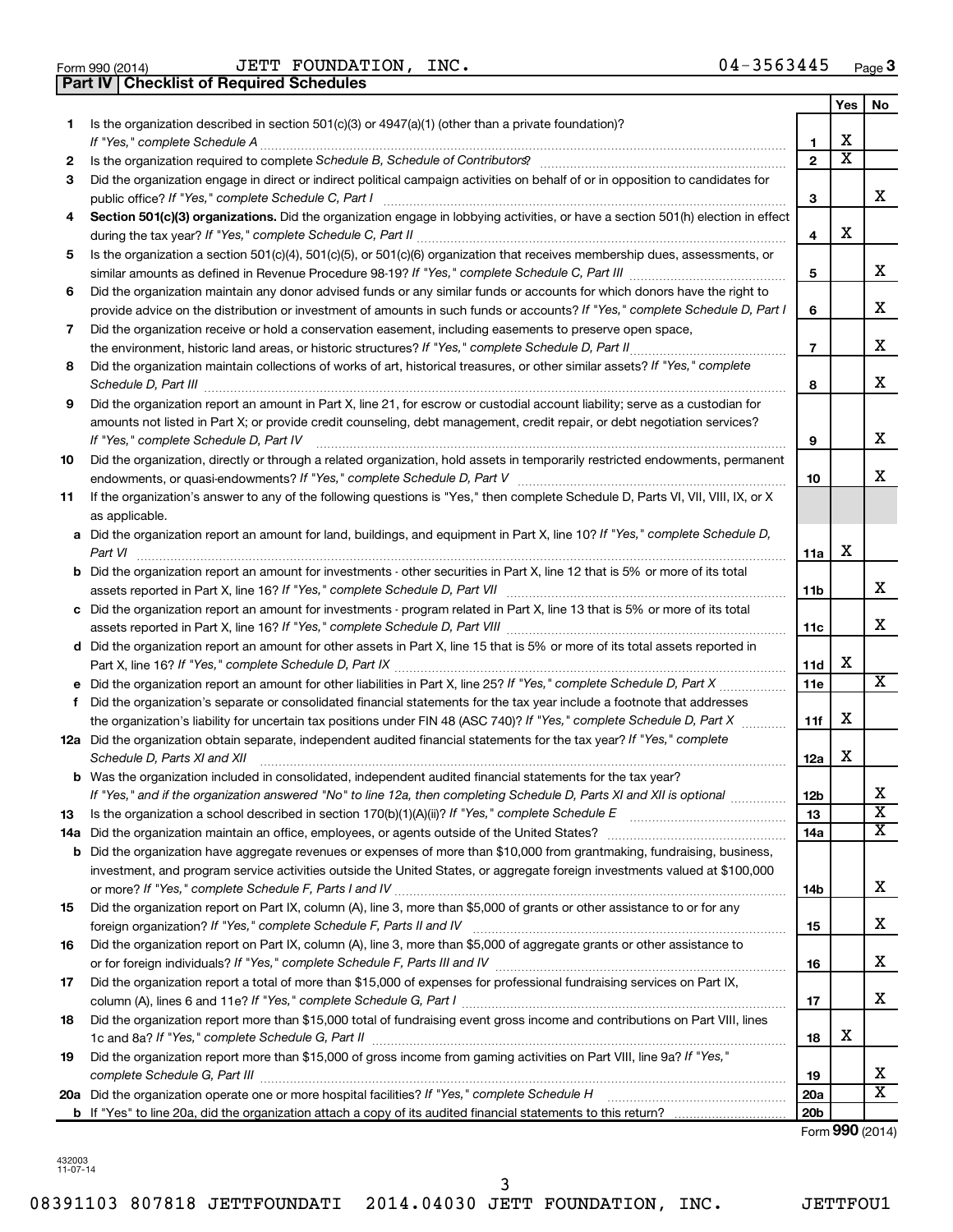Form 990 (2014) JETT FOUNDATION, INC. 04-3563445 Page 3

**Part IV | Checklist of Required Schedules**

| | | | Yes | No |
|---|---|---|---|---|
| **1** | Is the organization described in section 501(c)(3) or 4947(a)(1) (other than a private foundation)? *If "Yes," complete Schedule A* | **1** | X | |
| **2** | Is the organization required to complete *Schedule B, Schedule of Contributors*? | **2** | X | |
| **3** | Did the organization engage in direct or indirect political campaign activities on behalf of or in opposition to candidates for public office? *If "Yes," complete Schedule C, Part I* | **3** | | X |
| **4** | **Section 501(c)(3) organizations.** Did the organization engage in lobbying activities, or have a section 501(h) election in effect during the tax year? *If "Yes," complete Schedule C, Part II* | **4** | X | |
| **5** | Is the organization a section 501(c)(4), 501(c)(5), or 501(c)(6) organization that receives membership dues, assessments, or similar amounts as defined in Revenue Procedure 98-19? *If "Yes," complete Schedule C, Part III* | **5** | | X |
| **6** | Did the organization maintain any donor advised funds or any similar funds or accounts for which donors have the right to provide advice on the distribution or investment of amounts in such funds or accounts? *If "Yes," complete Schedule D, Part I* | **6** | | X |
| **7** | Did the organization receive or hold a conservation easement, including easements to preserve open space, the environment, historic land areas, or historic structures? *If "Yes," complete Schedule D, Part II* | **7** | | X |
| **8** | Did the organization maintain collections of works of art, historical treasures, or other similar assets? *If "Yes," complete Schedule D, Part III* | **8** | | X |
| **9** | Did the organization report an amount in Part X, line 21, for escrow or custodial account liability; serve as a custodian for amounts not listed in Part X; or provide credit counseling, debt management, credit repair, or debt negotiation services? *If "Yes," complete Schedule D, Part IV* | **9** | | X |
| **10** | Did the organization, directly or through a related organization, hold assets in temporarily restricted endowments, permanent endowments, or quasi-endowments? *If "Yes," complete Schedule D, Part V* | **10** | | X |
| **11** | If the organization's answer to any of the following questions is "Yes," then complete Schedule D, Parts VI, VII, VIII, IX, or X as applicable. | | | |
| **a** | Did the organization report an amount for land, buildings, and equipment in Part X, line 10? *If "Yes," complete Schedule D, Part VI* | **11a** | X | |
| **b** | Did the organization report an amount for investments - other securities in Part X, line 12 that is 5% or more of its total assets reported in Part X, line 16? *If "Yes," complete Schedule D, Part VII* | **11b** | | X |
| **c** | Did the organization report an amount for investments - program related in Part X, line 13 that is 5% or more of its total assets reported in Part X, line 16? *If "Yes," complete Schedule D, Part VIII* | **11c** | | X |
| **d** | Did the organization report an amount for other assets in Part X, line 15 that is 5% or more of its total assets reported in Part X, line 16? *If "Yes," complete Schedule D, Part IX* | **11d** | X | |
| **e** | Did the organization report an amount for other liabilities in Part X, line 25? *If "Yes," complete Schedule D, Part X* | **11e** | | X |
| **f** | Did the organization's separate or consolidated financial statements for the tax year include a footnote that addresses the organization's liability for uncertain tax positions under FIN 48 (ASC 740)? *If "Yes," complete Schedule D, Part X* | **11f** | X | |
| **12a** | Did the organization obtain separate, independent audited financial statements for the tax year? *If "Yes," complete Schedule D, Parts XI and XII* | **12a** | X | |
| **b** | Was the organization included in consolidated, independent audited financial statements for the tax year? *If "Yes," and if the organization answered "No" to line 12a, then completing Schedule D, Parts XI and XII is optional* | **12b** | | X |
| **13** | Is the organization a school described in section 170(b)(1)(A)(ii)? *If "Yes," complete Schedule E* | **13** | | X |
| **14a** | Did the organization maintain an office, employees, or agents outside of the United States? | **14a** | | X |
| **b** | Did the organization have aggregate revenues or expenses of more than $10,000 from grantmaking, fundraising, business, investment, and program service activities outside the United States, or aggregate foreign investments valued at $100,000 or more? *If "Yes," complete Schedule F, Parts I and IV* | **14b** | | X |
| **15** | Did the organization report on Part IX, column (A), line 3, more than $5,000 of grants or other assistance to or for any foreign organization? *If "Yes," complete Schedule F, Parts II and IV* | **15** | | X |
| **16** | Did the organization report on Part IX, column (A), line 3, more than $5,000 of aggregate grants or other assistance to or for foreign individuals? *If "Yes," complete Schedule F, Parts III and IV* | **16** | | X |
| **17** | Did the organization report a total of more than $15,000 of expenses for professional fundraising services on Part IX, column (A), lines 6 and 11e? *If "Yes," complete Schedule G, Part I* | **17** | | X |
| **18** | Did the organization report more than $15,000 total of fundraising event gross income and contributions on Part VIII, lines 1c and 8a? *If "Yes," complete Schedule G, Part II* | **18** | X | |
| **19** | Did the organization report more than $15,000 of gross income from gaming activities on Part VIII, line 9a? *If "Yes," complete Schedule G, Part III* | **19** | | X |
| **20a** | Did the organization operate one or more hospital facilities? *If "Yes," complete Schedule H* | **20a** | | X |
| **b** | If "Yes" to line 20a, did the organization attach a copy of its audited financial statements to this return? | **20b** | | |

Form **990** (2014)

432003 11-07-14

08391103 807818 JETTFOUNDATI 2014.04030 JETT FOUNDATION, INC. JETTFOU1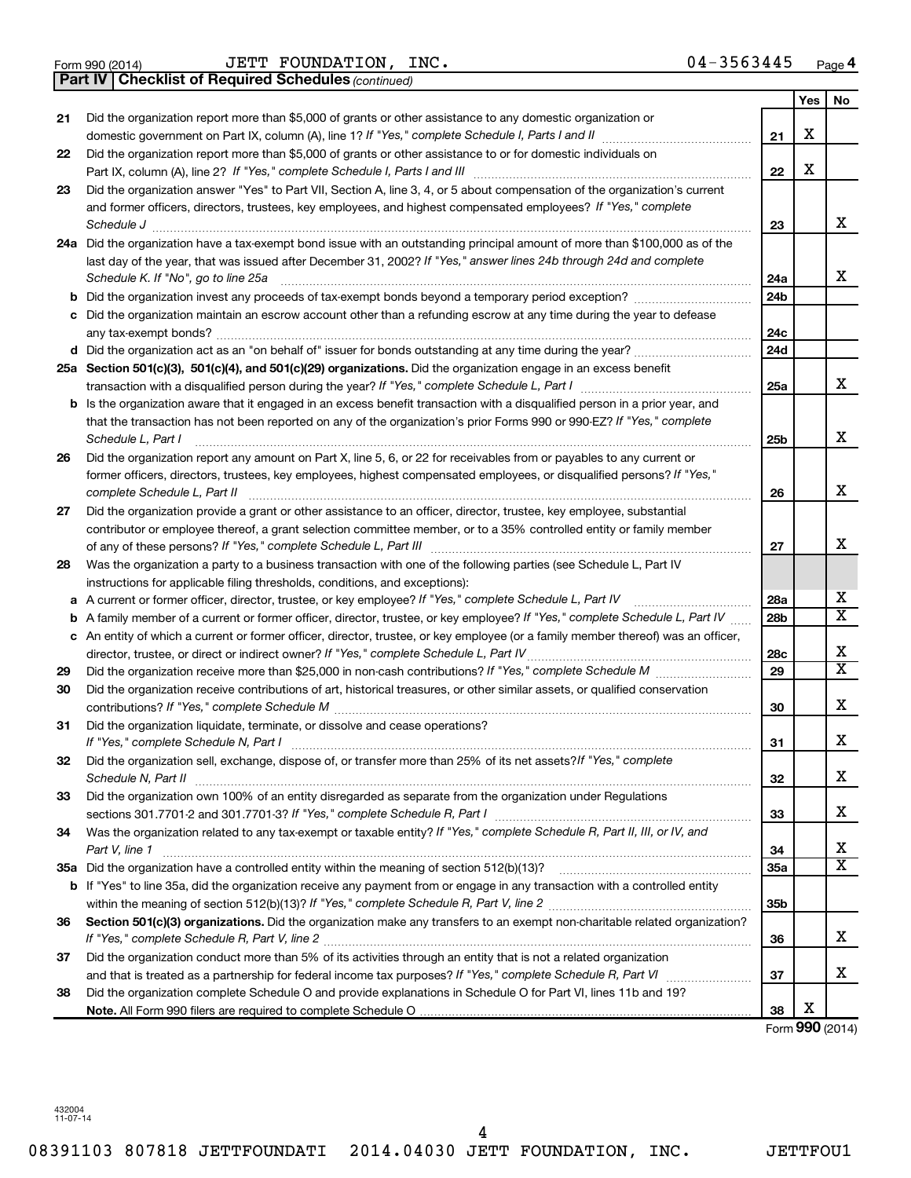Form 990 (2014) JETT FOUNDATION, INC. 04-3563445 Page 4

**Part IV Checklist of Required Schedules** *(continued)*

| | | | Yes | No |
|---|---|---|---|---|
| 21 | Did the organization report more than $5,000 of grants or other assistance to any domestic organization or domestic government on Part IX, column (A), line 1? *If "Yes," complete Schedule I, Parts I and II* | 21 | X | |
| 22 | Did the organization report more than $5,000 of grants or other assistance to or for domestic individuals on Part IX, column (A), line 2? *If "Yes," complete Schedule I, Parts I and III* | 22 | X | |
| 23 | Did the organization answer "Yes" to Part VII, Section A, line 3, 4, or 5 about compensation of the organization's current and former officers, directors, trustees, key employees, and highest compensated employees? *If "Yes," complete Schedule J* | 23 | | X |
| 24a | Did the organization have a tax-exempt bond issue with an outstanding principal amount of more than $100,000 as of the last day of the year, that was issued after December 31, 2002? *If "Yes," answer lines 24b through 24d and complete Schedule K. If "No", go to line 25a* | 24a | | X |
| b | Did the organization invest any proceeds of tax-exempt bonds beyond a temporary period exception? | 24b | | |
| c | Did the organization maintain an escrow account other than a refunding escrow at any time during the year to defease any tax-exempt bonds? | 24c | | |
| d | Did the organization act as an "on behalf of" issuer for bonds outstanding at any time during the year? | 24d | | |
| 25a | **Section 501(c)(3), 501(c)(4), and 501(c)(29) organizations.** Did the organization engage in an excess benefit transaction with a disqualified person during the year? *If "Yes," complete Schedule L, Part I* | 25a | | X |
| b | Is the organization aware that it engaged in an excess benefit transaction with a disqualified person in a prior year, and that the transaction has not been reported on any of the organization's prior Forms 990 or 990-EZ? *If "Yes," complete Schedule L, Part I* | 25b | | X |
| 26 | Did the organization report any amount on Part X, line 5, 6, or 22 for receivables from or payables to any current or former officers, directors, trustees, key employees, highest compensated employees, or disqualified persons? *If "Yes," complete Schedule L, Part II* | 26 | | X |
| 27 | Did the organization provide a grant or other assistance to an officer, director, trustee, key employee, substantial contributor or employee thereof, a grant selection committee member, or to a 35% controlled entity or family member of any of these persons? *If "Yes," complete Schedule L, Part III* | 27 | | X |
| 28 | Was the organization a party to a business transaction with one of the following parties (see Schedule L, Part IV instructions for applicable filing thresholds, conditions, and exceptions): | | | |
| a | A current or former officer, director, trustee, or key employee? *If "Yes," complete Schedule L, Part IV* | 28a | | X |
| b | A family member of a current or former officer, director, trustee, or key employee? *If "Yes," complete Schedule L, Part IV* | 28b | | X |
| c | An entity of which a current or former officer, director, trustee, or key employee (or a family member thereof) was an officer, director, trustee, or direct or indirect owner? *If "Yes," complete Schedule L, Part IV* | 28c | | X |
| 29 | Did the organization receive more than $25,000 in non-cash contributions? *If "Yes," complete Schedule M* | 29 | | X |
| 30 | Did the organization receive contributions of art, historical treasures, or other similar assets, or qualified conservation contributions? *If "Yes," complete Schedule M* | 30 | | X |
| 31 | Did the organization liquidate, terminate, or dissolve and cease operations? *If "Yes," complete Schedule N, Part I* | 31 | | X |
| 32 | Did the organization sell, exchange, dispose of, or transfer more than 25% of its net assets? *If "Yes," complete Schedule N, Part II* | 32 | | X |
| 33 | Did the organization own 100% of an entity disregarded as separate from the organization under Regulations sections 301.7701-2 and 301.7701-3? *If "Yes," complete Schedule R, Part I* | 33 | | X |
| 34 | Was the organization related to any tax-exempt or taxable entity? *If "Yes," complete Schedule R, Part II, III, or IV, and Part V, line 1* | 34 | | X |
| 35a | Did the organization have a controlled entity within the meaning of section 512(b)(13)? | 35a | | X |
| b | If "Yes" to line 35a, did the organization receive any payment from or engage in any transaction with a controlled entity within the meaning of section 512(b)(13)? *If "Yes," complete Schedule R, Part V, line 2* | 35b | | |
| 36 | **Section 501(c)(3) organizations.** Did the organization make any transfers to an exempt non-charitable related organization? *If "Yes," complete Schedule R, Part V, line 2* | 36 | | X |
| 37 | Did the organization conduct more than 5% of its activities through an entity that is not a related organization and that is treated as a partnership for federal income tax purposes? *If "Yes," complete Schedule R, Part VI* | 37 | | X |
| 38 | Did the organization complete Schedule O and provide explanations in Schedule O for Part VI, lines 11b and 19? **Note.** All Form 990 filers are required to complete Schedule O | 38 | X | |

Form **990** (2014)

432004 11-07-14

08391103 807818 JETTFOUNDATI 2014.04030 JETT FOUNDATION, INC. JETTFOU1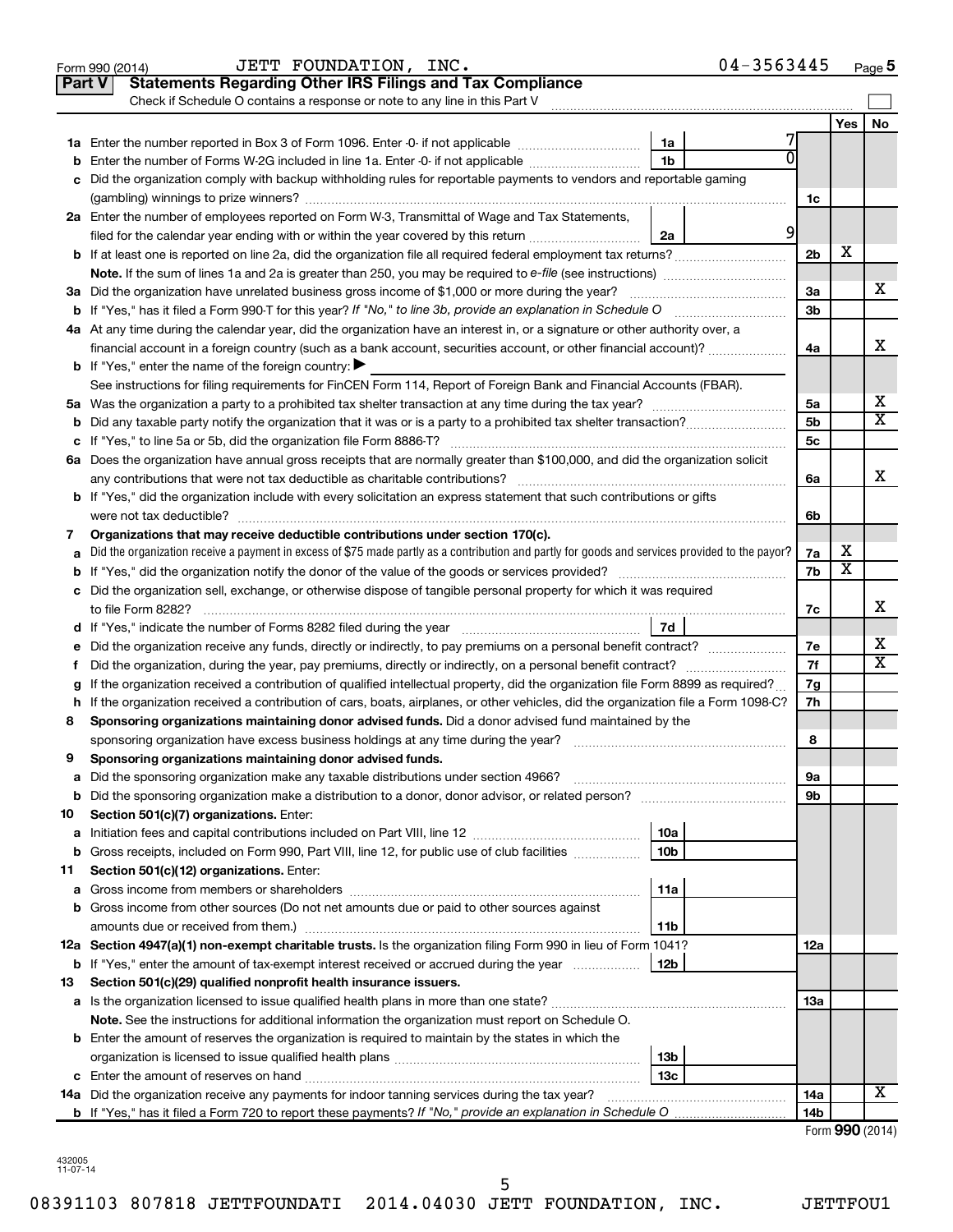Form 990 (2014) JETT FOUNDATION, INC. 04-3563445

## Part V Statements Regarding Other IRS Filings and Tax Compliance

Check if Schedule O contains a response or note to any line in this Part V

| | | | | | Yes | No |
|---|---|---|---|---|---|---|
| **1a** | Enter the number reported in Box 3 of Form 1096. Enter -0- if not applicable | 1a | 7 | | | |
| **b** | Enter the number of Forms W-2G included in line 1a. Enter -0- if not applicable | 1b | 0 | | | |
| **c** | Did the organization comply with backup withholding rules for reportable payments to vendors and reportable gaming (gambling) winnings to prize winners? | | | 1c | | |
| **2a** | Enter the number of employees reported on Form W-3, Transmittal of Wage and Tax Statements, filed for the calendar year ending with or within the year covered by this return | 2a | 9 | | | |
| **b** | If at least one is reported on line 2a, did the organization file all required federal employment tax returns? | | | 2b | X | |
| | **Note.** If the sum of lines 1a and 2a is greater than 250, you may be required to *e-file* (see instructions) | | | | | |
| **3a** | Did the organization have unrelated business gross income of $1,000 or more during the year? | | | 3a | | X |
| **b** | If "Yes," has it filed a Form 990-T for this year? *If "No," to line 3b, provide an explanation in Schedule O* | | | 3b | | |
| **4a** | At any time during the calendar year, did the organization have an interest in, or a signature or other authority over, a financial account in a foreign country (such as a bank account, securities account, or other financial account)? | | | 4a | | X |
| **b** | If "Yes," enter the name of the foreign country: ▶ | | | | | |
| | See instructions for filing requirements for FinCEN Form 114, Report of Foreign Bank and Financial Accounts (FBAR). | | | | | |
| **5a** | Was the organization a party to a prohibited tax shelter transaction at any time during the tax year? | | | 5a | | X |
| **b** | Did any taxable party notify the organization that it was or is a party to a prohibited tax shelter transaction? | | | 5b | | X |
| **c** | If "Yes," to line 5a or 5b, did the organization file Form 8886-T? | | | 5c | | |
| **6a** | Does the organization have annual gross receipts that are normally greater than $100,000, and did the organization solicit any contributions that were not tax deductible as charitable contributions? | | | 6a | | X |
| **b** | If "Yes," did the organization include with every solicitation an express statement that such contributions or gifts were not tax deductible? | | | 6b | | |
| **7** | **Organizations that may receive deductible contributions under section 170(c).** | | | | | |
| **a** | Did the organization receive a payment in excess of $75 made partly as a contribution and partly for goods and services provided to the payor? | | | 7a | X | |
| **b** | If "Yes," did the organization notify the donor of the value of the goods or services provided? | | | 7b | X | |
| **c** | Did the organization sell, exchange, or otherwise dispose of tangible personal property for which it was required to file Form 8282? | | | 7c | | X |
| **d** | If "Yes," indicate the number of Forms 8282 filed during the year | 7d | | | | |
| **e** | Did the organization receive any funds, directly or indirectly, to pay premiums on a personal benefit contract? | | | 7e | | X |
| **f** | Did the organization, during the year, pay premiums, directly or indirectly, on a personal benefit contract? | | | 7f | | X |
| **g** | If the organization received a contribution of qualified intellectual property, did the organization file Form 8899 as required? | | | 7g | | |
| **h** | If the organization received a contribution of cars, boats, airplanes, or other vehicles, did the organization file a Form 1098-C? | | | 7h | | |
| **8** | **Sponsoring organizations maintaining donor advised funds.** Did a donor advised fund maintained by the sponsoring organization have excess business holdings at any time during the year? | | | 8 | | |
| **9** | **Sponsoring organizations maintaining donor advised funds.** | | | | | |
| **a** | Did the sponsoring organization make any taxable distributions under section 4966? | | | 9a | | |
| **b** | Did the sponsoring organization make a distribution to a donor, donor advisor, or related person? | | | 9b | | |
| **10** | **Section 501(c)(7) organizations.** Enter: | | | | | |
| **a** | Initiation fees and capital contributions included on Part VIII, line 12 | 10a | | | | |
| **b** | Gross receipts, included on Form 990, Part VIII, line 12, for public use of club facilities | 10b | | | | |
| **11** | **Section 501(c)(12) organizations.** Enter: | | | | | |
| **a** | Gross income from members or shareholders | 11a | | | | |
| **b** | Gross income from other sources (Do not net amounts due or paid to other sources against amounts due or received from them.) | 11b | | | | |
| **12a** | **Section 4947(a)(1) non-exempt charitable trusts.** Is the organization filing Form 990 in lieu of Form 1041? | | | 12a | | |
| **b** | If "Yes," enter the amount of tax-exempt interest received or accrued during the year | 12b | | | | |
| **13** | **Section 501(c)(29) qualified nonprofit health insurance issuers.** | | | | | |
| **a** | Is the organization licensed to issue qualified health plans in more than one state? | | | 13a | | |
| | **Note.** See the instructions for additional information the organization must report on Schedule O. | | | | | |
| **b** | Enter the amount of reserves the organization is required to maintain by the states in which the organization is licensed to issue qualified health plans | 13b | | | | |
| **c** | Enter the amount of reserves on hand | 13c | | | | |
| **14a** | Did the organization receive any payments for indoor tanning services during the tax year? | | | 14a | | X |
| **b** | If "Yes," has it filed a Form 720 to report these payments? *If "No," provide an explanation in Schedule O* | | | 14b | | |

Form **990** (2014)

432005 11-07-14

08391103 807818 JETTFOUNDATI 2014.04030 JETT FOUNDATION, INC. JETTFOU1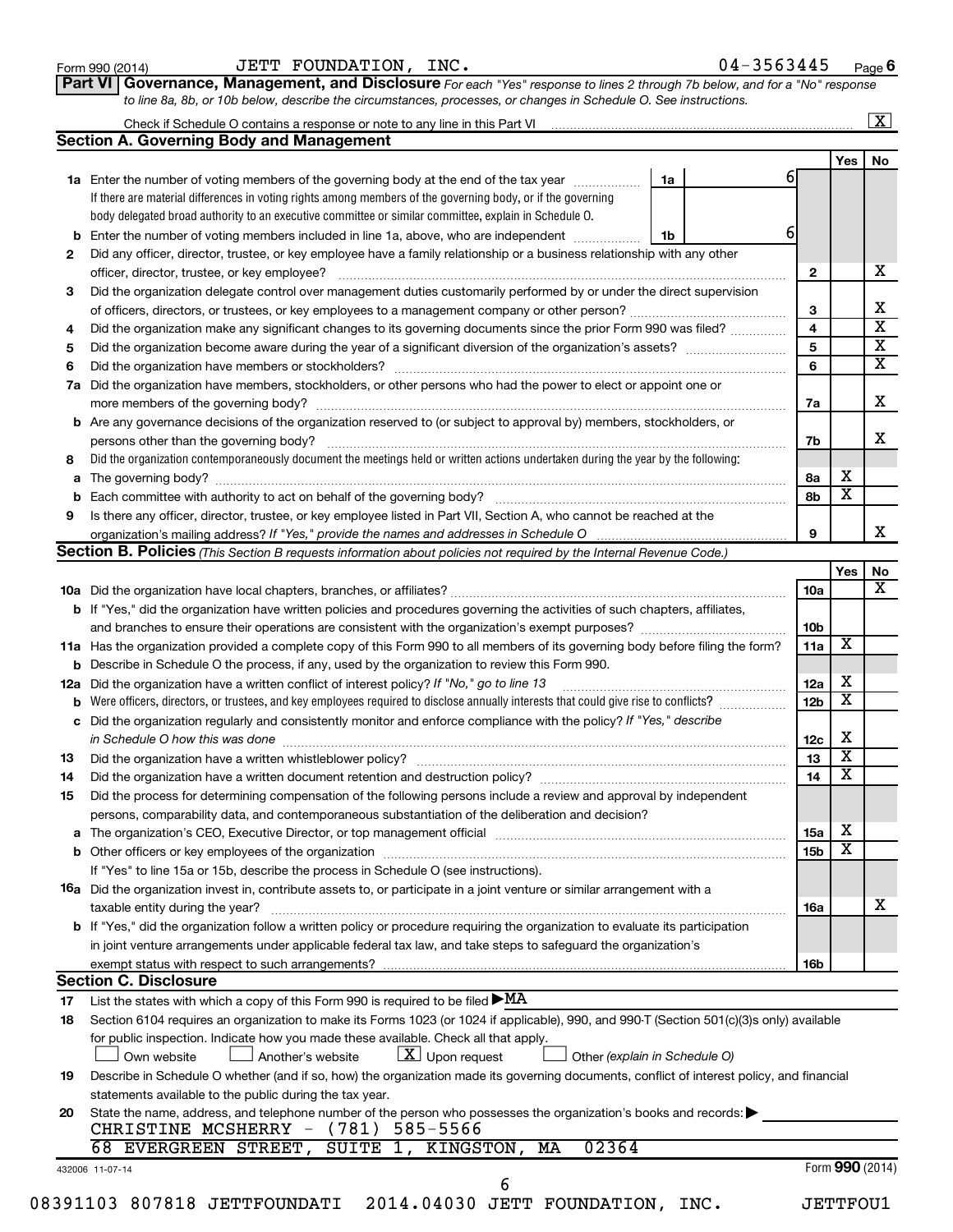Form 990 (2014) JETT FOUNDATION, INC. 04-3563445 Page 6

**Part VI Governance, Management, and Disclosure** *For each "Yes" response to lines 2 through 7b below, and for a "No" response to line 8a, 8b, or 10b below, describe the circumstances, processes, or changes in Schedule O. See instructions.*

Check if Schedule O contains a response or note to any line in this Part VI .......... [X]

## Section A. Governing Body and Management

| | | | | Yes | No |
|---|---|---|---|---|---|
| **1a** | Enter the number of voting members of the governing body at the end of the tax year. If there are material differences in voting rights among members of the governing body, or if the governing body delegated broad authority to an executive committee or similar committee, explain in Schedule O. | 1a | 6 | | |
| **b** | Enter the number of voting members included in line 1a, above, who are independent | 1b | 6 | | |
| **2** | Did any officer, director, trustee, or key employee have a family relationship or a business relationship with any other officer, director, trustee, or key employee? | 2 | | | X |
| **3** | Did the organization delegate control over management duties customarily performed by or under the direct supervision of officers, directors, or trustees, or key employees to a management company or other person? | 3 | | | X |
| **4** | Did the organization make any significant changes to its governing documents since the prior Form 990 was filed? | 4 | | | X |
| **5** | Did the organization become aware during the year of a significant diversion of the organization's assets? | 5 | | | X |
| **6** | Did the organization have members or stockholders? | 6 | | | X |
| **7a** | Did the organization have members, stockholders, or other persons who had the power to elect or appoint one or more members of the governing body? | 7a | | | X |
| **b** | Are any governance decisions of the organization reserved to (or subject to approval by) members, stockholders, or persons other than the governing body? | 7b | | | X |
| **8** | Did the organization contemporaneously document the meetings held or written actions undertaken during the year by the following: | | | | |
| **a** | The governing body? | 8a | | X | |
| **b** | Each committee with authority to act on behalf of the governing body? | 8b | | X | |
| **9** | Is there any officer, director, trustee, or key employee listed in Part VII, Section A, who cannot be reached at the organization's mailing address? *If "Yes," provide the names and addresses in Schedule O* | 9 | | | X |

## Section B. Policies *(This Section B requests information about policies not required by the Internal Revenue Code.)*

| | | | Yes | No |
|---|---|---|---|---|
| **10a** | Did the organization have local chapters, branches, or affiliates? | 10a | | X |
| **b** | If "Yes," did the organization have written policies and procedures governing the activities of such chapters, affiliates, and branches to ensure their operations are consistent with the organization's exempt purposes? | 10b | | |
| **11a** | Has the organization provided a complete copy of this Form 990 to all members of its governing body before filing the form? | 11a | X | |
| **b** | Describe in Schedule O the process, if any, used by the organization to review this Form 990. | | | |
| **12a** | Did the organization have a written conflict of interest policy? *If "No," go to line 13* | 12a | X | |
| **b** | Were officers, directors, or trustees, and key employees required to disclose annually interests that could give rise to conflicts? | 12b | X | |
| **c** | Did the organization regularly and consistently monitor and enforce compliance with the policy? *If "Yes," describe in Schedule O how this was done* | 12c | X | |
| **13** | Did the organization have a written whistleblower policy? | 13 | X | |
| **14** | Did the organization have a written document retention and destruction policy? | 14 | X | |
| **15** | Did the process for determining compensation of the following persons include a review and approval by independent persons, comparability data, and contemporaneous substantiation of the deliberation and decision? | | | |
| **a** | The organization's CEO, Executive Director, or top management official | 15a | X | |
| **b** | Other officers or key employees of the organization | 15b | X | |
| | If "Yes" to line 15a or 15b, describe the process in Schedule O (see instructions). | | | |
| **16a** | Did the organization invest in, contribute assets to, or participate in a joint venture or similar arrangement with a taxable entity during the year? | 16a | | X |
| **b** | If "Yes," did the organization follow a written policy or procedure requiring the organization to evaluate its participation in joint venture arrangements under applicable federal tax law, and take steps to safeguard the organization's exempt status with respect to such arrangements? | 16b | | |

## Section C. Disclosure

**17** List the states with which a copy of this Form 990 is required to be filed ▶ MA

**18** Section 6104 requires an organization to make its Forms 1023 (or 1024 if applicable), 990, and 990-T (Section 501(c)(3)s only) available for public inspection. Indicate how you made these available. Check all that apply.

[ ] Own website [ ] Another's website [X] Upon request [ ] Other *(explain in Schedule O)*

**19** Describe in Schedule O whether (and if so, how) the organization made its governing documents, conflict of interest policy, and financial statements available to the public during the tax year.

**20** State the name, address, and telephone number of the person who possesses the organization's books and records: ▶

CHRISTINE MCSHERRY - (781) 585-5566
68 EVERGREEN STREET, SUITE 1, KINGSTON, MA 02364

432006 11-07-14 Form **990** (2014)

08391103 807818 JETTFOUNDATI 2014.04030 JETT FOUNDATION, INC. JETTFOU1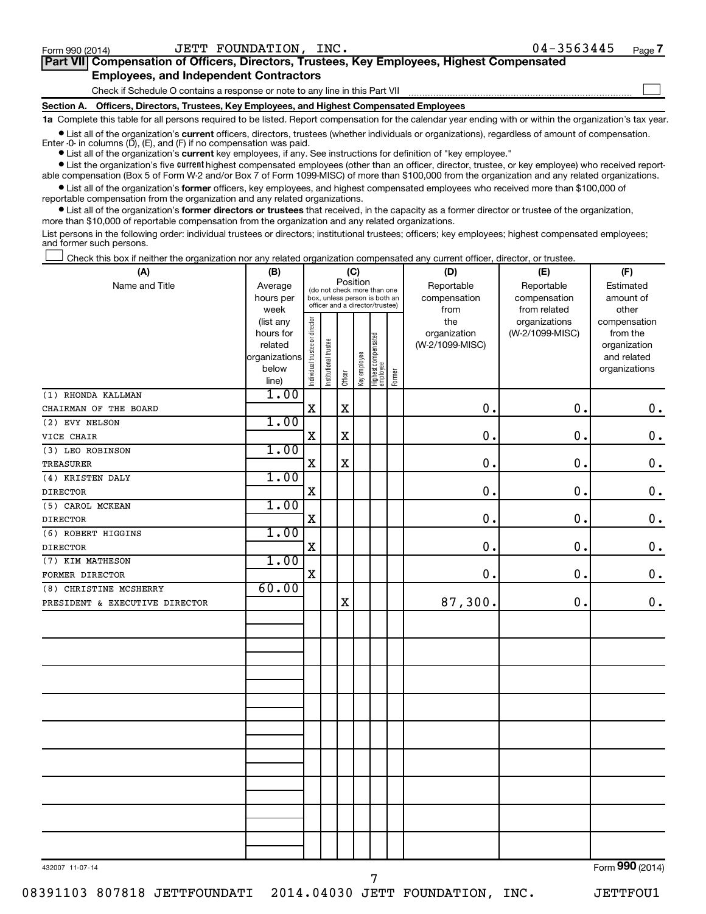Form 990 (2014) JETT FOUNDATION, INC. 04-3563445 Page 7

## Part VII Compensation of Officers, Directors, Trustees, Key Employees, Highest Compensated Employees, and Independent Contractors

Check if Schedule O contains a response or note to any line in this Part VII ☐

### Section A. Officers, Directors, Trustees, Key Employees, and Highest Compensated Employees

**1a** Complete this table for all persons required to be listed. Report compensation for the calendar year ending with or within the organization's tax year.

- List all of the organization's **current** officers, directors, trustees (whether individuals or organizations), regardless of amount of compensation. Enter -0- in columns (D), (E), and (F) if no compensation was paid.
- List all of the organization's **current** key employees, if any. See instructions for definition of "key employee."
- List the organization's five **current** highest compensated employees (other than an officer, director, trustee, or key employee) who received reportable compensation (Box 5 of Form W-2 and/or Box 7 of Form 1099-MISC) of more than $100,000 from the organization and any related organizations.
- List all of the organization's **former** officers, key employees, and highest compensated employees who received more than $100,000 of reportable compensation from the organization and any related organizations.
- List all of the organization's **former directors or trustees** that received, in the capacity as a former director or trustee of the organization, more than $10,000 of reportable compensation from the organization and any related organizations.

List persons in the following order: individual trustees or directors; institutional trustees; officers; key employees; highest compensated employees; and former such persons.

☐ Check this box if neither the organization nor any related organization compensated any current officer, director, or trustee.

| (A) Name and Title | (B) Average hours per week (list any hours for related organizations below line) | (C) Position: Individual trustee or director | Institutional trustee | Officer | Key employee | Highest compensated employee | Former | (D) Reportable compensation from the organization (W-2/1099-MISC) | (E) Reportable compensation from related organizations (W-2/1099-MISC) | (F) Estimated amount of other compensation from the organization and related organizations |
|---|---|---|---|---|---|---|---|---|---|---|
| (1) RHONDA KALLMAN<br>CHAIRMAN OF THE BOARD | 1.00 | X | | X | | | | 0. | 0. | 0. |
| (2) EVY NELSON<br>VICE CHAIR | 1.00 | X | | X | | | | 0. | 0. | 0. |
| (3) LEO ROBINSON<br>TREASURER | 1.00 | X | | X | | | | 0. | 0. | 0. |
| (4) KRISTEN DALY<br>DIRECTOR | 1.00 | X | | | | | | 0. | 0. | 0. |
| (5) CAROL MCKEAN<br>DIRECTOR | 1.00 | X | | | | | | 0. | 0. | 0. |
| (6) ROBERT HIGGINS<br>DIRECTOR | 1.00 | X | | | | | | 0. | 0. | 0. |
| (7) KIM MATHESON<br>FORMER DIRECTOR | 1.00 | X | | | | | | 0. | 0. | 0. |
| (8) CHRISTINE MCSHERRY<br>PRESIDENT & EXECUTIVE DIRECTOR | 60.00 | | | X | | | | 87,300. | 0. | 0. |

432007 11-07-14 Form 990 (2014)

08391103 807818 JETTFOUNDATI 2014.04030 JETT FOUNDATION, INC. JETTFOU1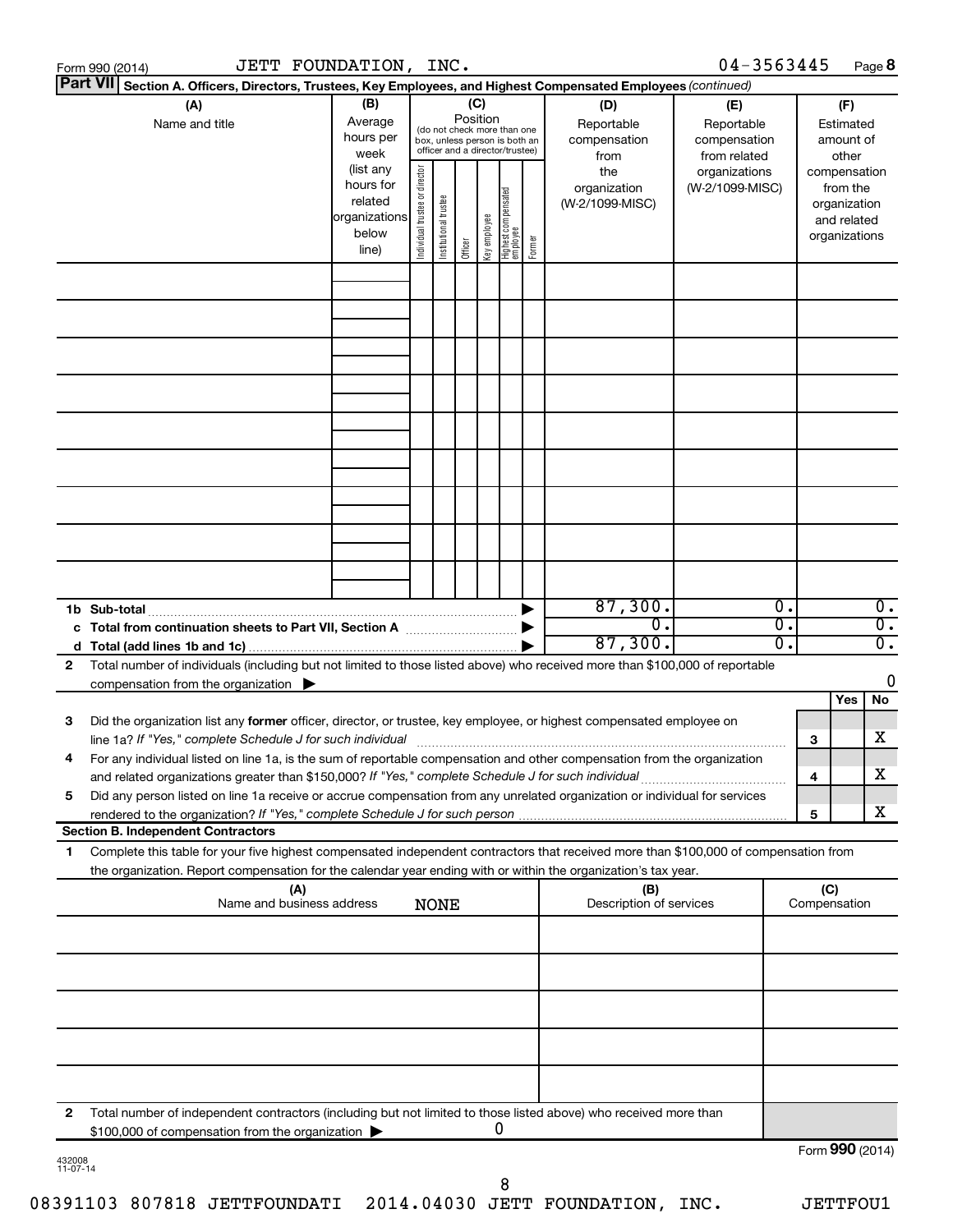Form 990 (2014) JETT FOUNDATION, INC. 04-3563445 Page **8**

**Part VII** **Section A. Officers, Directors, Trustees, Key Employees, and Highest Compensated Employees** *(continued)*

| (A) Name and title | (B) Average hours per week (list any hours for related organizations below line) | (C) Position (do not check more than one box, unless person is both an officer and a director/trustee): Individual trustee or director | Institutional trustee | Officer | Key employee | Highest compensated employee | Former | (D) Reportable compensation from the organization (W-2/1099-MISC) | (E) Reportable compensation from related organizations (W-2/1099-MISC) | (F) Estimated amount of other compensation from the organization and related organizations |
|---|---|---|---|---|---|---|---|---|---|---|
| | | | | | | | | | | |
| | | | | | | | | | | |
| | | | | | | | | | | |
| | | | | | | | | | | |
| | | | | | | | | | | |
| | | | | | | | | | | |
| | | | | | | | | | | |
| | | | | | | | | | | |
| | | | | | | | | | | |
| **1b Sub-total** | | | | | | | | 87,300. | 0. | 0. |
| **c Total from continuation sheets to Part VII, Section A** | | | | | | | | 0. | 0. | 0. |
| **d Total (add lines 1b and 1c)** | | | | | | | | 87,300. | 0. | 0. |

**2** Total number of individuals (including but not limited to those listed above) who received more than $100,000 of reportable compensation from the organization ▶ 0

| | | Yes | No |
|---|---|---|---|
| **3** Did the organization list any **former** officer, director, or trustee, key employee, or highest compensated employee on line 1a? *If "Yes," complete Schedule J for such individual* | **3** | | X |
| **4** For any individual listed on line 1a, is the sum of reportable compensation and other compensation from the organization and related organizations greater than $150,000? *If "Yes," complete Schedule J for such individual* | **4** | | X |
| **5** Did any person listed on line 1a receive or accrue compensation from any unrelated organization or individual for services rendered to the organization? *If "Yes," complete Schedule J for such person* | **5** | | X |

**Section B. Independent Contractors**

**1** Complete this table for your five highest compensated independent contractors that received more than $100,000 of compensation from the organization. Report compensation for the calendar year ending with or within the organization's tax year.

| (A) Name and business address | (B) Description of services | (C) Compensation |
|---|---|---|
| NONE | | |
| | | |
| | | |
| | | |
| | | |
| | | |

**2** Total number of independent contractors (including but not limited to those listed above) who received more than $100,000 of compensation from the organization ▶ 0

Form **990** (2014)

432008 11-07-14

08391103 807818 JETTFOUNDATI 2014.04030 JETT FOUNDATION, INC. JETTFOU1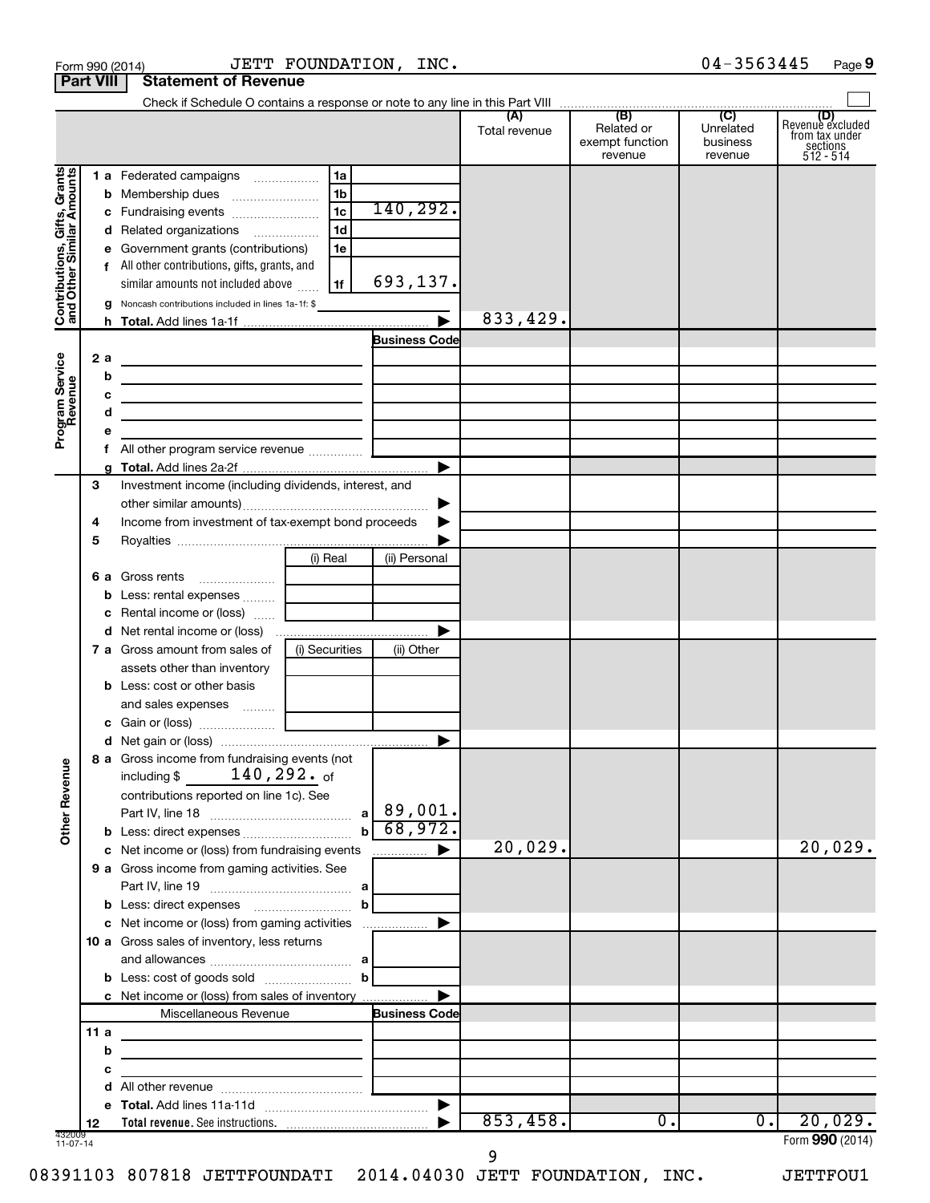Form 990 (2014) JETT FOUNDATION, INC. 04-3563445 Page 9

**Part VIII Statement of Revenue**

Check if Schedule O contains a response or note to any line in this Part VIII ☐

| | | | | (A) Total revenue | (B) Related or exempt function revenue | (C) Unrelated business revenue | (D) Revenue excluded from tax under sections 512 - 514 |
|---|---|---|---|---|---|---|---|
| **Contributions, Gifts, Grants and Other Similar Amounts** | 1 a Federated campaigns | 1a | | | | | |
| | b Membership dues | 1b | | | | | |
| | c Fundraising events | 1c | 140,292. | | | | |
| | d Related organizations | 1d | | | | | |
| | e Government grants (contributions) | 1e | | | | | |
| | f All other contributions, gifts, grants, and similar amounts not included above | 1f | 693,137. | | | | |
| | g Noncash contributions included in lines 1a-1f: $ | | | | | | |
| | h **Total.** Add lines 1a-1f | | ▶ | 833,429. | | | |
| **Program Service Revenue** | | | Business Code | | | | |
| | 2 a | | | | | | |
| | b | | | | | | |
| | c | | | | | | |
| | d | | | | | | |
| | e | | | | | | |
| | f All other program service revenue | | | | | | |
| | g **Total.** Add lines 2a-2f | | ▶ | | | | |
| **Other Revenue** | 3 Investment income (including dividends, interest, and other similar amounts) | | ▶ | | | | |
| | 4 Income from investment of tax-exempt bond proceeds | | ▶ | | | | |
| | 5 Royalties | | ▶ | | | | |
| | | (i) Real | (ii) Personal | | | | |
| | 6 a Gross rents | | | | | | |
| | b Less: rental expenses | | | | | | |
| | c Rental income or (loss) | | | | | | |
| | d Net rental income or (loss) | | ▶ | | | | |
| | 7 a Gross amount from sales of assets other than inventory | (i) Securities | (ii) Other | | | | |
| | b Less: cost or other basis and sales expenses | | | | | | |
| | c Gain or (loss) | | | | | | |
| | d Net gain or (loss) | | ▶ | | | | |
| | 8 a Gross income from fundraising events (not including $ 140,292. of contributions reported on line 1c). See Part IV, line 18 | a | 89,001. | | | | |
| | b Less: direct expenses | b | 68,972. | | | | |
| | c Net income or (loss) from fundraising events | | ▶ | 20,029. | | | 20,029. |
| | 9 a Gross income from gaming activities. See Part IV, line 19 | a | | | | | |
| | b Less: direct expenses | b | | | | | |
| | c Net income or (loss) from gaming activities | | ▶ | | | | |
| | 10 a Gross sales of inventory, less returns and allowances | a | | | | | |
| | b Less: cost of goods sold | b | | | | | |
| | c Net income or (loss) from sales of inventory | | ▶ | | | | |
| | Miscellaneous Revenue | | Business Code | | | | |
| | 11 a | | | | | | |
| | b | | | | | | |
| | c | | | | | | |
| | d All other revenue | | | | | | |
| | e **Total.** Add lines 11a-11d | | ▶ | | | | |
| | 12 **Total revenue.** See instructions. | | ▶ | 853,458. | 0. | 0. | 20,029. |

432009 11-07-14

Form **990** (2014)

08391103 807818 JETTFOUNDATI 2014.04030 JETT FOUNDATION, INC. JETTFOU1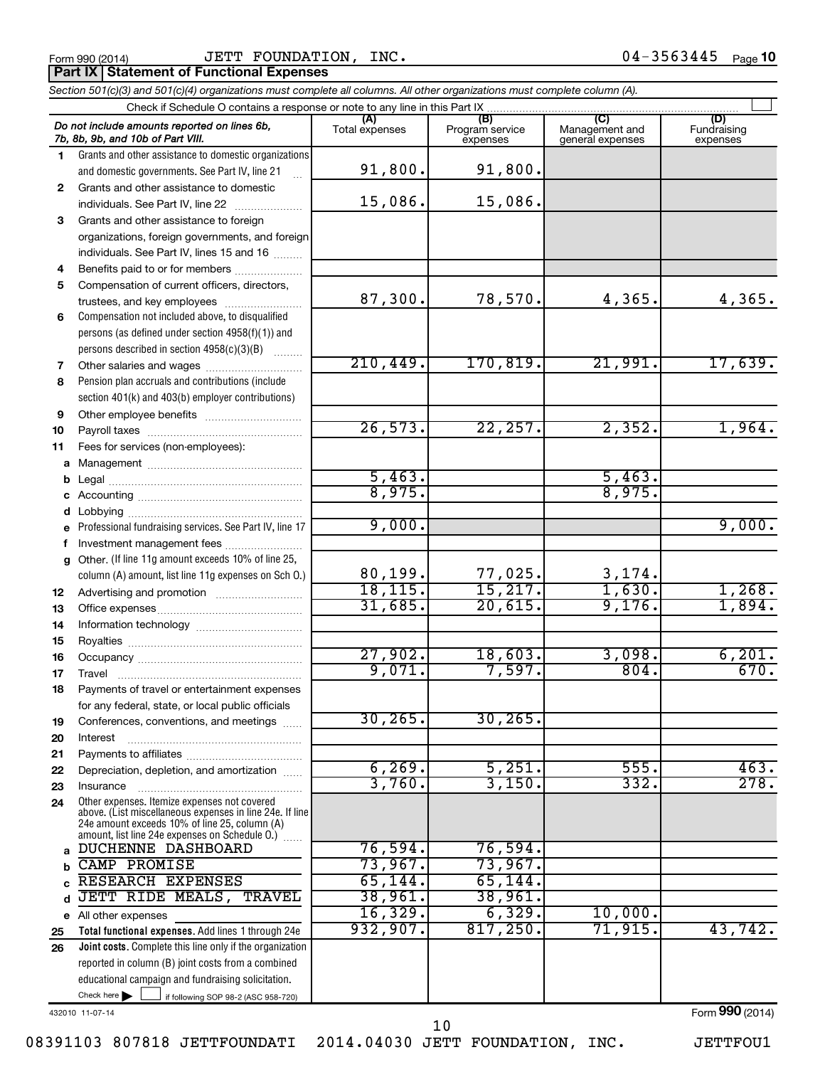Form 990 (2014) JETT FOUNDATION, INC. 04-3563445 Page 10

**Part IX | Statement of Functional Expenses**

*Section 501(c)(3) and 501(c)(4) organizations must complete all columns. All other organizations must complete column (A).*

Check if Schedule O contains a response or note to any line in this Part IX ☐

| *Do not include amounts reported on lines 6b, 7b, 8b, 9b, and 10b of Part VIII.* | (A) Total expenses | (B) Program service expenses | (C) Management and general expenses | (D) Fundraising expenses |
|---|---|---|---|---|
| 1 Grants and other assistance to domestic organizations and domestic governments. See Part IV, line 21 | 91,800. | 91,800. | | |
| 2 Grants and other assistance to domestic individuals. See Part IV, line 22 | 15,086. | 15,086. | | |
| 3 Grants and other assistance to foreign organizations, foreign governments, and foreign individuals. See Part IV, lines 15 and 16 | | | | |
| 4 Benefits paid to or for members | | | | |
| 5 Compensation of current officers, directors, trustees, and key employees | 87,300. | 78,570. | 4,365. | 4,365. |
| 6 Compensation not included above, to disqualified persons (as defined under section 4958(f)(1)) and persons described in section 4958(c)(3)(B) | | | | |
| 7 Other salaries and wages | 210,449. | 170,819. | 21,991. | 17,639. |
| 8 Pension plan accruals and contributions (include section 401(k) and 403(b) employer contributions) | | | | |
| 9 Other employee benefits | | | | |
| 10 Payroll taxes | 26,573. | 22,257. | 2,352. | 1,964. |
| 11 Fees for services (non-employees): | | | | |
| a Management | | | | |
| b Legal | 5,463. | | 5,463. | |
| c Accounting | 8,975. | | 8,975. | |
| d Lobbying | | | | |
| e Professional fundraising services. See Part IV, line 17 | 9,000. | | | 9,000. |
| f Investment management fees | | | | |
| g Other. (If line 11g amount exceeds 10% of line 25, column (A) amount, list line 11g expenses on Sch O.) | 80,199. | 77,025. | 3,174. | |
| 12 Advertising and promotion | 18,115. | 15,217. | 1,630. | 1,268. |
| 13 Office expenses | 31,685. | 20,615. | 9,176. | 1,894. |
| 14 Information technology | | | | |
| 15 Royalties | | | | |
| 16 Occupancy | 27,902. | 18,603. | 3,098. | 6,201. |
| 17 Travel | 9,071. | 7,597. | 804. | 670. |
| 18 Payments of travel or entertainment expenses for any federal, state, or local public officials | | | | |
| 19 Conferences, conventions, and meetings | 30,265. | 30,265. | | |
| 20 Interest | | | | |
| 21 Payments to affiliates | | | | |
| 22 Depreciation, depletion, and amortization | 6,269. | 5,251. | 555. | 463. |
| 23 Insurance | 3,760. | 3,150. | 332. | 278. |
| 24 Other expenses. Itemize expenses not covered above. (List miscellaneous expenses in line 24e. If line 24e amount exceeds 10% of line 25, column (A) amount, list line 24e expenses on Schedule O.) | | | | |
| a DUCHENNE DASHBOARD | 76,594. | 76,594. | | |
| b CAMP PROMISE | 73,967. | 73,967. | | |
| c RESEARCH EXPENSES | 65,144. | 65,144. | | |
| d JETT RIDE MEALS, TRAVEL | 38,961. | 38,961. | | |
| e All other expenses | 16,329. | 6,329. | 10,000. | |
| 25 **Total functional expenses.** Add lines 1 through 24e | 932,907. | 817,250. | 71,915. | 43,742. |
| 26 **Joint costs.** Complete this line only if the organization reported in column (B) joint costs from a combined educational campaign and fundraising solicitation. Check here ☐ if following SOP 98-2 (ASC 958-720) | | | | |

432010 11-07-14

Form **990** (2014)

08391103 807818 JETTFOUNDATI 2014.04030 JETT FOUNDATION, INC. JETTFOU1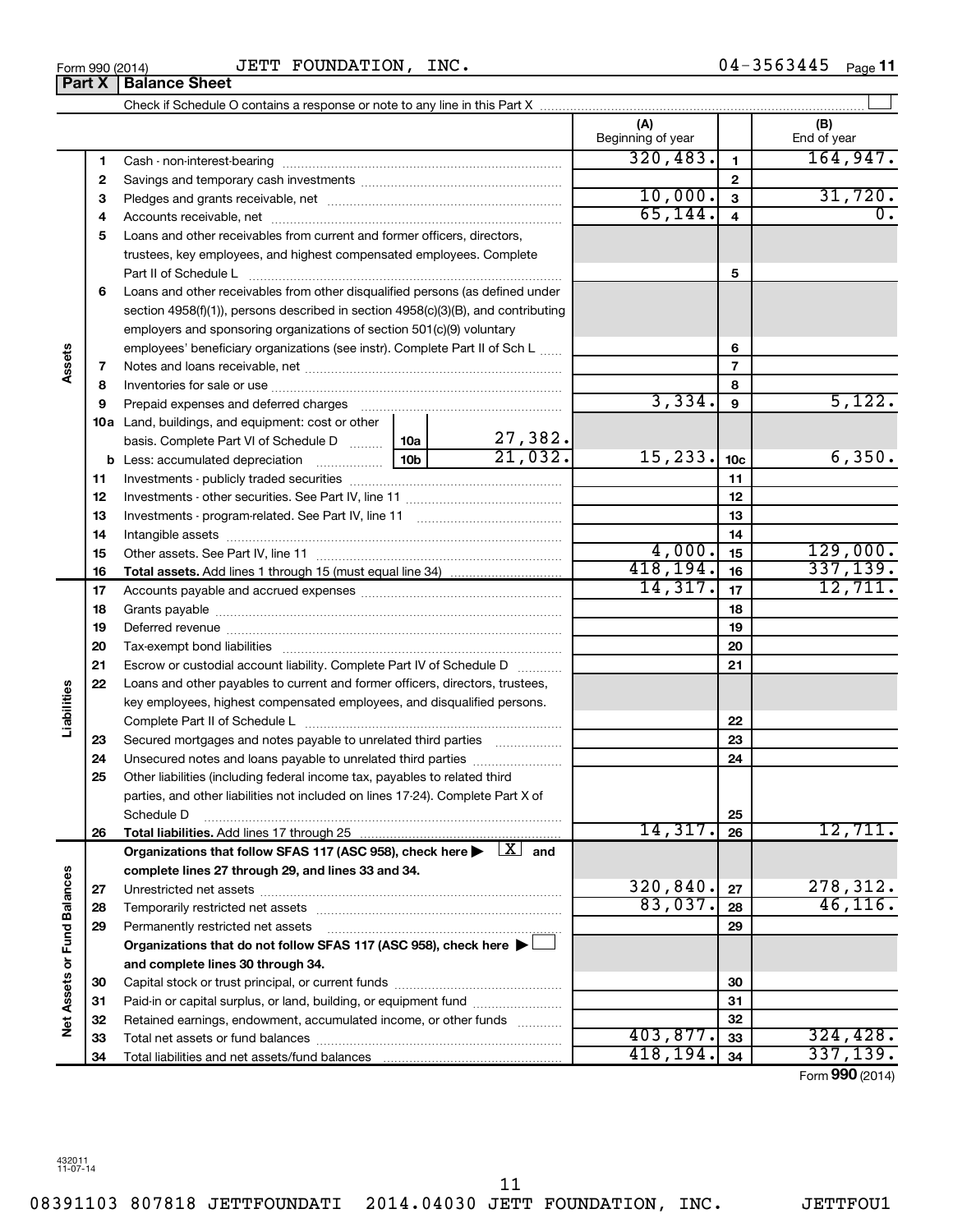Form 990 (2014) JETT FOUNDATION, INC. 04-3563445 Page 11

## Part X Balance Sheet

Check if Schedule O contains a response or note to any line in this Part X ☐

| | | | | (A) Beginning of year | | (B) End of year |
|---|---|---|---|---|---|---|
| **Assets** | 1 | Cash - non-interest-bearing | | 320,483. | 1 | 164,947. |
| | 2 | Savings and temporary cash investments | | | 2 | |
| | 3 | Pledges and grants receivable, net | | 10,000. | 3 | 31,720. |
| | 4 | Accounts receivable, net | | 65,144. | 4 | 0. |
| | 5 | Loans and other receivables from current and former officers, directors, trustees, key employees, and highest compensated employees. Complete Part II of Schedule L | | | 5 | |
| | 6 | Loans and other receivables from other disqualified persons (as defined under section 4958(f)(1)), persons described in section 4958(c)(3)(B), and contributing employers and sponsoring organizations of section 501(c)(9) voluntary employees' beneficiary organizations (see instr). Complete Part II of Sch L | | | 6 | |
| | 7 | Notes and loans receivable, net | | | 7 | |
| | 8 | Inventories for sale or use | | | 8 | |
| | 9 | Prepaid expenses and deferred charges | | 3,334. | 9 | 5,122. |
| | 10a | Land, buildings, and equipment: cost or other basis. Complete Part VI of Schedule D | 10a 27,382. | | | |
| | b | Less: accumulated depreciation | 10b 21,032. | 15,233. | 10c | 6,350. |
| | 11 | Investments - publicly traded securities | | | 11 | |
| | 12 | Investments - other securities. See Part IV, line 11 | | | 12 | |
| | 13 | Investments - program-related. See Part IV, line 11 | | | 13 | |
| | 14 | Intangible assets | | | 14 | |
| | 15 | Other assets. See Part IV, line 11 | | 4,000. | 15 | 129,000. |
| | 16 | **Total assets.** Add lines 1 through 15 (must equal line 34) | | 418,194. | 16 | 337,139. |
| **Liabilities** | 17 | Accounts payable and accrued expenses | | 14,317. | 17 | 12,711. |
| | 18 | Grants payable | | | 18 | |
| | 19 | Deferred revenue | | | 19 | |
| | 20 | Tax-exempt bond liabilities | | | 20 | |
| | 21 | Escrow or custodial account liability. Complete Part IV of Schedule D | | | 21 | |
| | 22 | Loans and other payables to current and former officers, directors, trustees, key employees, highest compensated employees, and disqualified persons. Complete Part II of Schedule L | | | 22 | |
| | 23 | Secured mortgages and notes payable to unrelated third parties | | | 23 | |
| | 24 | Unsecured notes and loans payable to unrelated third parties | | | 24 | |
| | 25 | Other liabilities (including federal income tax, payables to related third parties, and other liabilities not included on lines 17-24). Complete Part X of Schedule D | | | 25 | |
| | 26 | **Total liabilities.** Add lines 17 through 25 | | 14,317. | 26 | 12,711. |
| **Net Assets or Fund Balances** | | **Organizations that follow SFAS 117 (ASC 958), check here ▶ [X] and complete lines 27 through 29, and lines 33 and 34.** | | | | |
| | 27 | Unrestricted net assets | | 320,840. | 27 | 278,312. |
| | 28 | Temporarily restricted net assets | | 83,037. | 28 | 46,116. |
| | 29 | Permanently restricted net assets | | | 29 | |
| | | **Organizations that do not follow SFAS 117 (ASC 958), check here ▶ ☐ and complete lines 30 through 34.** | | | | |
| | 30 | Capital stock or trust principal, or current funds | | | 30 | |
| | 31 | Paid-in or capital surplus, or land, building, or equipment fund | | | 31 | |
| | 32 | Retained earnings, endowment, accumulated income, or other funds | | | 32 | |
| | 33 | Total net assets or fund balances | | 403,877. | 33 | 324,428. |
| | 34 | Total liabilities and net assets/fund balances | | 418,194. | 34 | 337,139. |

Form **990** (2014)

432011 11-07-14

08391103 807818 JETTFOUNDATI 2014.04030 JETT FOUNDATION, INC. JETTFOU1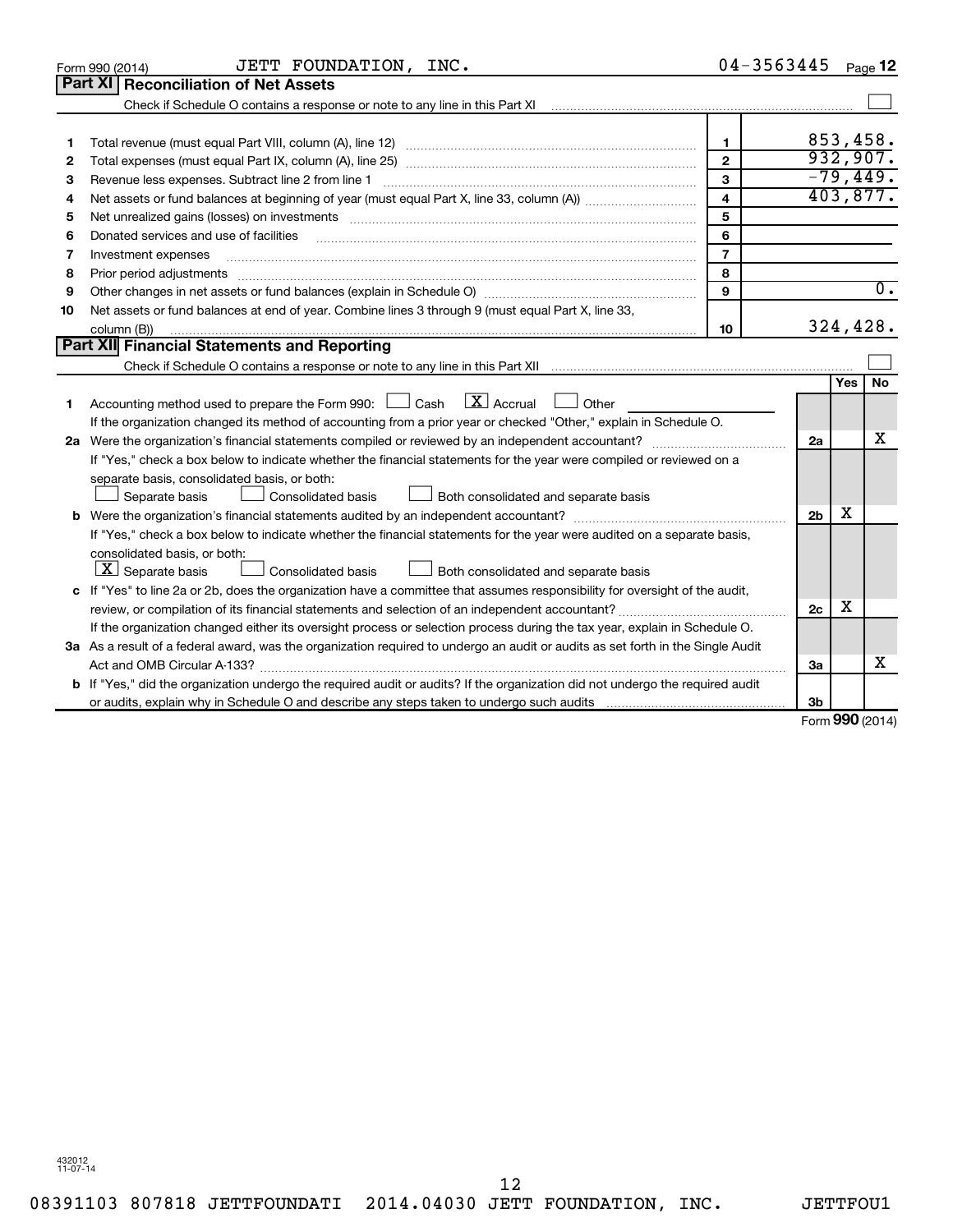Form 990 (2014) JETT FOUNDATION, INC. 04-3563445 Page 12

## Part XI Reconciliation of Net Assets

Check if Schedule O contains a response or note to any line in this Part XI ☐

| | | | |
|---|---|---|---|
| 1 | Total revenue (must equal Part VIII, column (A), line 12) | 1 | 853,458. |
| 2 | Total expenses (must equal Part IX, column (A), line 25) | 2 | 932,907. |
| 3 | Revenue less expenses. Subtract line 2 from line 1 | 3 | -79,449. |
| 4 | Net assets or fund balances at beginning of year (must equal Part X, line 33, column (A)) | 4 | 403,877. |
| 5 | Net unrealized gains (losses) on investments | 5 | |
| 6 | Donated services and use of facilities | 6 | |
| 7 | Investment expenses | 7 | |
| 8 | Prior period adjustments | 8 | |
| 9 | Other changes in net assets or fund balances (explain in Schedule O) | 9 | 0. |
| 10 | Net assets or fund balances at end of year. Combine lines 3 through 9 (must equal Part X, line 33, column (B)) | 10 | 324,428. |

## Part XII Financial Statements and Reporting

Check if Schedule O contains a response or note to any line in this Part XII ☐

| | | | Yes | No |
|---|---|---|---|---|
| 1 | Accounting method used to prepare the Form 990: ☐ Cash ☒ Accrual ☐ Other<br>If the organization changed its method of accounting from a prior year or checked "Other," explain in Schedule O. | | | |
| 2a | Were the organization's financial statements compiled or reviewed by an independent accountant?<br>If "Yes," check a box below to indicate whether the financial statements for the year were compiled or reviewed on a separate basis, consolidated basis, or both:<br>☐ Separate basis ☐ Consolidated basis ☐ Both consolidated and separate basis | 2a | | X |
| b | Were the organization's financial statements audited by an independent accountant?<br>If "Yes," check a box below to indicate whether the financial statements for the year were audited on a separate basis, consolidated basis, or both:<br>☒ Separate basis ☐ Consolidated basis ☐ Both consolidated and separate basis | 2b | X | |
| c | If "Yes" to line 2a or 2b, does the organization have a committee that assumes responsibility for oversight of the audit, review, or compilation of its financial statements and selection of an independent accountant?<br>If the organization changed either its oversight process or selection process during the tax year, explain in Schedule O. | 2c | X | |
| 3a | As a result of a federal award, was the organization required to undergo an audit or audits as set forth in the Single Audit Act and OMB Circular A-133? | 3a | | X |
| b | If "Yes," did the organization undergo the required audit or audits? If the organization did not undergo the required audit or audits, explain why in Schedule O and describe any steps taken to undergo such audits | 3b | | |

Form 990 (2014)

432012
11-07-14

08391103 807818 JETTFOUNDATI 2014.04030 JETT FOUNDATION, INC. JETTFOU1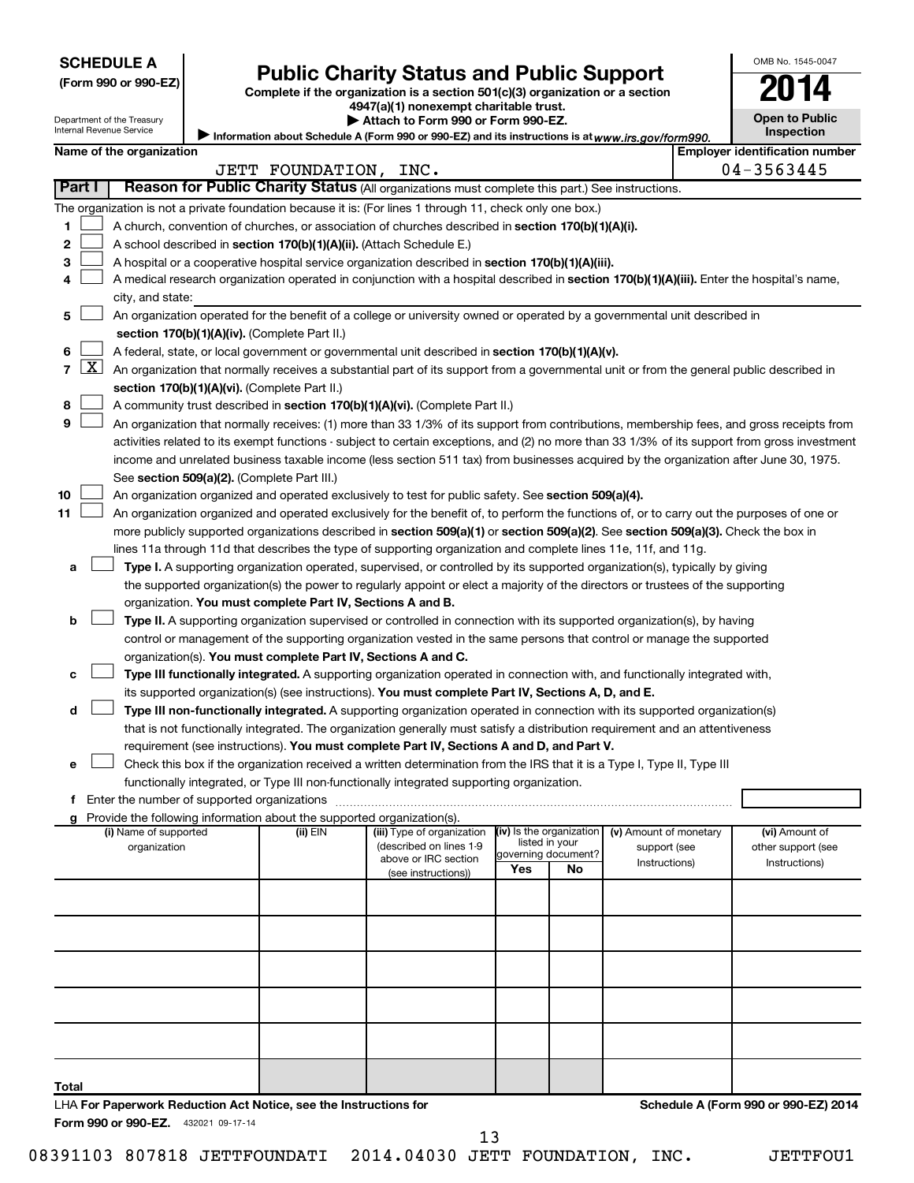**SCHEDULE A**
**(Form 990 or 990-EZ)**

Department of the Treasury
Internal Revenue Service

# Public Charity Status and Public Support

**Complete if the organization is a section 501(c)(3) organization or a section 4947(a)(1) nonexempt charitable trust.**
▶ **Attach to Form 990 or Form 990-EZ.**
▶ Information about Schedule A (Form 990 or 990-EZ) and its instructions is at *www.irs.gov/form990.*

OMB No. 1545-0047
**2014**
**Open to Public Inspection**

| Name of the organization | Employer identification number |
|---|---|
| JETT FOUNDATION, INC. | 04-3563445 |

**Part I** **Reason for Public Charity Status** (All organizations must complete this part.) See instructions.

The organization is not a private foundation because it is: (For lines 1 through 11, check only one box.)

1 [ ] A church, convention of churches, or association of churches described in **section 170(b)(1)(A)(i).**
2 [ ] A school described in **section 170(b)(1)(A)(ii).** (Attach Schedule E.)
3 [ ] A hospital or a cooperative hospital service organization described in **section 170(b)(1)(A)(iii).**
4 [ ] A medical research organization operated in conjunction with a hospital described in **section 170(b)(1)(A)(iii).** Enter the hospital's name, city, and state:
5 [ ] An organization operated for the benefit of a college or university owned or operated by a governmental unit described in **section 170(b)(1)(A)(iv).** (Complete Part II.)
6 [ ] A federal, state, or local government or governmental unit described in **section 170(b)(1)(A)(v).**
7 [X] An organization that normally receives a substantial part of its support from a governmental unit or from the general public described in **section 170(b)(1)(A)(vi).** (Complete Part II.)
8 [ ] A community trust described in **section 170(b)(1)(A)(vi).** (Complete Part II.)
9 [ ] An organization that normally receives: (1) more than 33 1/3% of its support from contributions, membership fees, and gross receipts from activities related to its exempt functions - subject to certain exceptions, and (2) no more than 33 1/3% of its support from gross investment income and unrelated business taxable income (less section 511 tax) from businesses acquired by the organization after June 30, 1975. See **section 509(a)(2).** (Complete Part III.)
10 [ ] An organization organized and operated exclusively to test for public safety. See **section 509(a)(4).**
11 [ ] An organization organized and operated exclusively for the benefit of, to perform the functions of, or to carry out the purposes of one or more publicly supported organizations described in **section 509(a)(1)** or **section 509(a)(2).** See **section 509(a)(3).** Check the box in lines 11a through 11d that describes the type of supporting organization and complete lines 11e, 11f, and 11g.

a [ ] **Type I.** A supporting organization operated, supervised, or controlled by its supported organization(s), typically by giving the supported organization(s) the power to regularly appoint or elect a majority of the directors or trustees of the supporting organization. **You must complete Part IV, Sections A and B.**
b [ ] **Type II.** A supporting organization supervised or controlled in connection with its supported organization(s), by having control or management of the supporting organization vested in the same persons that control or manage the supported organization(s). **You must complete Part IV, Sections A and C.**
c [ ] **Type III functionally integrated.** A supporting organization operated in connection with, and functionally integrated with, its supported organization(s) (see instructions). **You must complete Part IV, Sections A, D, and E.**
d [ ] **Type III non-functionally integrated.** A supporting organization operated in connection with its supported organization(s) that is not functionally integrated. The organization generally must satisfy a distribution requirement and an attentiveness requirement (see instructions). **You must complete Part IV, Sections A and D, and Part V.**
e [ ] Check this box if the organization received a written determination from the IRS that it is a Type I, Type II, Type III functionally integrated, or Type III non-functionally integrated supporting organization.
f Enter the number of supported organizations
g Provide the following information about the supported organization(s).

| (i) Name of supported organization | (ii) EIN | (iii) Type of organization (described on lines 1-9 above or IRC section (see instructions)) | (iv) Is the organization listed in your governing document? Yes | No | (v) Amount of monetary support (see Instructions) | (vi) Amount of other support (see Instructions) |
|---|---|---|---|---|---|---|
| | | | | | | |
| | | | | | | |
| | | | | | | |
| | | | | | | |
| | | | | | | |
| **Total** | | | | | | |

LHA **For Paperwork Reduction Act Notice, see the Instructions for Form 990 or 990-EZ.** 432021 09-17-14

**Schedule A (Form 990 or 990-EZ) 2014**

08391103 807818 JETTFOUNDATI 2014.04030 JETT FOUNDATION, INC. JETTFOU1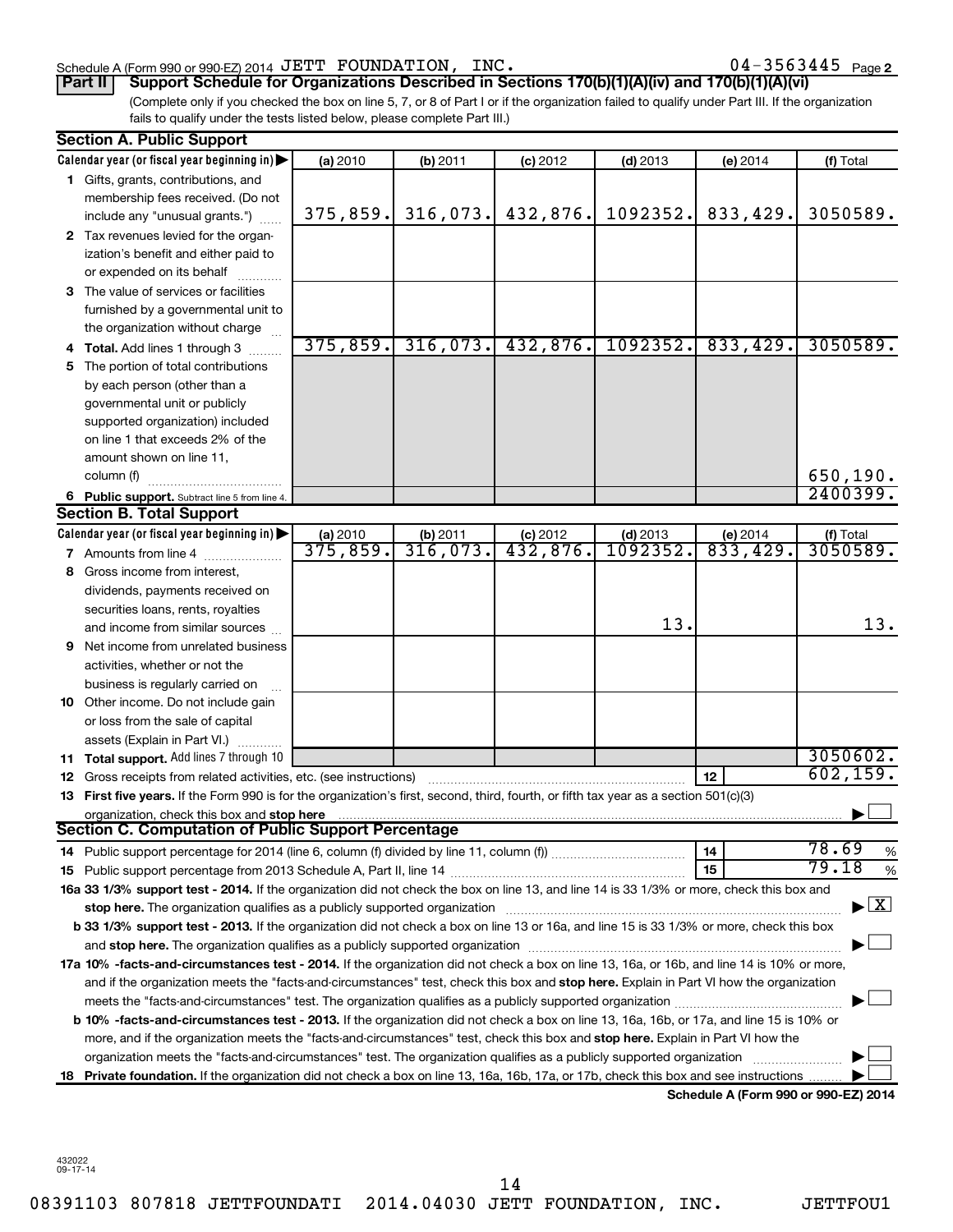Schedule A (Form 990 or 990-EZ) 2014 JETT FOUNDATION, INC. 04-3563445 Page 2

**Part II Support Schedule for Organizations Described in Sections 170(b)(1)(A)(iv) and 170(b)(1)(A)(vi)**

(Complete only if you checked the box on line 5, 7, or 8 of Part I or if the organization failed to qualify under Part III. If the organization fails to qualify under the tests listed below, please complete Part III.)

**Section A. Public Support**

| Calendar year (or fiscal year beginning in) ▶ | (a) 2010 | (b) 2011 | (c) 2012 | (d) 2013 | (e) 2014 | (f) Total |
|---|---|---|---|---|---|---|
| 1 Gifts, grants, contributions, and membership fees received. (Do not include any "unusual grants.") | 375,859. | 316,073. | 432,876. | 1092352. | 833,429. | 3050589. |
| 2 Tax revenues levied for the organization's benefit and either paid to or expended on its behalf | | | | | | |
| 3 The value of services or facilities furnished by a governmental unit to the organization without charge | | | | | | |
| 4 **Total.** Add lines 1 through 3 | 375,859. | 316,073. | 432,876. | 1092352. | 833,429. | 3050589. |
| 5 The portion of total contributions by each person (other than a governmental unit or publicly supported organization) included on line 1 that exceeds 2% of the amount shown on line 11, column (f) | | | | | | 650,190. |
| 6 **Public support.** Subtract line 5 from line 4. | | | | | | 2400399. |

**Section B. Total Support**

| Calendar year (or fiscal year beginning in) ▶ | (a) 2010 | (b) 2011 | (c) 2012 | (d) 2013 | (e) 2014 | (f) Total |
|---|---|---|---|---|---|---|
| 7 Amounts from line 4 | 375,859. | 316,073. | 432,876. | 1092352. | 833,429. | 3050589. |
| 8 Gross income from interest, dividends, payments received on securities loans, rents, royalties and income from similar sources | | | | 13. | | 13. |
| 9 Net income from unrelated business activities, whether or not the business is regularly carried on | | | | | | |
| 10 Other income. Do not include gain or loss from the sale of capital assets (Explain in Part VI.) | | | | | | |
| 11 **Total support.** Add lines 7 through 10 | | | | | | 3050602. |
| 12 Gross receipts from related activities, etc. (see instructions) | | | | | 12 | 602,159. |

13 **First five years.** If the Form 990 is for the organization's first, second, third, fourth, or fifth tax year as a section 501(c)(3) organization, check this box and **stop here** ▶ ☐

**Section C. Computation of Public Support Percentage**

14 Public support percentage for 2014 (line 6, column (f) divided by line 11, column (f)) — 14 — 78.69 %

15 Public support percentage from 2013 Schedule A, Part II, line 14 — 15 — 79.18 %

**16a 33 1/3% support test - 2014.** If the organization did not check the box on line 13, and line 14 is 33 1/3% or more, check this box and **stop here.** The organization qualifies as a publicly supported organization ▶ ☒

**b 33 1/3% support test - 2013.** If the organization did not check a box on line 13 or 16a, and line 15 is 33 1/3% or more, check this box and **stop here.** The organization qualifies as a publicly supported organization ▶ ☐

**17a 10% -facts-and-circumstances test - 2014.** If the organization did not check a box on line 13, 16a, or 16b, and line 14 is 10% or more, and if the organization meets the "facts-and-circumstances" test, check this box and **stop here.** Explain in Part VI how the organization meets the "facts-and-circumstances" test. The organization qualifies as a publicly supported organization ▶ ☐

**b 10% -facts-and-circumstances test - 2013.** If the organization did not check a box on line 13, 16a, 16b, or 17a, and line 15 is 10% or more, and if the organization meets the "facts-and-circumstances" test, check this box and **stop here.** Explain in Part VI how the organization meets the "facts-and-circumstances" test. The organization qualifies as a publicly supported organization ▶ ☐

**18 Private foundation.** If the organization did not check a box on line 13, 16a, 16b, 17a, or 17b, check this box and see instructions ▶ ☐

**Schedule A (Form 990 or 990-EZ) 2014**

432022
09-17-14

08391103 807818 JETTFOUNDATI 2014.04030 JETT FOUNDATION, INC. JETTFOU1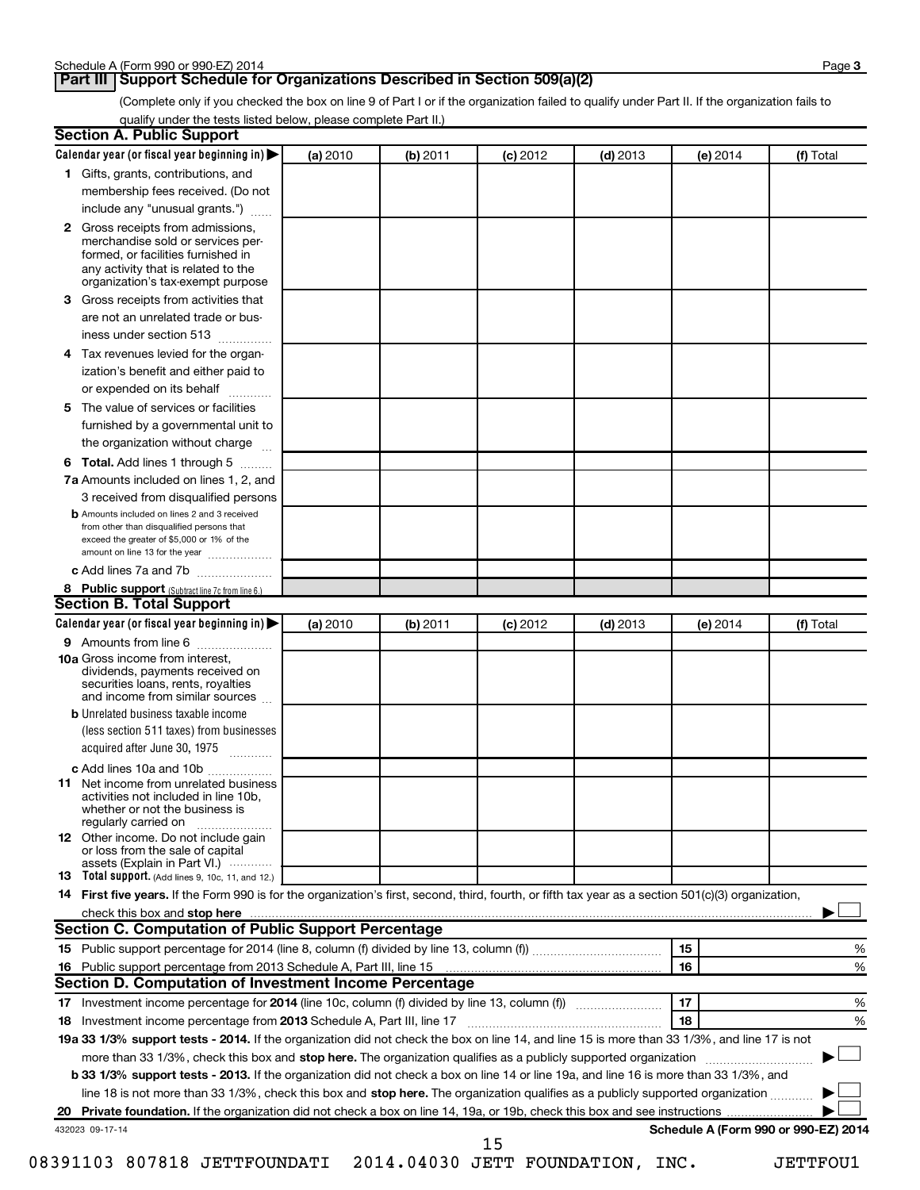# Part III Support Schedule for Organizations Described in Section 509(a)(2)

(Complete only if you checked the box on line 9 of Part I or if the organization failed to qualify under Part II. If the organization fails to qualify under the tests listed below, please complete Part II.)

## Section A. Public Support

| Calendar year (or fiscal year beginning in) ▶ | (a) 2010 | (b) 2011 | (c) 2012 | (d) 2013 | (e) 2014 | (f) Total |
|---|---|---|---|---|---|---|
| **1** Gifts, grants, contributions, and membership fees received. (Do not include any "unusual grants.") | | | | | | |
| **2** Gross receipts from admissions, merchandise sold or services performed, or facilities furnished in any activity that is related to the organization's tax-exempt purpose | | | | | | |
| **3** Gross receipts from activities that are not an unrelated trade or business under section 513 | | | | | | |
| **4** Tax revenues levied for the organization's benefit and either paid to or expended on its behalf | | | | | | |
| **5** The value of services or facilities furnished by a governmental unit to the organization without charge | | | | | | |
| **6 Total.** Add lines 1 through 5 | | | | | | |
| **7a** Amounts included on lines 1, 2, and 3 received from disqualified persons | | | | | | |
| **b** Amounts included on lines 2 and 3 received from other than disqualified persons that exceed the greater of $5,000 or 1% of the amount on line 13 for the year | | | | | | |
| **c** Add lines 7a and 7b | | | | | | |
| **8 Public support** (Subtract line 7c from line 6.) | | | | | | |

## Section B. Total Support

| Calendar year (or fiscal year beginning in) ▶ | (a) 2010 | (b) 2011 | (c) 2012 | (d) 2013 | (e) 2014 | (f) Total |
|---|---|---|---|---|---|---|
| **9** Amounts from line 6 | | | | | | |
| **10a** Gross income from interest, dividends, payments received on securities loans, rents, royalties and income from similar sources | | | | | | |
| **b** Unrelated business taxable income (less section 511 taxes) from businesses acquired after June 30, 1975 | | | | | | |
| **c** Add lines 10a and 10b | | | | | | |
| **11** Net income from unrelated business activities not included in line 10b, whether or not the business is regularly carried on | | | | | | |
| **12** Other income. Do not include gain or loss from the sale of capital assets (Explain in Part VI.) | | | | | | |
| **13 Total support.** (Add lines 9, 10c, 11, and 12.) | | | | | | |

**14 First five years.** If the Form 990 is for the organization's first, second, third, fourth, or fifth tax year as a section 501(c)(3) organization, check this box and **stop here** ▶ ☐

## Section C. Computation of Public Support Percentage

| | | | |
|---|---|---|---|
| **15** | Public support percentage for 2014 (line 8, column (f) divided by line 13, column (f)) | 15 | % |
| **16** | Public support percentage from 2013 Schedule A, Part III, line 15 | 16 | % |

## Section D. Computation of Investment Income Percentage

| | | | |
|---|---|---|---|
| **17** | Investment income percentage for **2014** (line 10c, column (f) divided by line 13, column (f)) | 17 | % |
| **18** | Investment income percentage from **2013** Schedule A, Part III, line 17 | 18 | % |

**19a 33 1/3% support tests - 2014.** If the organization did not check the box on line 14, and line 15 is more than 33 1/3%, and line 17 is not more than 33 1/3%, check this box and **stop here.** The organization qualifies as a publicly supported organization ▶ ☐

**b 33 1/3% support tests - 2013.** If the organization did not check a box on line 14 or line 19a, and line 16 is more than 33 1/3%, and line 18 is not more than 33 1/3%, check this box and **stop here.** The organization qualifies as a publicly supported organization ▶ ☐

**20 Private foundation.** If the organization did not check a box on line 14, 19a, or 19b, check this box and see instructions ▶ ☐

432023 09-17-14 **Schedule A (Form 990 or 990-EZ) 2014**

08391103 807818 JETTFOUNDATI 2014.04030 JETT FOUNDATION, INC. JETTFOU1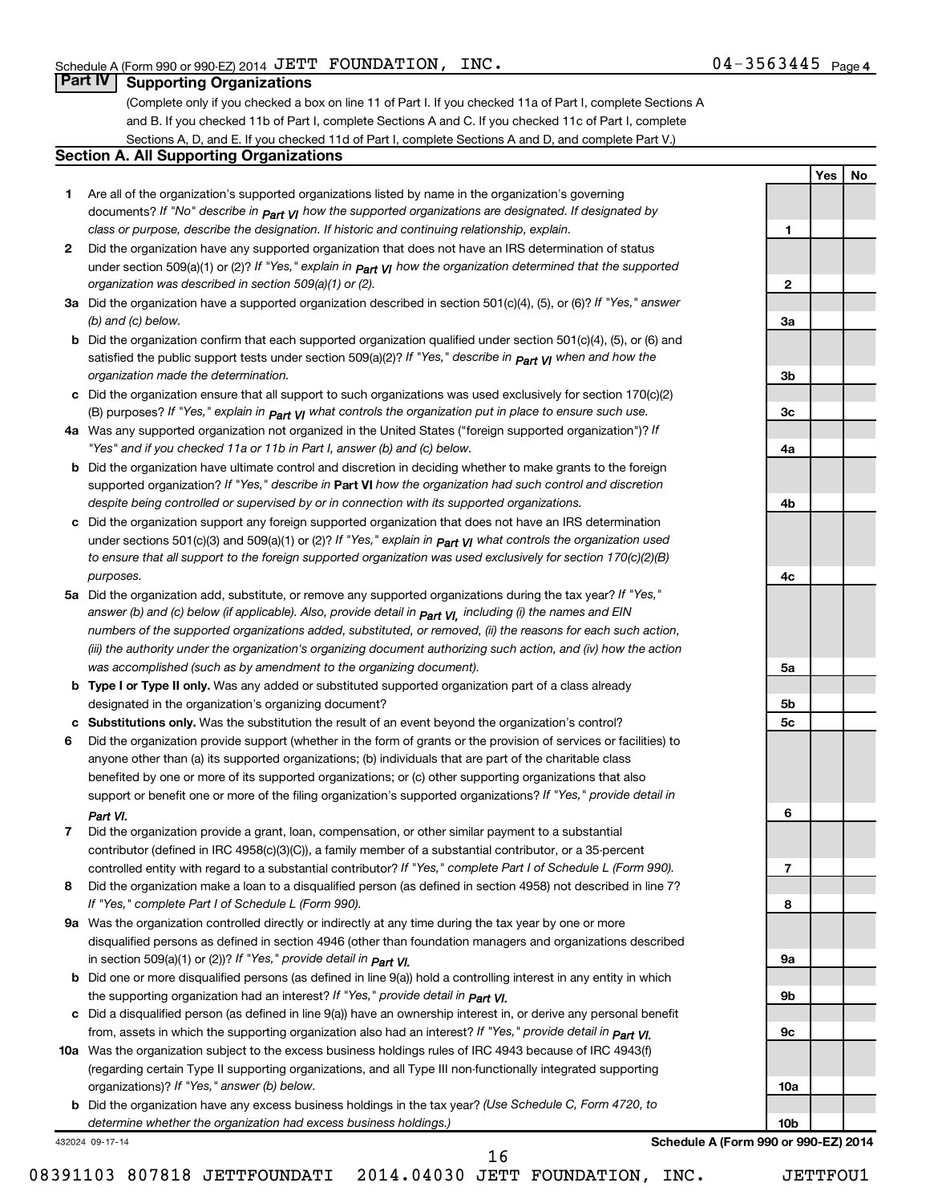Schedule A (Form 990 or 990-EZ) 2014 JETT FOUNDATION, INC. 04-3563445 Page 4

## Part IV Supporting Organizations

(Complete only if you checked a box on line 11 of Part I. If you checked 11a of Part I, complete Sections A and B. If you checked 11b of Part I, complete Sections A and C. If you checked 11c of Part I, complete Sections A, D, and E. If you checked 11d of Part I, complete Sections A and D, and complete Part V.)

### Section A. All Supporting Organizations

| | | | Yes | No |
|---|---|---|---|---|
| **1** | Are all of the organization's supported organizations listed by name in the organization's governing documents? *If "No" describe in Part VI how the supported organizations are designated. If designated by class or purpose, describe the designation. If historic and continuing relationship, explain.* | 1 | | |
| **2** | Did the organization have any supported organization that does not have an IRS determination of status under section 509(a)(1) or (2)? *If "Yes," explain in Part VI how the organization determined that the supported organization was described in section 509(a)(1) or (2).* | 2 | | |
| **3a** | Did the organization have a supported organization described in section 501(c)(4), (5), or (6)? *If "Yes," answer (b) and (c) below.* | 3a | | |
| **b** | Did the organization confirm that each supported organization qualified under section 501(c)(4), (5), or (6) and satisfied the public support tests under section 509(a)(2)? *If "Yes," describe in Part VI when and how the organization made the determination.* | 3b | | |
| **c** | Did the organization ensure that all support to such organizations was used exclusively for section 170(c)(2)(B) purposes? *If "Yes," explain in Part VI what controls the organization put in place to ensure such use.* | 3c | | |
| **4a** | Was any supported organization not organized in the United States ("foreign supported organization")? *If "Yes" and if you checked 11a or 11b in Part I, answer (b) and (c) below.* | 4a | | |
| **b** | Did the organization have ultimate control and discretion in deciding whether to make grants to the foreign supported organization? *If "Yes," describe in* **Part VI** *how the organization had such control and discretion despite being controlled or supervised by or in connection with its supported organizations.* | 4b | | |
| **c** | Did the organization support any foreign supported organization that does not have an IRS determination under sections 501(c)(3) and 509(a)(1) or (2)? *If "Yes," explain in Part VI what controls the organization used to ensure that all support to the foreign supported organization was used exclusively for section 170(c)(2)(B) purposes.* | 4c | | |
| **5a** | Did the organization add, substitute, or remove any supported organizations during the tax year? *If "Yes," answer (b) and (c) below (if applicable). Also, provide detail in Part VI, including (i) the names and EIN numbers of the supported organizations added, substituted, or removed, (ii) the reasons for each such action, (iii) the authority under the organization's organizing document authorizing such action, and (iv) how the action was accomplished (such as by amendment to the organizing document).* | 5a | | |
| **b** | **Type I or Type II only.** Was any added or substituted supported organization part of a class already designated in the organization's organizing document? | 5b | | |
| **c** | **Substitutions only.** Was the substitution the result of an event beyond the organization's control? | 5c | | |
| **6** | Did the organization provide support (whether in the form of grants or the provision of services or facilities) to anyone other than (a) its supported organizations; (b) individuals that are part of the charitable class benefited by one or more of its supported organizations; or (c) other supporting organizations that also support or benefit one or more of the filing organization's supported organizations? *If "Yes," provide detail in Part VI.* | 6 | | |
| **7** | Did the organization provide a grant, loan, compensation, or other similar payment to a substantial contributor (defined in IRC 4958(c)(3)(C)), a family member of a substantial contributor, or a 35-percent controlled entity with regard to a substantial contributor? *If "Yes," complete Part I of Schedule L (Form 990).* | 7 | | |
| **8** | Did the organization make a loan to a disqualified person (as defined in section 4958) not described in line 7? *If "Yes," complete Part I of Schedule L (Form 990).* | 8 | | |
| **9a** | Was the organization controlled directly or indirectly at any time during the tax year by one or more disqualified persons as defined in section 4946 (other than foundation managers and organizations described in section 509(a)(1) or (2))? *If "Yes," provide detail in Part VI.* | 9a | | |
| **b** | Did one or more disqualified persons (as defined in line 9(a)) hold a controlling interest in any entity in which the supporting organization had an interest? *If "Yes," provide detail in Part VI.* | 9b | | |
| **c** | Did a disqualified person (as defined in line 9(a)) have an ownership interest in, or derive any personal benefit from, assets in which the supporting organization also had an interest? *If "Yes," provide detail in Part VI.* | 9c | | |
| **10a** | Was the organization subject to the excess business holdings rules of IRC 4943 because of IRC 4943(f) (regarding certain Type II supporting organizations, and all Type III non-functionally integrated supporting organizations)? *If "Yes," answer (b) below.* | 10a | | |
| **b** | Did the organization have any excess business holdings in the tax year? *(Use Schedule C, Form 4720, to determine whether the organization had excess business holdings.)* | 10b | | |

432024 09-17-14 **Schedule A (Form 990 or 990-EZ) 2014**

08391103 807818 JETTFOUNDATI 2014.04030 JETT FOUNDATION, INC. JETTFOU1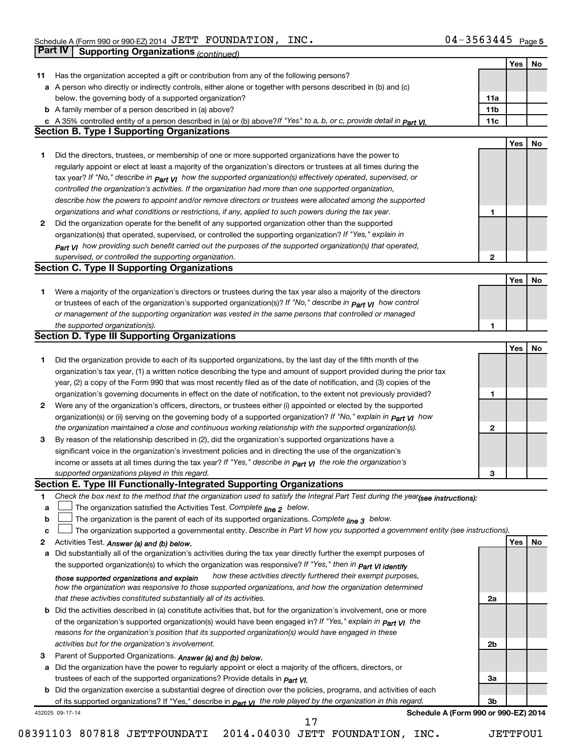Schedule A (Form 990 or 990-EZ) 2014 JETT FOUNDATION, INC. 04-3563445 Page 5

## Part IV Supporting Organizations *(continued)*

| | | | Yes | No |
|---|---|---|---|---|
| 11 | Has the organization accepted a gift or contribution from any of the following persons? | | | |
| a | A person who directly or indirectly controls, either alone or together with persons described in (b) and (c) below, the governing body of a supported organization? | 11a | | |
| b | A family member of a person described in (a) above? | 11b | | |
| c | A 35% controlled entity of a person described in (a) or (b) above? *If "Yes" to a, b, or c, provide detail in Part VI.* | 11c | | |

### Section B. Type I Supporting Organizations

| | | | Yes | No |
|---|---|---|---|---|
| 1 | Did the directors, trustees, or membership of one or more supported organizations have the power to regularly appoint or elect at least a majority of the organization's directors or trustees at all times during the tax year? *If "No," describe in Part VI how the supported organization(s) effectively operated, supervised, or controlled the organization's activities. If the organization had more than one supported organization, describe how the powers to appoint and/or remove directors or trustees were allocated among the supported organizations and what conditions or restrictions, if any, applied to such powers during the tax year.* | 1 | | |
| 2 | Did the organization operate for the benefit of any supported organization other than the supported organization(s) that operated, supervised, or controlled the supporting organization? *If "Yes," explain in Part VI how providing such benefit carried out the purposes of the supported organization(s) that operated, supervised, or controlled the supporting organization.* | 2 | | |

### Section C. Type II Supporting Organizations

| | | | Yes | No |
|---|---|---|---|---|
| 1 | Were a majority of the organization's directors or trustees during the tax year also a majority of the directors or trustees of each of the organization's supported organization(s)? *If "No," describe in Part VI how control or management of the supporting organization was vested in the same persons that controlled or managed the supported organization(s).* | 1 | | |

### Section D. Type III Supporting Organizations

| | | | Yes | No |
|---|---|---|---|---|
| 1 | Did the organization provide to each of its supported organizations, by the last day of the fifth month of the organization's tax year, (1) a written notice describing the type and amount of support provided during the prior tax year, (2) a copy of the Form 990 that was most recently filed as of the date of notification, and (3) copies of the organization's governing documents in effect on the date of notification, to the extent not previously provided? | 1 | | |
| 2 | Were any of the organization's officers, directors, or trustees either (i) appointed or elected by the supported organization(s) or (ii) serving on the governing body of a supported organization? *If "No," explain in Part VI how the organization maintained a close and continuous working relationship with the supported organization(s).* | 2 | | |
| 3 | By reason of the relationship described in (2), did the organization's supported organizations have a significant voice in the organization's investment policies and in directing the use of the organization's income or assets at all times during the tax year? *If "Yes," describe in Part VI the role the organization's supported organizations played in this regard.* | 3 | | |

### Section E. Type III Functionally-Integrated Supporting Organizations

1 *Check the box next to the method that the organization used to satisfy the Integral Part Test during the year (see instructions):*

- a ☐ The organization satisfied the Activities Test. *Complete line 2 below.*
- b ☐ The organization is the parent of each of its supported organizations. *Complete line 3 below.*
- c ☐ The organization supported a governmental entity. *Describe in Part VI how you supported a government entity (see instructions).*

| | | | Yes | No |
|---|---|---|---|---|
| 2 | Activities Test. *Answer (a) and (b) below.* | | | |
| a | Did substantially all of the organization's activities during the tax year directly further the exempt purposes of the supported organization(s) to which the organization was responsive? *If "Yes," then in Part VI identify those supported organizations and explain how these activities directly furthered their exempt purposes, how the organization was responsive to those supported organizations, and how the organization determined that these activities constituted substantially all of its activities.* | 2a | | |
| b | Did the activities described in (a) constitute activities that, but for the organization's involvement, one or more of the organization's supported organization(s) would have been engaged in? *If "Yes," explain in Part VI the reasons for the organization's position that its supported organization(s) would have engaged in these activities but for the organization's involvement.* | 2b | | |
| 3 | Parent of Supported Organizations. *Answer (a) and (b) below.* | | | |
| a | Did the organization have the power to regularly appoint or elect a majority of the officers, directors, or trustees of each of the supported organizations? *Provide details in Part VI.* | 3a | | |
| b | Did the organization exercise a substantial degree of direction over the policies, programs, and activities of each of its supported organizations? If "Yes," describe in *Part VI the role played by the organization in this regard.* | 3b | | |

432025 09-17-14 **Schedule A (Form 990 or 990-EZ) 2014**

08391103 807818 JETTFOUNDATI 2014.04030 JETT FOUNDATION, INC. JETTFOU1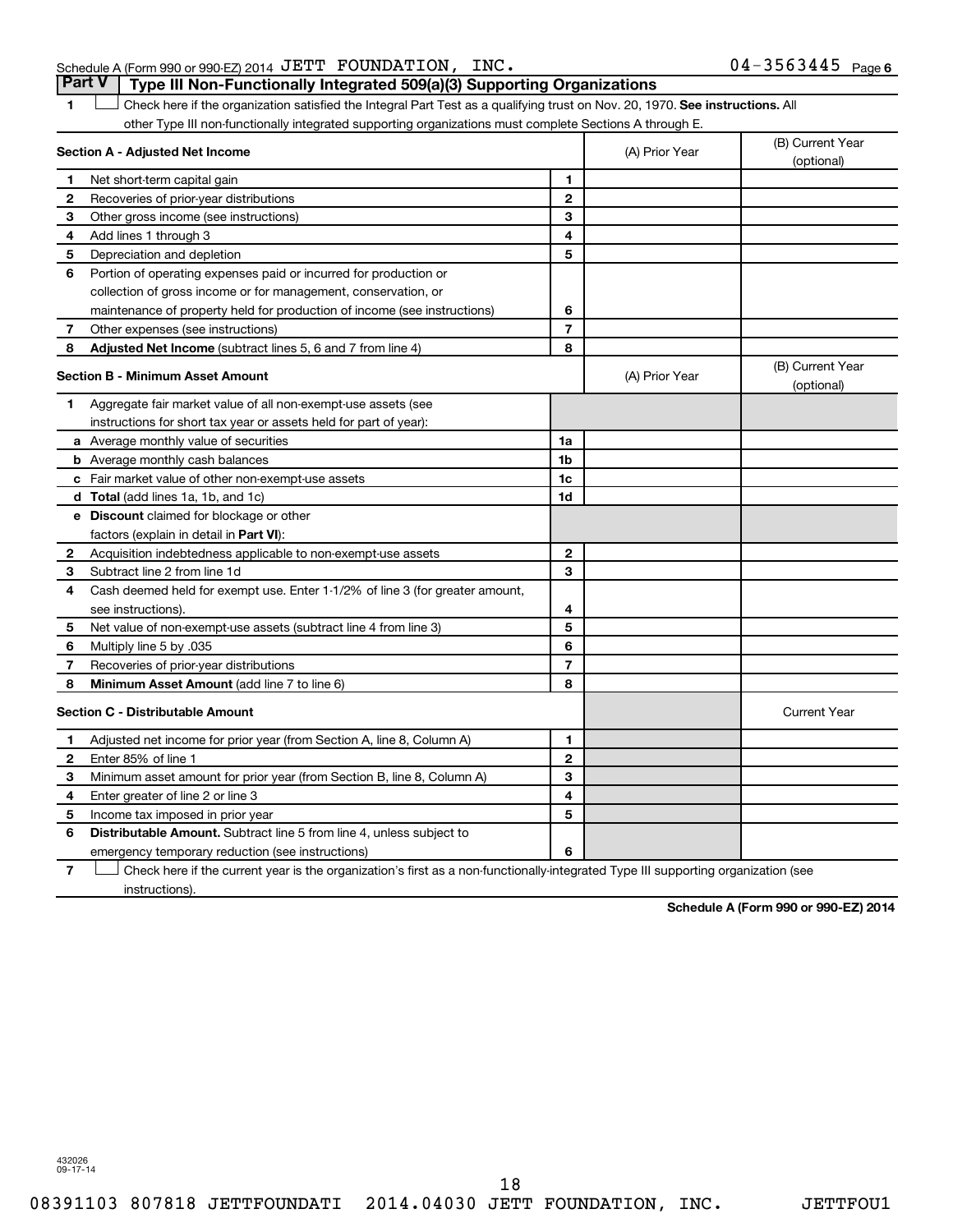Schedule A (Form 990 or 990-EZ) 2014 JETT FOUNDATION, INC. 04-3563445 Page 6

## Part V | Type III Non-Functionally Integrated 509(a)(3) Supporting Organizations

1 ☐ Check here if the organization satisfied the Integral Part Test as a qualifying trust on Nov. 20, 1970. **See instructions.** All other Type III non-functionally integrated supporting organizations must complete Sections A through E.

| **Section A - Adjusted Net Income** | | | (A) Prior Year | (B) Current Year (optional) |
|---|---|---|---|---|
| 1 | Net short-term capital gain | 1 | | |
| 2 | Recoveries of prior-year distributions | 2 | | |
| 3 | Other gross income (see instructions) | 3 | | |
| 4 | Add lines 1 through 3 | 4 | | |
| 5 | Depreciation and depletion | 5 | | |
| 6 | Portion of operating expenses paid or incurred for production or collection of gross income or for management, conservation, or maintenance of property held for production of income (see instructions) | 6 | | |
| 7 | Other expenses (see instructions) | 7 | | |
| 8 | **Adjusted Net Income** (subtract lines 5, 6 and 7 from line 4) | 8 | | |

| **Section B - Minimum Asset Amount** | | | (A) Prior Year | (B) Current Year (optional) |
|---|---|---|---|---|
| 1 | Aggregate fair market value of all non-exempt-use assets (see instructions for short tax year or assets held for part of year): | | | |
| a | Average monthly value of securities | 1a | | |
| b | Average monthly cash balances | 1b | | |
| c | Fair market value of other non-exempt-use assets | 1c | | |
| d | **Total** (add lines 1a, 1b, and 1c) | 1d | | |
| e | **Discount** claimed for blockage or other factors (explain in detail in **Part VI**): | | | |
| 2 | Acquisition indebtedness applicable to non-exempt-use assets | 2 | | |
| 3 | Subtract line 2 from line 1d | 3 | | |
| 4 | Cash deemed held for exempt use. Enter 1-1/2% of line 3 (for greater amount, see instructions). | 4 | | |
| 5 | Net value of non-exempt-use assets (subtract line 4 from line 3) | 5 | | |
| 6 | Multiply line 5 by .035 | 6 | | |
| 7 | Recoveries of prior-year distributions | 7 | | |
| 8 | **Minimum Asset Amount** (add line 7 to line 6) | 8 | | |

| **Section C - Distributable Amount** | | | | Current Year |
|---|---|---|---|---|
| 1 | Adjusted net income for prior year (from Section A, line 8, Column A) | 1 | | |
| 2 | Enter 85% of line 1 | 2 | | |
| 3 | Minimum asset amount for prior year (from Section B, line 8, Column A) | 3 | | |
| 4 | Enter greater of line 2 or line 3 | 4 | | |
| 5 | Income tax imposed in prior year | 5 | | |
| 6 | **Distributable Amount.** Subtract line 5 from line 4, unless subject to emergency temporary reduction (see instructions) | 6 | | |

7 ☐ Check here if the current year is the organization's first as a non-functionally-integrated Type III supporting organization (see instructions).

**Schedule A (Form 990 or 990-EZ) 2014**

432026 09-17-14

08391103 807818 JETTFOUNDATI 2014.04030 JETT FOUNDATION, INC. JETTFOU1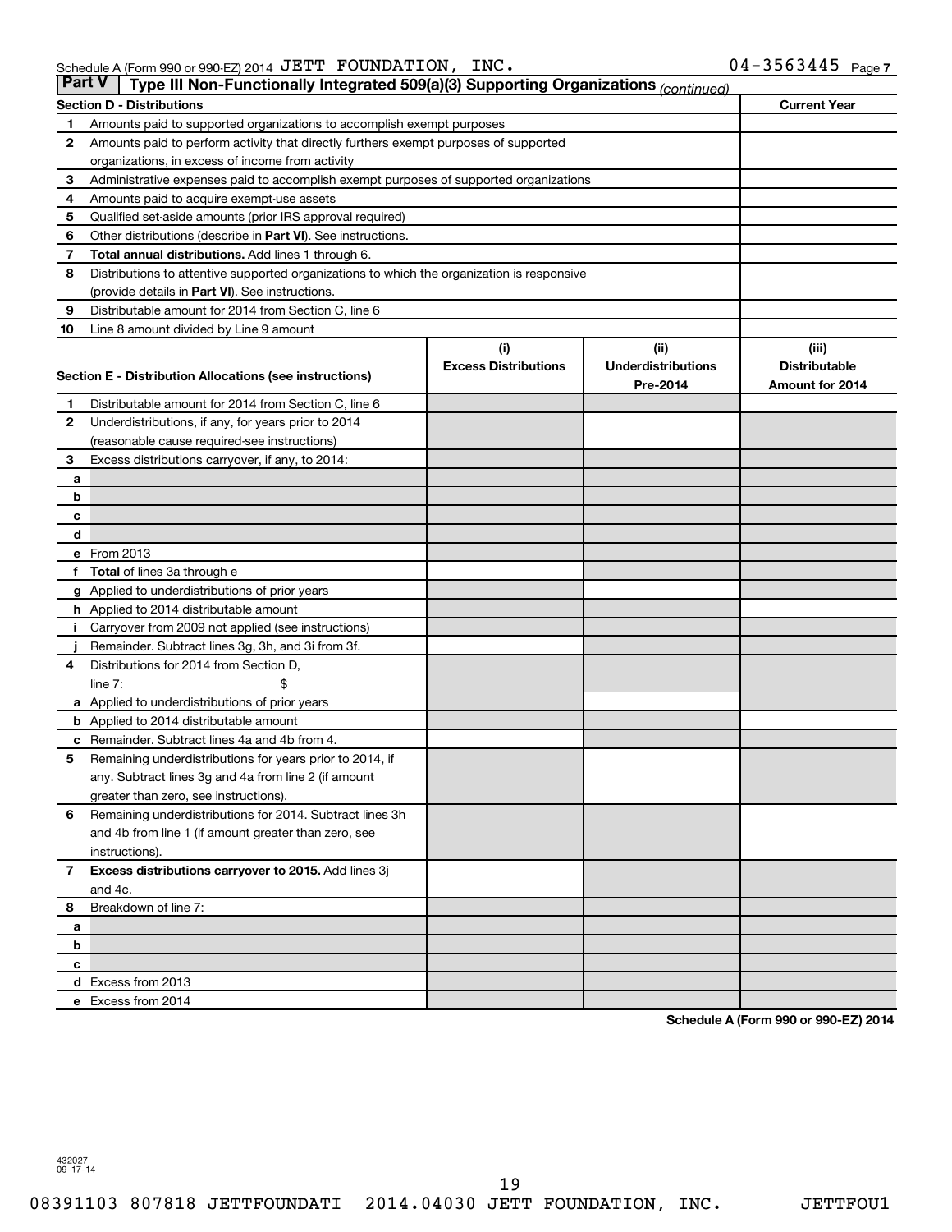Schedule A (Form 990 or 990-EZ) 2014 JETT FOUNDATION, INC. 04-3563445 Page 7

## Part V Type III Non-Functionally Integrated 509(a)(3) Supporting Organizations *(continued)*

| Section D - Distributions | | Current Year |
|---|---|---|
| 1 | Amounts paid to supported organizations to accomplish exempt purposes | |
| 2 | Amounts paid to perform activity that directly furthers exempt purposes of supported organizations, in excess of income from activity | |
| 3 | Administrative expenses paid to accomplish exempt purposes of supported organizations | |
| 4 | Amounts paid to acquire exempt-use assets | |
| 5 | Qualified set-aside amounts (prior IRS approval required) | |
| 6 | Other distributions (describe in **Part VI**). See instructions. | |
| 7 | **Total annual distributions.** Add lines 1 through 6. | |
| 8 | Distributions to attentive supported organizations to which the organization is responsive (provide details in **Part VI**). See instructions. | |
| 9 | Distributable amount for 2014 from Section C, line 6 | |
| 10 | Line 8 amount divided by Line 9 amount | |

| Section E - Distribution Allocations (see instructions) | | (i) Excess Distributions | (ii) Underdistributions Pre-2014 | (iii) Distributable Amount for 2014 |
|---|---|---|---|---|
| 1 | Distributable amount for 2014 from Section C, line 6 | | | |
| 2 | Underdistributions, if any, for years prior to 2014 (reasonable cause required-see instructions) | | | |
| 3 | Excess distributions carryover, if any, to 2014: | | | |
| a | | | | |
| b | | | | |
| c | | | | |
| d | | | | |
| e | From 2013 | | | |
| f | **Total** of lines 3a through e | | | |
| g | Applied to underdistributions of prior years | | | |
| h | Applied to 2014 distributable amount | | | |
| i | Carryover from 2009 not applied (see instructions) | | | |
| j | Remainder. Subtract lines 3g, 3h, and 3i from 3f. | | | |
| 4 | Distributions for 2014 from Section D, line 7: $ | | | |
| a | Applied to underdistributions of prior years | | | |
| b | Applied to 2014 distributable amount | | | |
| c | Remainder. Subtract lines 4a and 4b from 4. | | | |
| 5 | Remaining underdistributions for years prior to 2014, if any. Subtract lines 3g and 4a from line 2 (if amount greater than zero, see instructions). | | | |
| 6 | Remaining underdistributions for 2014. Subtract lines 3h and 4b from line 1 (if amount greater than zero, see instructions). | | | |
| 7 | **Excess distributions carryover to 2015.** Add lines 3j and 4c. | | | |
| 8 | Breakdown of line 7: | | | |
| a | | | | |
| b | | | | |
| c | | | | |
| d | Excess from 2013 | | | |
| e | Excess from 2014 | | | |

**Schedule A (Form 990 or 990-EZ) 2014**

432027
09-17-14

08391103 807818 JETTFOUNDATI 2014.04030 JETT FOUNDATION, INC. JETTFOU1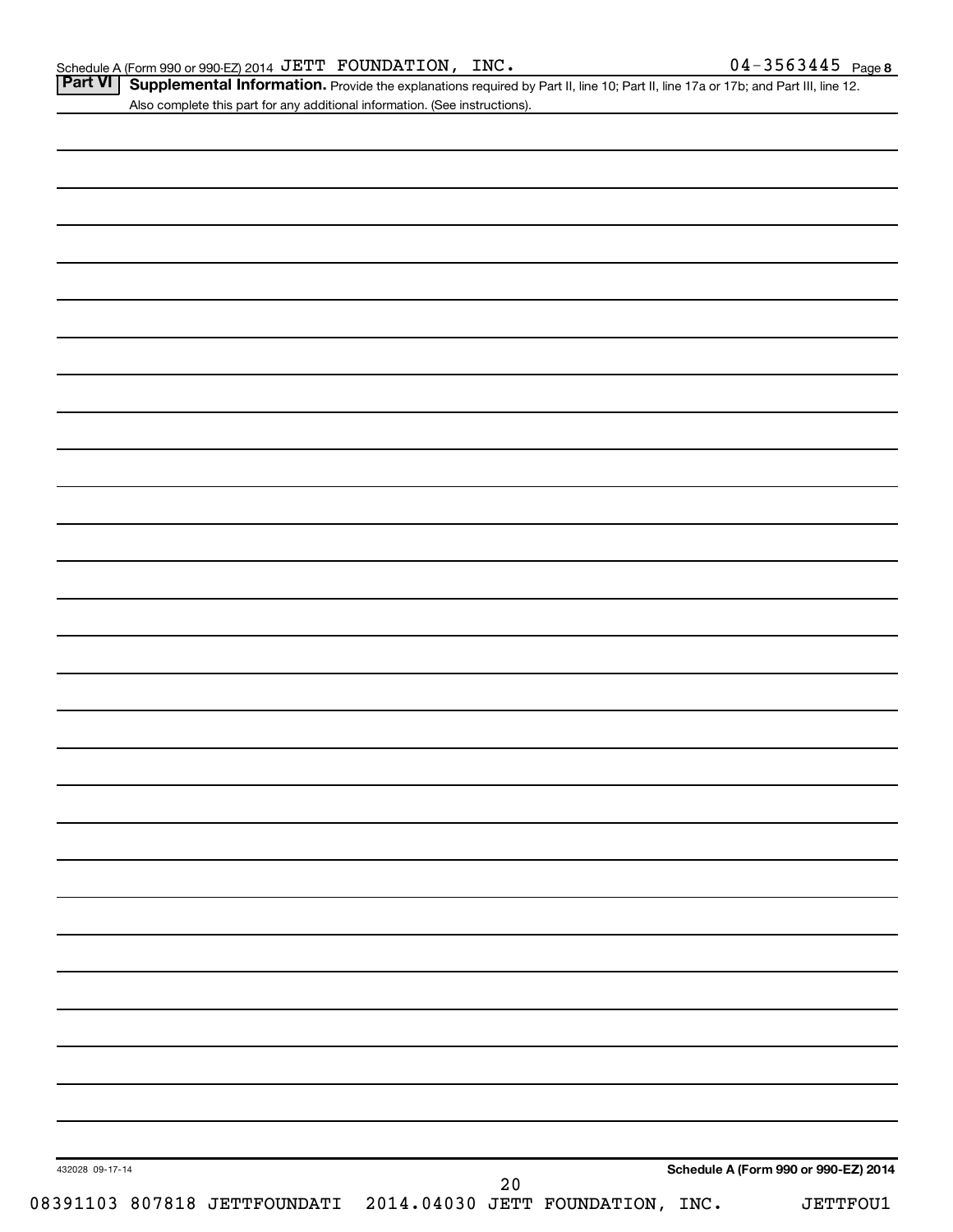Schedule A (Form 990 or 990-EZ) 2014 JETT FOUNDATION, INC. 04-3563445 Page 8

**Part VI** **Supplemental Information.** Provide the explanations required by Part II, line 10; Part II, line 17a or 17b; and Part III, line 12. Also complete this part for any additional information. (See instructions).

432028 09-17-14

**Schedule A (Form 990 or 990-EZ) 2014**

08391103 807818 JETTFOUNDATI 2014.04030 JETT FOUNDATION, INC. JETTFOU1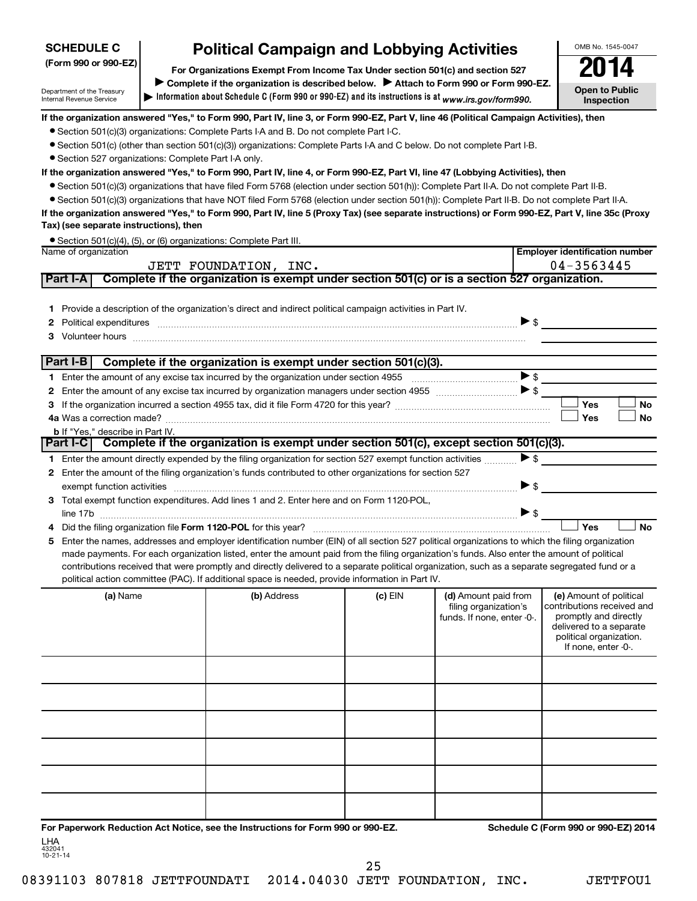**SCHEDULE C**
**(Form 990 or 990-EZ)**

Department of the Treasury
Internal Revenue Service

# Political Campaign and Lobbying Activities

**For Organizations Exempt From Income Tax Under section 501(c) and section 527**

▶ **Complete if the organization is described below.** ▶ **Attach to Form 990 or Form 990-EZ.**

▶ **Information about Schedule C (Form 990 or 990-EZ) and its instructions is at** *www.irs.gov/form990.*

OMB No. 1545-0047

**2014**

**Open to Public Inspection**

**If the organization answered "Yes," to Form 990, Part IV, line 3, or Form 990-EZ, Part V, line 46 (Political Campaign Activities), then**

- Section 501(c)(3) organizations: Complete Parts I-A and B. Do not complete Part I-C.
- Section 501(c) (other than section 501(c)(3)) organizations: Complete Parts I-A and C below. Do not complete Part I-B.
- Section 527 organizations: Complete Part I-A only.

**If the organization answered "Yes," to Form 990, Part IV, line 4, or Form 990-EZ, Part VI, line 47 (Lobbying Activities), then**

- Section 501(c)(3) organizations that have filed Form 5768 (election under section 501(h)): Complete Part II-A. Do not complete Part II-B.
- Section 501(c)(3) organizations that have NOT filed Form 5768 (election under section 501(h)): Complete Part II-B. Do not complete Part II-A.

**If the organization answered "Yes," to Form 990, Part IV, line 5 (Proxy Tax) (see separate instructions) or Form 990-EZ, Part V, line 35c (Proxy Tax) (see separate instructions), then**

- Section 501(c)(4), (5), or (6) organizations: Complete Part III.

| Name of organization | Employer identification number |
|---|---|
| JETT FOUNDATION, INC. | 04-3563445 |

## Part I-A Complete if the organization is exempt under section 501(c) or is a section 527 organization.

1. Provide a description of the organization's direct and indirect political campaign activities in Part IV.
2. Political expenditures ▶ $
3. Volunteer hours

## Part I-B Complete if the organization is exempt under section 501(c)(3).

1. Enter the amount of any excise tax incurred by the organization under section 4955 ▶ $
2. Enter the amount of any excise tax incurred by organization managers under section 4955 ▶ $
3. If the organization incurred a section 4955 tax, did it file Form 4720 for this year? ☐ Yes ☐ No
4. a Was a correction made? ☐ Yes ☐ No
   b If "Yes," describe in Part IV.

## Part I-C Complete if the organization is exempt under section 501(c), except section 501(c)(3).

1. Enter the amount directly expended by the filing organization for section 527 exempt function activities ▶ $
2. Enter the amount of the filing organization's funds contributed to other organizations for section 527 exempt function activities ▶ $
3. Total exempt function expenditures. Add lines 1 and 2. Enter here and on Form 1120-POL, line 17b ▶ $
4. Did the filing organization file **Form 1120-POL** for this year? ☐ Yes ☐ No
5. Enter the names, addresses and employer identification number (EIN) of all section 527 political organizations to which the filing organization made payments. For each organization listed, enter the amount paid from the filing organization's funds. Also enter the amount of political contributions received that were promptly and directly delivered to a separate political organization, such as a separate segregated fund or a political action committee (PAC). If additional space is needed, provide information in Part IV.

| (a) Name | (b) Address | (c) EIN | (d) Amount paid from filing organization's funds. If none, enter -0-. | (e) Amount of political contributions received and promptly and directly delivered to a separate political organization. If none, enter -0-. |
|---|---|---|---|---|
| | | | | |
| | | | | |
| | | | | |
| | | | | |
| | | | | |
| | | | | |

**For Paperwork Reduction Act Notice, see the Instructions for Form 990 or 990-EZ.** **Schedule C (Form 990 or 990-EZ) 2014**

LHA
432041
10-21-14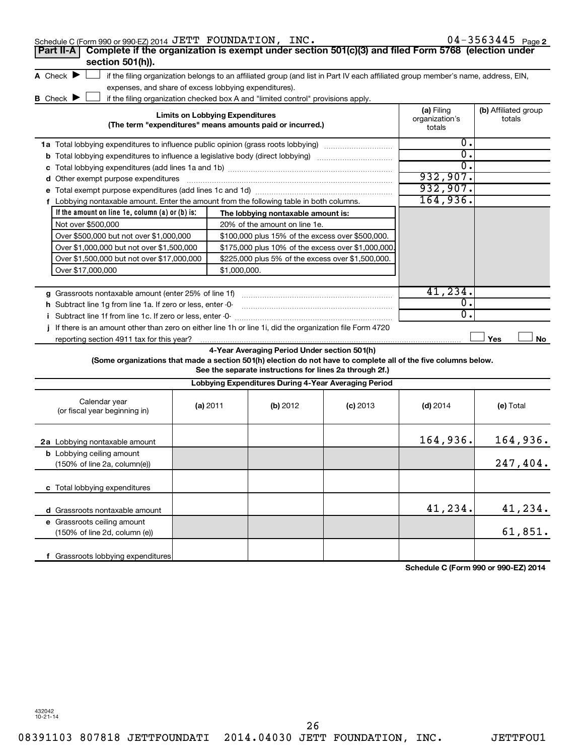Schedule C (Form 990 or 990-EZ) 2014 JETT FOUNDATION, INC. 04-3563445 Page 2

## Part II-A Complete if the organization is exempt under section 501(c)(3) and filed Form 5768 (election under section 501(h)).

**A** Check ▶ ☐ if the filing organization belongs to an affiliated group (and list in Part IV each affiliated group member's name, address, EIN, expenses, and share of excess lobbying expenditures).

**B** Check ▶ ☐ if the filing organization checked box A and "limited control" provisions apply.

| Limits on Lobbying Expenditures (The term "expenditures" means amounts paid or incurred.) | (a) Filing organization's totals | (b) Affiliated group totals |
|---|---|---|
| **1a** Total lobbying expenditures to influence public opinion (grass roots lobbying) | 0. | |
| **b** Total lobbying expenditures to influence a legislative body (direct lobbying) | 0. | |
| **c** Total lobbying expenditures (add lines 1a and 1b) | 0. | |
| **d** Other exempt purpose expenditures | 932,907. | |
| **e** Total exempt purpose expenditures (add lines 1c and 1d) | 932,907. | |
| **f** Lobbying nontaxable amount. Enter the amount from the following table in both columns. | 164,936. | |

| If the amount on line 1e, column (a) or (b) is: | The lobbying nontaxable amount is: |
|---|---|
| Not over $500,000 | 20% of the amount on line 1e. |
| Over $500,000 but not over $1,000,000 | $100,000 plus 15% of the excess over $500,000. |
| Over $1,000,000 but not over $1,500,000 | $175,000 plus 10% of the excess over $1,000,000. |
| Over $1,500,000 but not over $17,000,000 | $225,000 plus 5% of the excess over $1,500,000. |
| Over $17,000,000 | $1,000,000. |

| | (a) Filing organization's totals | (b) Affiliated group totals |
|---|---|---|
| **g** Grassroots nontaxable amount (enter 25% of line 1f) | 41,234. | |
| **h** Subtract line 1g from line 1a. If zero or less, enter -0- | 0. | |
| **i** Subtract line 1f from line 1c. If zero or less, enter -0- | 0. | |
| **j** If there is an amount other than zero on either line 1h or line 1i, did the organization file Form 4720 reporting section 4911 tax for this year? | ☐ Yes | ☐ No |

### 4-Year Averaging Period Under section 501(h)

**(Some organizations that made a section 501(h) election do not have to complete all of the five columns below. See the separate instructions for lines 2a through 2f.)**

**Lobbying Expenditures During 4-Year Averaging Period**

| Calendar year (or fiscal year beginning in) | (a) 2011 | (b) 2012 | (c) 2013 | (d) 2014 | (e) Total |
|---|---|---|---|---|---|
| **2a** Lobbying nontaxable amount | | | | 164,936. | 164,936. |
| **b** Lobbying ceiling amount (150% of line 2a, column(e)) | | | | | 247,404. |
| **c** Total lobbying expenditures | | | | | |
| **d** Grassroots nontaxable amount | | | | 41,234. | 41,234. |
| **e** Grassroots ceiling amount (150% of line 2d, column (e)) | | | | | 61,851. |
| **f** Grassroots lobbying expenditures | | | | | |

**Schedule C (Form 990 or 990-EZ) 2014**

432042 10-21-14

08391103 807818 JETTFOUNDATI 2014.04030 JETT FOUNDATION, INC. JETTFOU1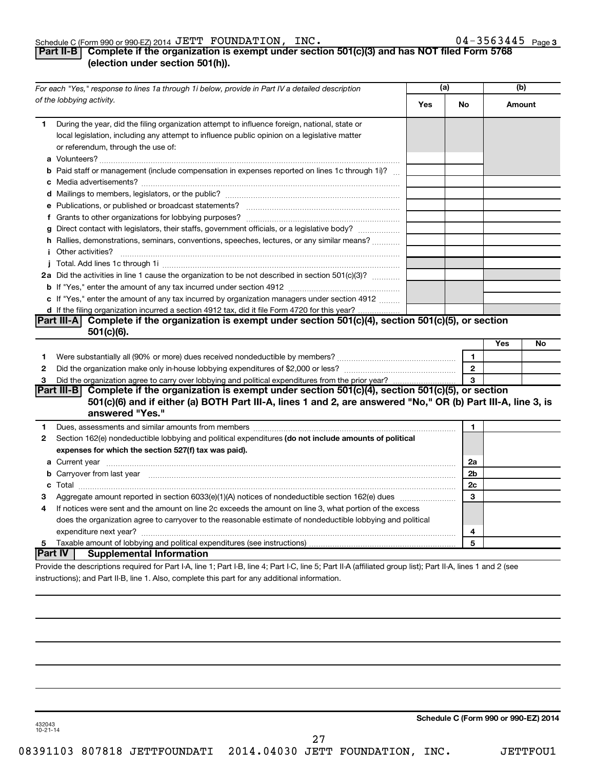Schedule C (Form 990 or 990-EZ) 2014 JETT FOUNDATION, INC. 04-3563445 Page 3

## Part II-B Complete if the organization is exempt under section 501(c)(3) and has NOT filed Form 5768 (election under section 501(h)).

| *For each "Yes," response to lines 1a through 1i below, provide in Part IV a detailed description of the lobbying activity.* | (a) Yes | (a) No | (b) Amount |
|---|---|---|---|
| **1** During the year, did the filing organization attempt to influence foreign, national, state or local legislation, including any attempt to influence public opinion on a legislative matter or referendum, through the use of: | | | |
| **a** Volunteers? | | | |
| **b** Paid staff or management (include compensation in expenses reported on lines 1c through 1i)? | | | |
| **c** Media advertisements? | | | |
| **d** Mailings to members, legislators, or the public? | | | |
| **e** Publications, or published or broadcast statements? | | | |
| **f** Grants to other organizations for lobbying purposes? | | | |
| **g** Direct contact with legislators, their staffs, government officials, or a legislative body? | | | |
| **h** Rallies, demonstrations, seminars, conventions, speeches, lectures, or any similar means? | | | |
| **i** Other activities? | | | |
| **j** Total. Add lines 1c through 1i | | | |
| **2a** Did the activities in line 1 cause the organization to be not described in section 501(c)(3)? | | | |
| **b** If "Yes," enter the amount of any tax incurred under section 4912 | | | |
| **c** If "Yes," enter the amount of any tax incurred by organization managers under section 4912 | | | |
| **d** If the filing organization incurred a section 4912 tax, did it file Form 4720 for this year? | | | |

## Part III-A Complete if the organization is exempt under section 501(c)(4), section 501(c)(5), or section 501(c)(6).

| | | | Yes | No |
|---|---|---|---|---|
| **1** | Were substantially all (90% or more) dues received nondeductible by members? | 1 | | |
| **2** | Did the organization make only in-house lobbying expenditures of $2,000 or less? | 2 | | |
| **3** | Did the organization agree to carry over lobbying and political expenditures from the prior year? | 3 | | |

## Part III-B Complete if the organization is exempt under section 501(c)(4), section 501(c)(5), or section 501(c)(6) and if either (a) BOTH Part III-A, lines 1 and 2, are answered "No," OR (b) Part III-A, line 3, is answered "Yes."

| | | | |
|---|---|---|---|
| **1** | Dues, assessments and similar amounts from members | 1 | |
| **2** | Section 162(e) nondeductible lobbying and political expenditures **(do not include amounts of political expenses for which the section 527(f) tax was paid).** | | |
| **a** | Current year | 2a | |
| **b** | Carryover from last year | 2b | |
| **c** | Total | 2c | |
| **3** | Aggregate amount reported in section 6033(e)(1)(A) notices of nondeductible section 162(e) dues | 3 | |
| **4** | If notices were sent and the amount on line 2c exceeds the amount on line 3, what portion of the excess does the organization agree to carryover to the reasonable estimate of nondeductible lobbying and political expenditure next year? | 4 | |
| **5** | Taxable amount of lobbying and political expenditures (see instructions) | 5 | |

## Part IV Supplemental Information

Provide the descriptions required for Part I-A, line 1; Part I-B, line 4; Part I-C, line 5; Part II-A (affiliated group list); Part II-A, lines 1 and 2 (see instructions); and Part II-B, line 1. Also, complete this part for any additional information.

432043
10-21-14

**Schedule C (Form 990 or 990-EZ) 2014**

08391103 807818 JETTFOUNDATI 2014.04030 JETT FOUNDATION, INC. JETTFOU1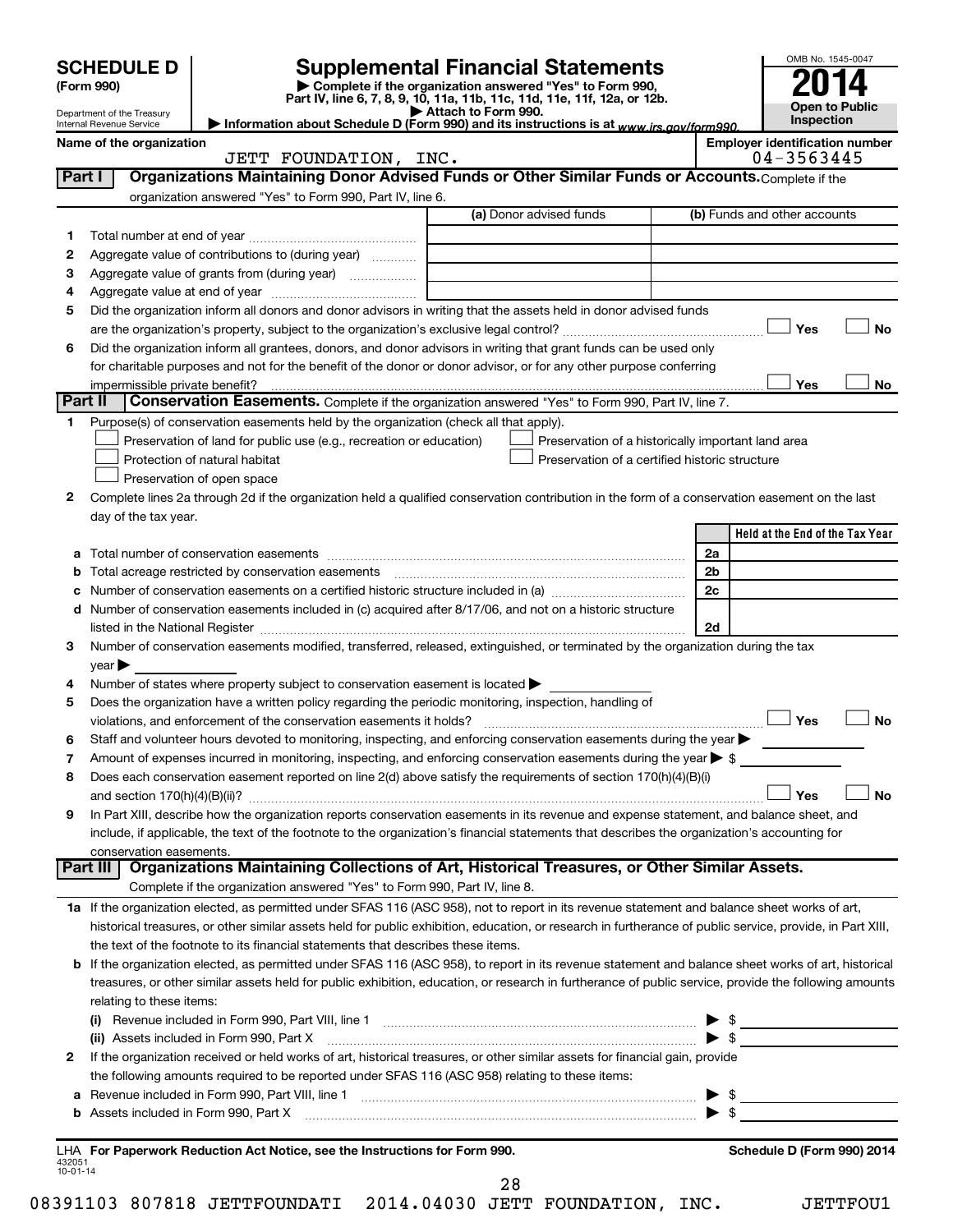**SCHEDULE D** (Form 990)

Department of the Treasury
Internal Revenue Service

# Supplemental Financial Statements

▶ Complete if the organization answered "Yes" to Form 990, Part IV, line 6, 7, 8, 9, 10, 11a, 11b, 11c, 11d, 11e, 11f, 12a, or 12b.
▶ Attach to Form 990.
▶ Information about Schedule D (Form 990) and its instructions is at www.irs.gov/form990.

OMB No. 1545-0047

**2014**

**Open to Public Inspection**

Name of the organization: JETT FOUNDATION, INC.

Employer identification number: 04-3563445

## Part I — Organizations Maintaining Donor Advised Funds or Other Similar Funds or Accounts.

Complete if the organization answered "Yes" to Form 990, Part IV, line 6.

| | | (a) Donor advised funds | (b) Funds and other accounts |
|---|---|---|---|
| 1 | Total number at end of year | | |
| 2 | Aggregate value of contributions to (during year) | | |
| 3 | Aggregate value of grants from (during year) | | |
| 4 | Aggregate value at end of year | | |

5 Did the organization inform all donors and donor advisors in writing that the assets held in donor advised funds are the organization's property, subject to the organization's exclusive legal control? ☐ Yes ☐ No

6 Did the organization inform all grantees, donors, and donor advisors in writing that grant funds can be used only for charitable purposes and not for the benefit of the donor or donor advisor, or for any other purpose conferring impermissible private benefit? ☐ Yes ☐ No

## Part II — Conservation Easements.

Complete if the organization answered "Yes" to Form 990, Part IV, line 7.

1 Purpose(s) of conservation easements held by the organization (check all that apply).

- ☐ Preservation of land for public use (e.g., recreation or education)
- ☐ Protection of natural habitat
- ☐ Preservation of open space
- ☐ Preservation of a historically important land area
- ☐ Preservation of a certified historic structure

2 Complete lines 2a through 2d if the organization held a qualified conservation contribution in the form of a conservation easement on the last day of the tax year.

| | | | Held at the End of the Tax Year |
|---|---|---|---|
| a | Total number of conservation easements | 2a | |
| b | Total acreage restricted by conservation easements | 2b | |
| c | Number of conservation easements on a certified historic structure included in (a) | 2c | |
| d | Number of conservation easements included in (c) acquired after 8/17/06, and not on a historic structure listed in the National Register | 2d | |

3 Number of conservation easements modified, transferred, released, extinguished, or terminated by the organization during the tax year ▶

4 Number of states where property subject to conservation easement is located ▶

5 Does the organization have a written policy regarding the periodic monitoring, inspection, handling of violations, and enforcement of the conservation easements it holds? ☐ Yes ☐ No

6 Staff and volunteer hours devoted to monitoring, inspecting, and enforcing conservation easements during the year ▶

7 Amount of expenses incurred in monitoring, inspecting, and enforcing conservation easements during the year ▶ $

8 Does each conservation easement reported on line 2(d) above satisfy the requirements of section 170(h)(4)(B)(i) and section 170(h)(4)(B)(ii)? ☐ Yes ☐ No

9 In Part XIII, describe how the organization reports conservation easements in its revenue and expense statement, and balance sheet, and include, if applicable, the text of the footnote to the organization's financial statements that describes the organization's accounting for conservation easements.

## Part III — Organizations Maintaining Collections of Art, Historical Treasures, or Other Similar Assets.

Complete if the organization answered "Yes" to Form 990, Part IV, line 8.

1a If the organization elected, as permitted under SFAS 116 (ASC 958), not to report in its revenue statement and balance sheet works of art, historical treasures, or other similar assets held for public exhibition, education, or research in furtherance of public service, provide, in Part XIII, the text of the footnote to its financial statements that describes these items.

b If the organization elected, as permitted under SFAS 116 (ASC 958), to report in its revenue statement and balance sheet works of art, historical treasures, or other similar assets held for public exhibition, education, or research in furtherance of public service, provide the following amounts relating to these items:

(i) Revenue included in Form 990, Part VIII, line 1 ▶ $

(ii) Assets included in Form 990, Part X ▶ $

2 If the organization received or held works of art, historical treasures, or other similar assets for financial gain, provide the following amounts required to be reported under SFAS 116 (ASC 958) relating to these items:

a Revenue included in Form 990, Part VIII, line 1 ▶ $

b Assets included in Form 990, Part X ▶ $

LHA **For Paperwork Reduction Act Notice, see the Instructions for Form 990.**

**Schedule D (Form 990) 2014**

432051
10-01-14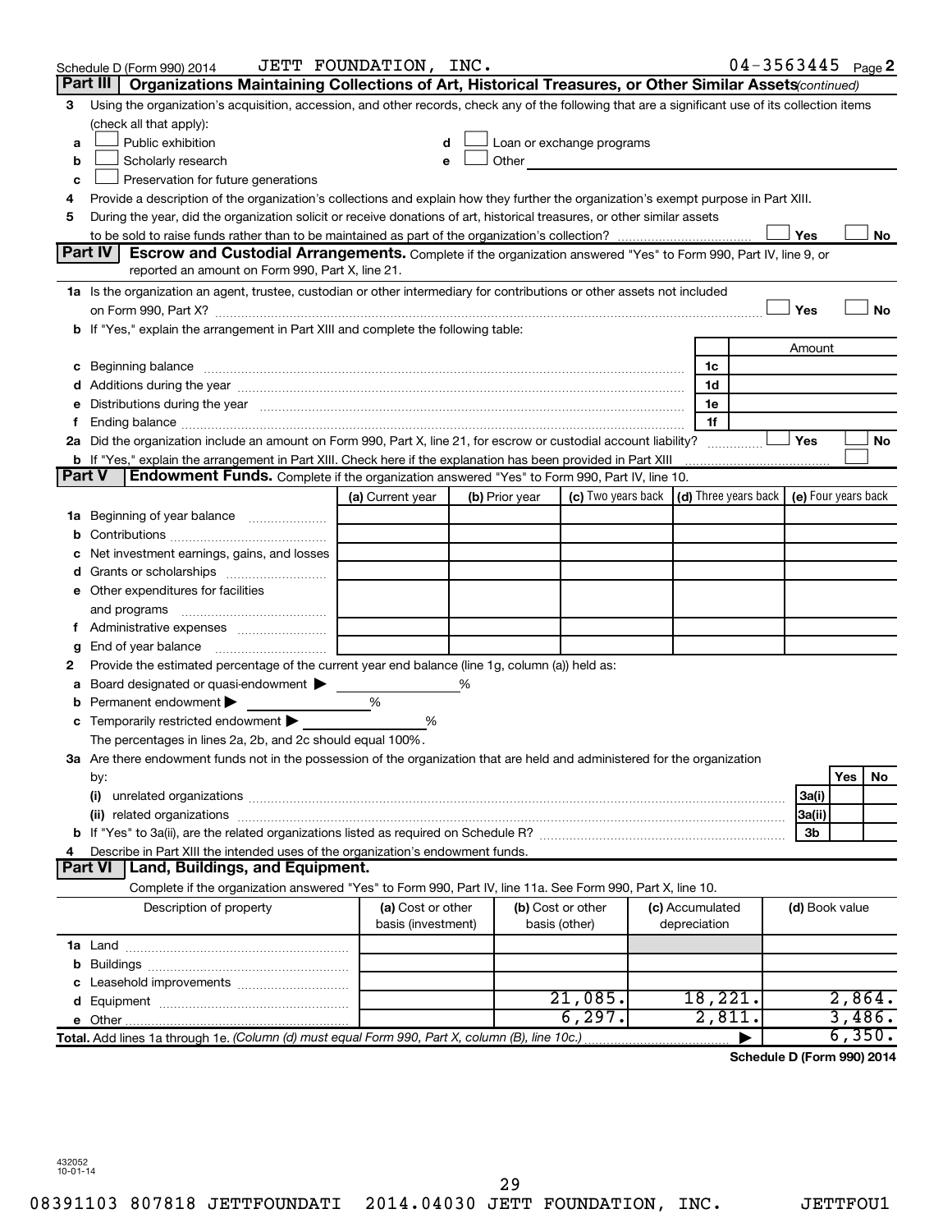Schedule D (Form 990) 2014 JETT FOUNDATION, INC. 04-3563445 Page 2

## Part III Organizations Maintaining Collections of Art, Historical Treasures, or Other Similar Assets *(continued)*

**3** Using the organization's acquisition, accession, and other records, check any of the following that are a significant use of its collection items (check all that apply):

- **a** ☐ Public exhibition
- **b** ☐ Scholarly research
- **c** ☐ Preservation for future generations
- **d** ☐ Loan or exchange programs
- **e** ☐ Other

**4** Provide a description of the organization's collections and explain how they further the organization's exempt purpose in Part XIII.

**5** During the year, did the organization solicit or receive donations of art, historical treasures, or other similar assets to be sold to raise funds rather than to be maintained as part of the organization's collection? ☐ Yes ☐ No

## Part IV Escrow and Custodial Arrangements.

Complete if the organization answered "Yes" to Form 990, Part IV, line 9, or reported an amount on Form 990, Part X, line 21.

**1a** Is the organization an agent, trustee, custodian or other intermediary for contributions or other assets not included on Form 990, Part X? ☐ Yes ☐ No

**b** If "Yes," explain the arrangement in Part XIII and complete the following table:

| | | Amount |
|---|---|---|
| **c** Beginning balance | 1c | |
| **d** Additions during the year | 1d | |
| **e** Distributions during the year | 1e | |
| **f** Ending balance | 1f | |

**2a** Did the organization include an amount on Form 990, Part X, line 21, for escrow or custodial account liability? ☐ Yes ☐ No

**b** If "Yes," explain the arrangement in Part XIII. Check here if the explanation has been provided in Part XIII ☐

## Part V Endowment Funds.

Complete if the organization answered "Yes" to Form 990, Part IV, line 10.

| | (a) Current year | (b) Prior year | (c) Two years back | (d) Three years back | (e) Four years back |
|---|---|---|---|---|---|
| **1a** Beginning of year balance | | | | | |
| **b** Contributions | | | | | |
| **c** Net investment earnings, gains, and losses | | | | | |
| **d** Grants or scholarships | | | | | |
| **e** Other expenditures for facilities and programs | | | | | |
| **f** Administrative expenses | | | | | |
| **g** End of year balance | | | | | |

**2** Provide the estimated percentage of the current year end balance (line 1g, column (a)) held as:

- **a** Board designated or quasi-endowment ▶ ______ %
- **b** Permanent endowment ▶ ______ %
- **c** Temporarily restricted endowment ▶ ______ %

The percentages in lines 2a, 2b, and 2c should equal 100%.

**3a** Are there endowment funds not in the possession of the organization that are held and administered for the organization by:

| | | Yes | No |
|---|---|---|---|
| **(i)** unrelated organizations | 3a(i) | | |
| **(ii)** related organizations | 3a(ii) | | |
| **b** If "Yes" to 3a(ii), are the related organizations listed as required on Schedule R? | 3b | | |

**4** Describe in Part XIII the intended uses of the organization's endowment funds.

## Part VI Land, Buildings, and Equipment.

Complete if the organization answered "Yes" to Form 990, Part IV, line 11a. See Form 990, Part X, line 10.

| Description of property | (a) Cost or other basis (investment) | (b) Cost or other basis (other) | (c) Accumulated depreciation | (d) Book value |
|---|---|---|---|---|
| **1a** Land | | | | |
| **b** Buildings | | | | |
| **c** Leasehold improvements | | | | |
| **d** Equipment | | 21,085. | 18,221. | 2,864. |
| **e** Other | | 6,297. | 2,811. | 3,486. |
| **Total.** Add lines 1a through 1e. *(Column (d) must equal Form 990, Part X, column (B), line 10c.)* | | | ▶ | 6,350. |

**Schedule D (Form 990) 2014**

432052 10-01-14

08391103 807818 JETTFOUNDATI 2014.04030 JETT FOUNDATION, INC. JETTFOU1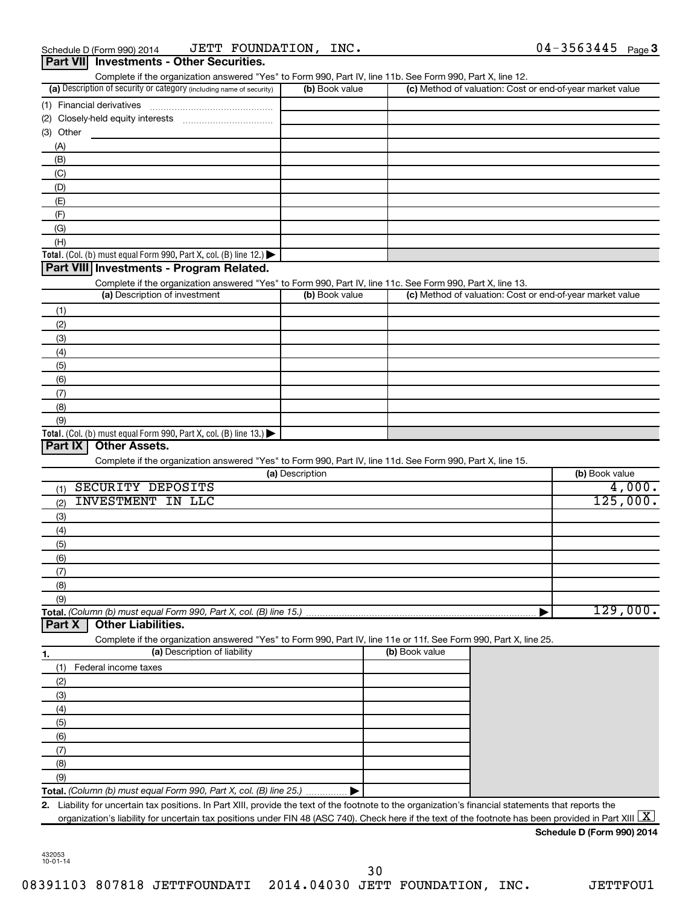Schedule D (Form 990) 2014 JETT FOUNDATION, INC. 04-3563445 Page 3

## Part VII Investments - Other Securities.

Complete if the organization answered "Yes" to Form 990, Part IV, line 11b. See Form 990, Part X, line 12.

| (a) Description of security or category (including name of security) | (b) Book value | (c) Method of valuation: Cost or end-of-year market value |
|---|---|---|
| (1) Financial derivatives | | |
| (2) Closely-held equity interests | | |
| (3) Other | | |
| (A) | | |
| (B) | | |
| (C) | | |
| (D) | | |
| (E) | | |
| (F) | | |
| (G) | | |
| (H) | | |
| **Total.** (Col. (b) must equal Form 990, Part X, col. (B) line 12.) ▶ | | |

## Part VIII Investments - Program Related.

Complete if the organization answered "Yes" to Form 990, Part IV, line 11c. See Form 990, Part X, line 13.

| (a) Description of investment | (b) Book value | (c) Method of valuation: Cost or end-of-year market value |
|---|---|---|
| (1) | | |
| (2) | | |
| (3) | | |
| (4) | | |
| (5) | | |
| (6) | | |
| (7) | | |
| (8) | | |
| (9) | | |
| **Total.** (Col. (b) must equal Form 990, Part X, col. (B) line 13.) ▶ | | |

## Part IX Other Assets.

Complete if the organization answered "Yes" to Form 990, Part IV, line 11d. See Form 990, Part X, line 15.

| (a) Description | (b) Book value |
|---|---|
| (1) SECURITY DEPOSITS | 4,000. |
| (2) INVESTMENT IN LLC | 125,000. |
| (3) | |
| (4) | |
| (5) | |
| (6) | |
| (7) | |
| (8) | |
| (9) | |
| **Total.** *(Column (b) must equal Form 990, Part X, col. (B) line 15.)* ▶ | 129,000. |

## Part X Other Liabilities.

Complete if the organization answered "Yes" to Form 990, Part IV, line 11e or 11f. See Form 990, Part X, line 25.

| 1. (a) Description of liability | (b) Book value |
|---|---|
| (1) Federal income taxes | |
| (2) | |
| (3) | |
| (4) | |
| (5) | |
| (6) | |
| (7) | |
| (8) | |
| (9) | |
| **Total.** *(Column (b) must equal Form 990, Part X, col. (B) line 25.)* ▶ | |

2. Liability for uncertain tax positions. In Part XIII, provide the text of the footnote to the organization's financial statements that reports the organization's liability for uncertain tax positions under FIN 48 (ASC 740). Check here if the text of the footnote has been provided in Part XIII [X]

**Schedule D (Form 990) 2014**

432053 10-01-14

08391103 807818 JETTFOUNDATI 2014.04030 JETT FOUNDATION, INC. JETTFOU1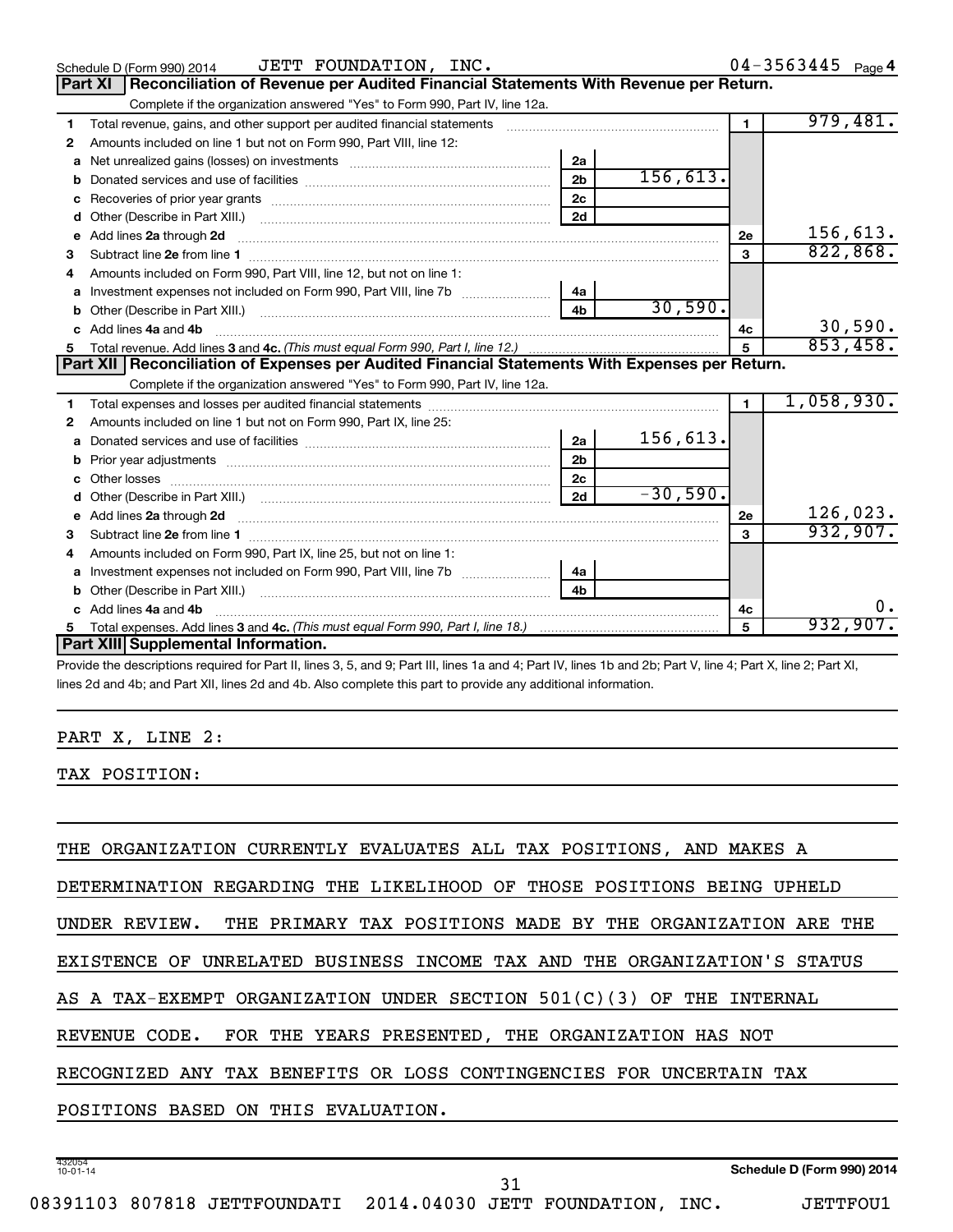Schedule D (Form 990) 2014 JETT FOUNDATION, INC. 04-3563445 Page 4

## Part XI Reconciliation of Revenue per Audited Financial Statements With Revenue per Return.

Complete if the organization answered "Yes" to Form 990, Part IV, line 12a.

| | | | | | |
|---|---|---|---|---|---|
| 1 | Total revenue, gains, and other support per audited financial statements | | | 1 | 979,481. |
| 2 | Amounts included on line 1 but not on Form 990, Part VIII, line 12: | | | | |
| a | Net unrealized gains (losses) on investments | 2a | | | |
| b | Donated services and use of facilities | 2b | 156,613. | | |
| c | Recoveries of prior year grants | 2c | | | |
| d | Other (Describe in Part XIII.) | 2d | | | |
| e | Add lines 2a through 2d | | | 2e | 156,613. |
| 3 | Subtract line 2e from line 1 | | | 3 | 822,868. |
| 4 | Amounts included on Form 990, Part VIII, line 12, but not on line 1: | | | | |
| a | Investment expenses not included on Form 990, Part VIII, line 7b | 4a | | | |
| b | Other (Describe in Part XIII.) | 4b | 30,590. | | |
| c | Add lines 4a and 4b | | | 4c | 30,590. |
| 5 | Total revenue. Add lines 3 and 4c. *(This must equal Form 990, Part I, line 12.)* | | | 5 | 853,458. |

## Part XII Reconciliation of Expenses per Audited Financial Statements With Expenses per Return.

Complete if the organization answered "Yes" to Form 990, Part IV, line 12a.

| | | | | | |
|---|---|---|---|---|---|
| 1 | Total expenses and losses per audited financial statements | | | 1 | 1,058,930. |
| 2 | Amounts included on line 1 but not on Form 990, Part IX, line 25: | | | | |
| a | Donated services and use of facilities | 2a | 156,613. | | |
| b | Prior year adjustments | 2b | | | |
| c | Other losses | 2c | | | |
| d | Other (Describe in Part XIII.) | 2d | -30,590. | | |
| e | Add lines 2a through 2d | | | 2e | 126,023. |
| 3 | Subtract line 2e from line 1 | | | 3 | 932,907. |
| 4 | Amounts included on Form 990, Part IX, line 25, but not on line 1: | | | | |
| a | Investment expenses not included on Form 990, Part VIII, line 7b | 4a | | | |
| b | Other (Describe in Part XIII.) | 4b | | | |
| c | Add lines 4a and 4b | | | 4c | 0. |
| 5 | Total expenses. Add lines 3 and 4c. *(This must equal Form 990, Part I, line 18.)* | | | 5 | 932,907. |

## Part XIII Supplemental Information.

Provide the descriptions required for Part II, lines 3, 5, and 9; Part III, lines 1a and 4; Part IV, lines 1b and 2b; Part V, line 4; Part X, line 2; Part XI, lines 2d and 4b; and Part XII, lines 2d and 4b. Also complete this part to provide any additional information.

PART X, LINE 2:

TAX POSITION:

THE ORGANIZATION CURRENTLY EVALUATES ALL TAX POSITIONS, AND MAKES A DETERMINATION REGARDING THE LIKELIHOOD OF THOSE POSITIONS BEING UPHELD UNDER REVIEW. THE PRIMARY TAX POSITIONS MADE BY THE ORGANIZATION ARE THE EXISTENCE OF UNRELATED BUSINESS INCOME TAX AND THE ORGANIZATION'S STATUS AS A TAX-EXEMPT ORGANIZATION UNDER SECTION 501(C)(3) OF THE INTERNAL REVENUE CODE. FOR THE YEARS PRESENTED, THE ORGANIZATION HAS NOT RECOGNIZED ANY TAX BENEFITS OR LOSS CONTINGENCIES FOR UNCERTAIN TAX POSITIONS BASED ON THIS EVALUATION.

432054 10-01-14 Schedule D (Form 990) 2014

08391103 807818 JETTFOUNDATI 2014.04030 JETT FOUNDATION, INC. JETTFOU1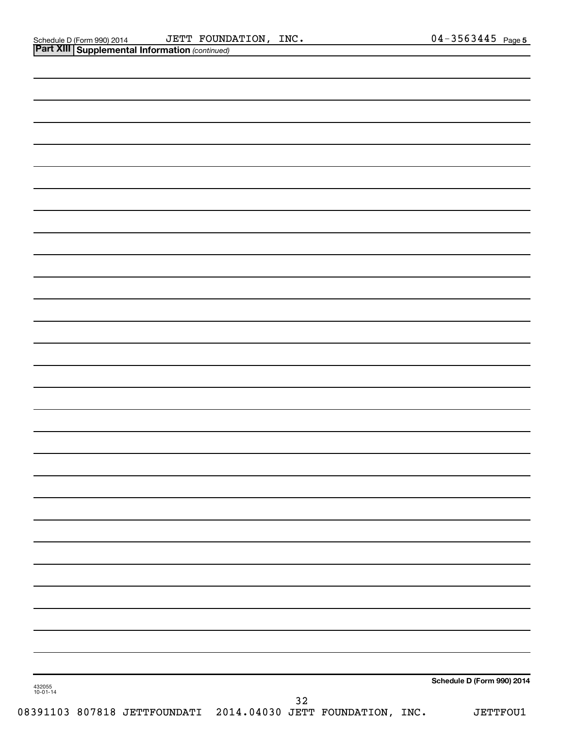Schedule D (Form 990) 2014 JETT FOUNDATION, INC. 04-3563445 Page 5

## Part XIII Supplemental Information *(continued)*

432055
10-01-14

Schedule D (Form 990) 2014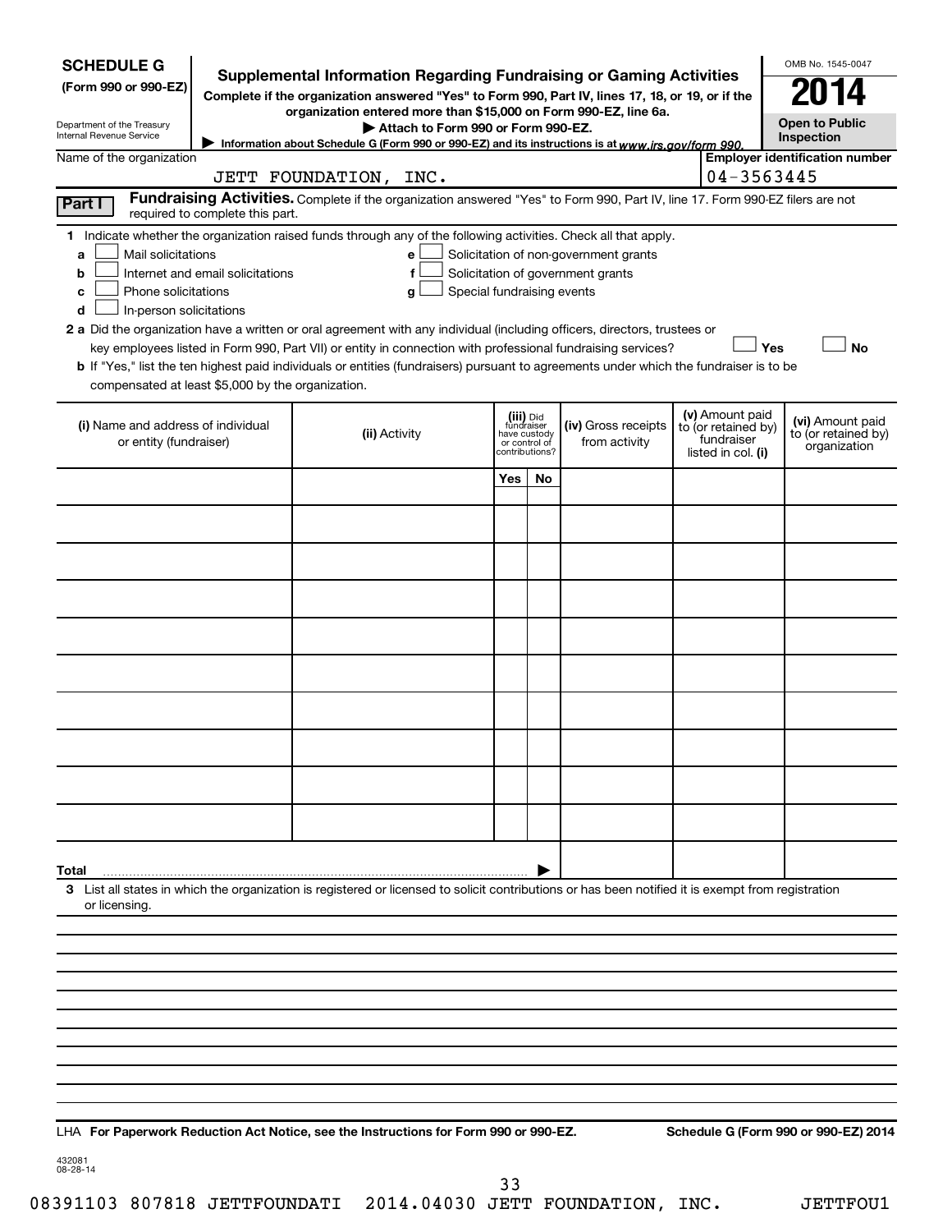**SCHEDULE G**
**(Form 990 or 990-EZ)**

Department of the Treasury
Internal Revenue Service

# Supplemental Information Regarding Fundraising or Gaming Activities

**Complete if the organization answered "Yes" to Form 990, Part IV, lines 17, 18, or 19, or if the organization entered more than $15,000 on Form 990-EZ, line 6a.**

▶ **Attach to Form 990 or Form 990-EZ.**

▶ Information about Schedule G (Form 990 or 990-EZ) and its instructions is at *www.irs.gov/form 990.*

OMB No. 1545-0047

**2014**

**Open to Public Inspection**

Name of the organization: JETT FOUNDATION, INC.

**Employer identification number:** 04-3563445

**Part I** **Fundraising Activities.** Complete if the organization answered "Yes" to Form 990, Part IV, line 17. Form 990-EZ filers are not required to complete this part.

**1** Indicate whether the organization raised funds through any of the following activities. Check all that apply.

- **a** ☐ Mail solicitations
- **b** ☐ Internet and email solicitations
- **c** ☐ Phone solicitations
- **d** ☐ In-person solicitations
- **e** ☐ Solicitation of non-government grants
- **f** ☐ Solicitation of government grants
- **g** ☐ Special fundraising events

**2 a** Did the organization have a written or oral agreement with any individual (including officers, directors, trustees or key employees listed in Form 990, Part VII) or entity in connection with professional fundraising services? ☐ **Yes** ☐ **No**

**b** If "Yes," list the ten highest paid individuals or entities (fundraisers) pursuant to agreements under which the fundraiser is to be compensated at least $5,000 by the organization.

| (i) Name and address of individual or entity (fundraiser) | (ii) Activity | (iii) Did fundraiser have custody or control of contributions? | | (iv) Gross receipts from activity | (v) Amount paid to (or retained by) fundraiser listed in col. (i) | (vi) Amount paid to (or retained by) organization |
|---|---|---|---|---|---|---|
| | | Yes | No | | | |
| | | | | | | |
| | | | | | | |
| | | | | | | |
| | | | | | | |
| | | | | | | |
| | | | | | | |
| | | | | | | |
| | | | | | | |
| | | | | | | |
| | | | | | | |
| **Total** ▶ | | | | | | |

**3** List all states in which the organization is registered or licensed to solicit contributions or has been notified it is exempt from registration or licensing.

LHA **For Paperwork Reduction Act Notice, see the Instructions for Form 990 or 990-EZ.** **Schedule G (Form 990 or 990-EZ) 2014**

432081
08-28-14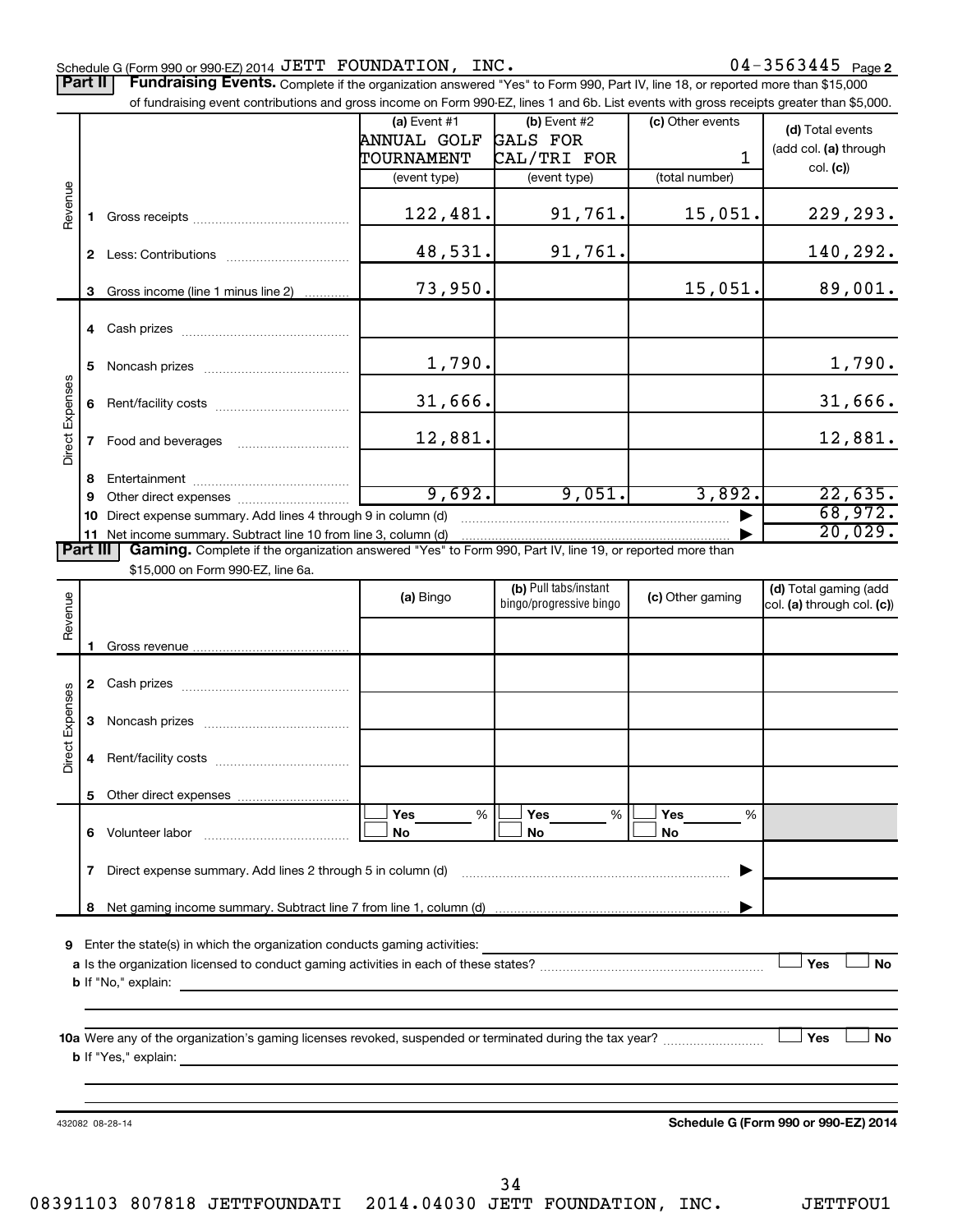Schedule G (Form 990 or 990-EZ) 2014 JETT FOUNDATION, INC. 04-3563445 Page 2

## Part II Fundraising Events.

Complete if the organization answered "Yes" to Form 990, Part IV, line 18, or reported more than $15,000 of fundraising event contributions and gross income on Form 990-EZ, lines 1 and 6b. List events with gross receipts greater than $5,000.

| | | (a) Event #1 ANNUAL GOLF TOURNAMENT (event type) | (b) Event #2 GALS FOR CAL/TRI FOR (event type) | (c) Other events 1 (total number) | (d) Total events (add col. (a) through col. (c)) |
|---|---|---|---|---|---|
| Revenue | 1 Gross receipts | 122,481. | 91,761. | 15,051. | 229,293. |
| | 2 Less: Contributions | 48,531. | 91,761. | | 140,292. |
| | 3 Gross income (line 1 minus line 2) | 73,950. | | 15,051. | 89,001. |
| Direct Expenses | 4 Cash prizes | | | | |
| | 5 Noncash prizes | 1,790. | | | 1,790. |
| | 6 Rent/facility costs | 31,666. | | | 31,666. |
| | 7 Food and beverages | 12,881. | | | 12,881. |
| | 8 Entertainment | | | | |
| | 9 Other direct expenses | 9,692. | 9,051. | 3,892. | 22,635. |
| | 10 Direct expense summary. Add lines 4 through 9 in column (d) | | | | 68,972. |
| | 11 Net income summary. Subtract line 10 from line 3, column (d) | | | | 20,029. |

## Part III Gaming.

Complete if the organization answered "Yes" to Form 990, Part IV, line 19, or reported more than $15,000 on Form 990-EZ, line 6a.

| | | (a) Bingo | (b) Pull tabs/instant bingo/progressive bingo | (c) Other gaming | (d) Total gaming (add col. (a) through col. (c)) |
|---|---|---|---|---|---|
| Revenue | 1 Gross revenue | | | | |
| Direct Expenses | 2 Cash prizes | | | | |
| | 3 Noncash prizes | | | | |
| | 4 Rent/facility costs | | | | |
| | 5 Other direct expenses | | | | |
| | 6 Volunteer labor | ☐ Yes ___% ☐ No | ☐ Yes ___% ☐ No | ☐ Yes ___% ☐ No | |
| | 7 Direct expense summary. Add lines 2 through 5 in column (d) | | | | |
| | 8 Net gaming income summary. Subtract line 7 from line 1, column (d) | | | | |

9 Enter the state(s) in which the organization conducts gaming activities:

a Is the organization licensed to conduct gaming activities in each of these states? ☐ Yes ☐ No

b If "No," explain:

10a Were any of the organization's gaming licenses revoked, suspended or terminated during the tax year? ☐ Yes ☐ No

b If "Yes," explain:

432082 08-28-14 **Schedule G (Form 990 or 990-EZ) 2014**

08391103 807818 JETTFOUNDATI 2014.04030 JETT FOUNDATION, INC. JETTFOU1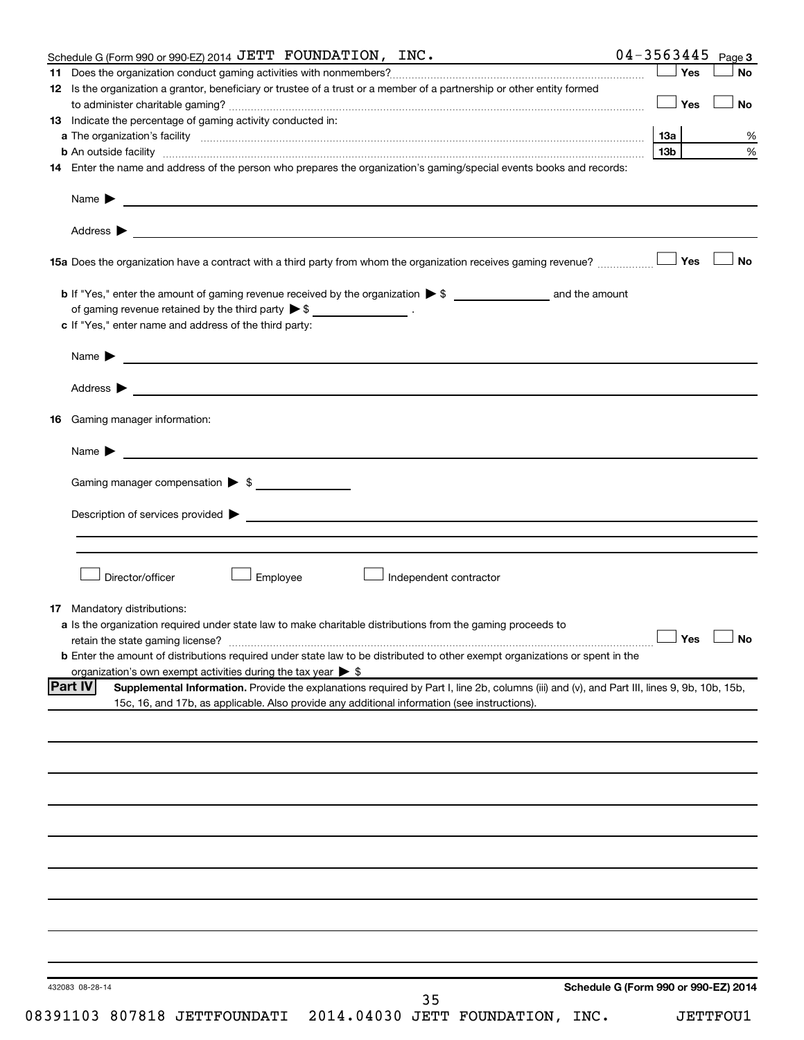Schedule G (Form 990 or 990-EZ) 2014 JETT FOUNDATION, INC. 04-3563445 Page 3

**11** Does the organization conduct gaming activities with nonmembers? ☐ Yes ☐ No

**12** Is the organization a grantor, beneficiary or trustee of a trust or a member of a partnership or other entity formed to administer charitable gaming? ☐ Yes ☐ No

**13** Indicate the percentage of gaming activity conducted in:

**a** The organization's facility **13a** %

**b** An outside facility **13b** %

**14** Enter the name and address of the person who prepares the organization's gaming/special events books and records:

Name ▶

Address ▶

**15a** Does the organization have a contract with a third party from whom the organization receives gaming revenue? ☐ Yes ☐ No

**b** If "Yes," enter the amount of gaming revenue received by the organization ▶ $ ________ and the amount of gaming revenue retained by the third party ▶ $ ________ .

**c** If "Yes," enter name and address of the third party:

Name ▶

Address ▶

**16** Gaming manager information:

Name ▶

Gaming manager compensation ▶ $

Description of services provided ▶

☐ Director/officer ☐ Employee ☐ Independent contractor

**17** Mandatory distributions:

**a** Is the organization required under state law to make charitable distributions from the gaming proceeds to retain the state gaming license? ☐ Yes ☐ No

**b** Enter the amount of distributions required under state law to be distributed to other exempt organizations or spent in the organization's own exempt activities during the tax year ▶ $

**Part IV** **Supplemental Information.** Provide the explanations required by Part I, line 2b, columns (iii) and (v), and Part III, lines 9, 9b, 10b, 15b, 15c, 16, and 17b, as applicable. Also provide any additional information (see instructions).

432083 08-28-14 **Schedule G (Form 990 or 990-EZ) 2014**

08391103 807818 JETTFOUNDATI 2014.04030 JETT FOUNDATION, INC. JETTFOU1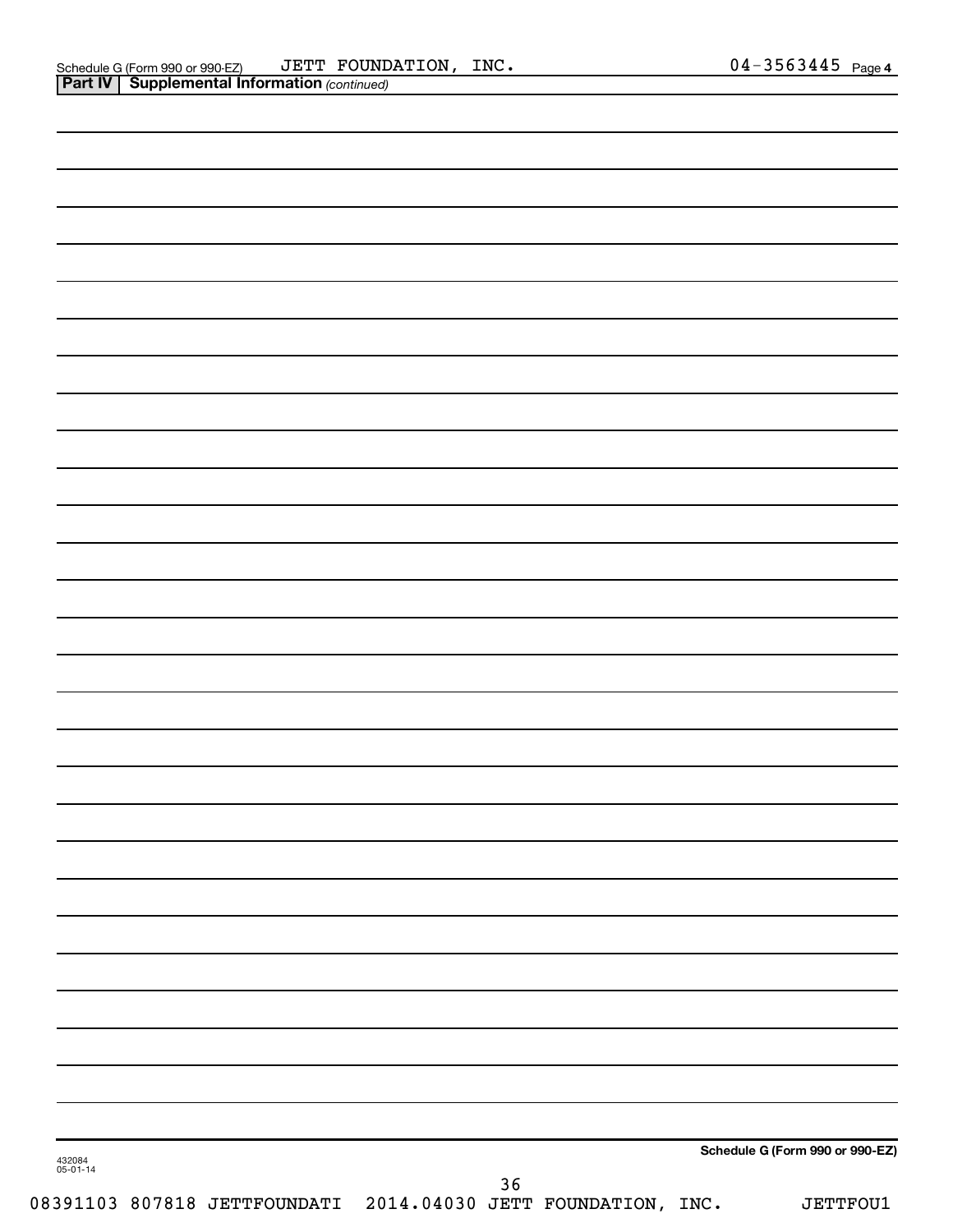Schedule G (Form 990 or 990-EZ) JETT FOUNDATION, INC. 04-3563445 Page 4

**Part IV | Supplemental Information** *(continued)*

**Schedule G (Form 990 or 990-EZ)**

432084
05-01-14

08391103 807818 JETTFOUNDATI 2014.04030 JETT FOUNDATION, INC. JETTFOU1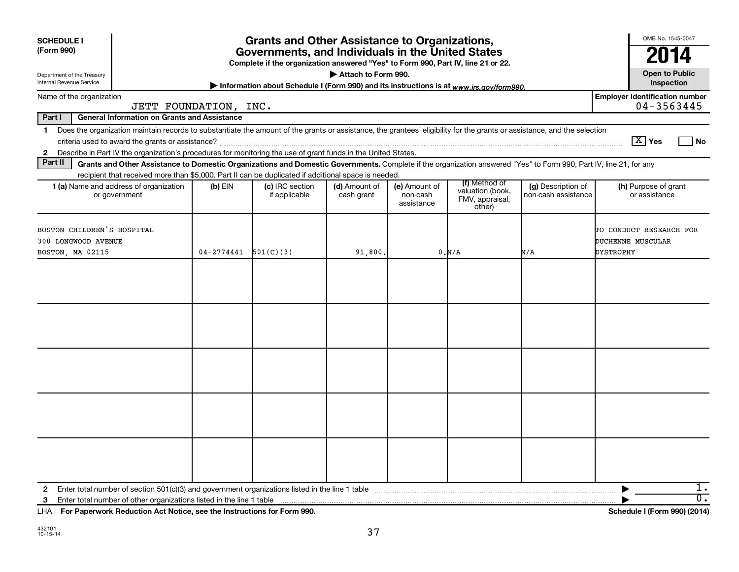**SCHEDULE I**
**(Form 990)**

Department of the Treasury
Internal Revenue Service

# Grants and Other Assistance to Organizations, Governments, and Individuals in the United States

**Complete if the organization answered "Yes" to Form 990, Part IV, line 21 or 22.**

**▶ Attach to Form 990.**

**▶ Information about Schedule I (Form 990) and its instructions is at www.irs.gov/form990.**

OMB No. 1545-0047

**2014**

**Open to Public Inspection**

Name of the organization: JETT FOUNDATION, INC.

**Employer identification number:** 04-3563445

**Part I — General Information on Grants and Assistance**

1 Does the organization maintain records to substantiate the amount of the grants or assistance, the grantees' eligibility for the grants or assistance, and the selection criteria used to award the grants or assistance? [X] Yes [ ] No

2 Describe in Part IV the organization's procedures for monitoring the use of grant funds in the United States.

**Part II — Grants and Other Assistance to Domestic Organizations and Domestic Governments.** Complete if the organization answered "Yes" to Form 990, Part IV, line 21, for any recipient that received more than $5,000. Part II can be duplicated if additional space is needed.

| 1 (a) Name and address of organization or government | (b) EIN | (c) IRC section if applicable | (d) Amount of cash grant | (e) Amount of non-cash assistance | (f) Method of valuation (book, FMV, appraisal, other) | (g) Description of non-cash assistance | (h) Purpose of grant or assistance |
|---|---|---|---|---|---|---|---|
| BOSTON CHILDREN'S HOSPITAL 300 LONGWOOD AVENUE BOSTON, MA 02115 | 04-2774441 | 501(C)(3) | 91,800. | 0. | N/A | N/A | TO CONDUCT RESEARCH FOR DUCHENNE MUSCULAR DYSTROPHY |
| | | | | | | | |
| | | | | | | | |
| | | | | | | | |
| | | | | | | | |
| | | | | | | | |

2 Enter total number of section 501(c)(3) and government organizations listed in the line 1 table ▶ 1.

3 Enter total number of other organizations listed in the line 1 table ▶ 0.

LHA **For Paperwork Reduction Act Notice, see the Instructions for Form 990.** **Schedule I (Form 990) (2014)**

432101
10-15-14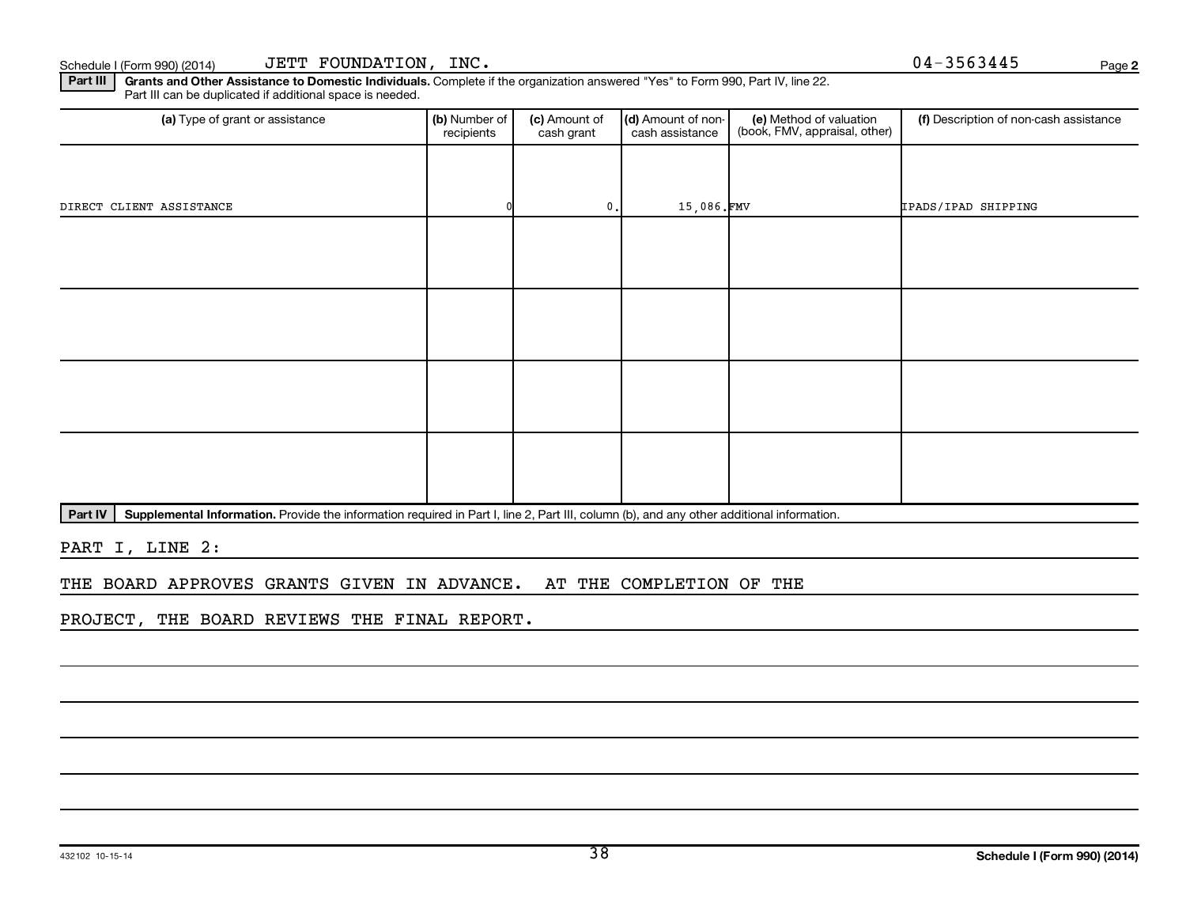Schedule I (Form 990) (2014) JETT FOUNDATION, INC. 04-3563445 Page 2

**Part III** **Grants and Other Assistance to Domestic Individuals.** Complete if the organization answered "Yes" to Form 990, Part IV, line 22. Part III can be duplicated if additional space is needed.

| (a) Type of grant or assistance | (b) Number of recipients | (c) Amount of cash grant | (d) Amount of non-cash assistance | (e) Method of valuation (book, FMV, appraisal, other) | (f) Description of non-cash assistance |
|---|---|---|---|---|---|
| DIRECT CLIENT ASSISTANCE | 0 | 0. | 15,086. | FMV | IPADS/IPAD SHIPPING |
| | | | | | |
| | | | | | |
| | | | | | |
| | | | | | |

**Part IV** **Supplemental Information.** Provide the information required in Part I, line 2, Part III, column (b), and any other additional information.

PART I, LINE 2:

THE BOARD APPROVES GRANTS GIVEN IN ADVANCE. AT THE COMPLETION OF THE PROJECT, THE BOARD REVIEWS THE FINAL REPORT.

432102 10-15-14

**Schedule I (Form 990) (2014)**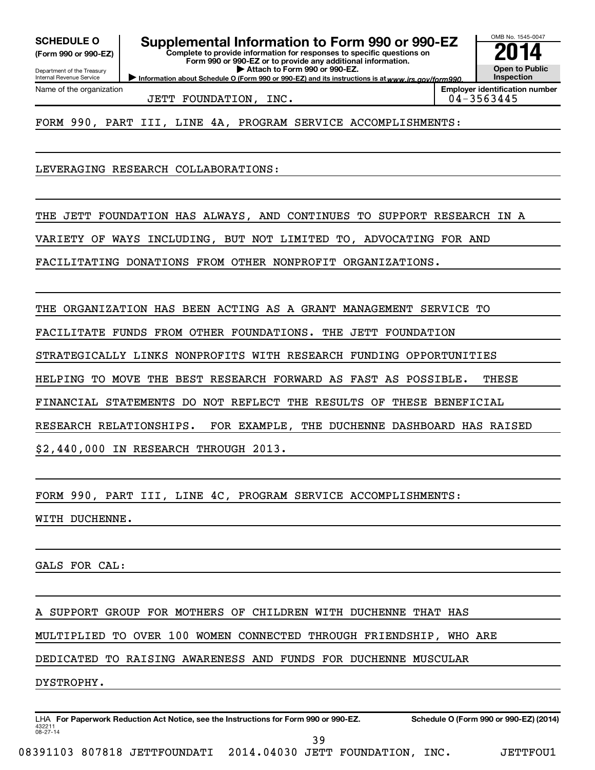**SCHEDULE O**
**(Form 990 or 990-EZ)**

Department of the Treasury
Internal Revenue Service

# Supplemental Information to Form 990 or 990-EZ

**Complete to provide information for responses to specific questions on Form 990 or 990-EZ or to provide any additional information.**
**▶ Attach to Form 990 or 990-EZ.**
**▶ Information about Schedule O (Form 990 or 990-EZ) and its instructions is at www.irs.gov/form990.**

OMB No. 1545-0047
**2014**
**Open to Public Inspection**

| Name of the organization | Employer identification number |
|---|---|
| JETT FOUNDATION, INC. | 04-3563445 |

FORM 990, PART III, LINE 4A, PROGRAM SERVICE ACCOMPLISHMENTS:

LEVERAGING RESEARCH COLLABORATIONS:

THE JETT FOUNDATION HAS ALWAYS, AND CONTINUES TO SUPPORT RESEARCH IN A VARIETY OF WAYS INCLUDING, BUT NOT LIMITED TO, ADVOCATING FOR AND FACILITATING DONATIONS FROM OTHER NONPROFIT ORGANIZATIONS.

THE ORGANIZATION HAS BEEN ACTING AS A GRANT MANAGEMENT SERVICE TO FACILITATE FUNDS FROM OTHER FOUNDATIONS. THE JETT FOUNDATION STRATEGICALLY LINKS NONPROFITS WITH RESEARCH FUNDING OPPORTUNITIES HELPING TO MOVE THE BEST RESEARCH FORWARD AS FAST AS POSSIBLE. THESE FINANCIAL STATEMENTS DO NOT REFLECT THE RESULTS OF THESE BENEFICIAL RESEARCH RELATIONSHIPS. FOR EXAMPLE, THE DUCHENNE DASHBOARD HAS RAISED $2,440,000 IN RESEARCH THROUGH 2013.

FORM 990, PART III, LINE 4C, PROGRAM SERVICE ACCOMPLISHMENTS:

WITH DUCHENNE.

GALS FOR CAL:

A SUPPORT GROUP FOR MOTHERS OF CHILDREN WITH DUCHENNE THAT HAS MULTIPLIED TO OVER 100 WOMEN CONNECTED THROUGH FRIENDSHIP, WHO ARE DEDICATED TO RAISING AWARENESS AND FUNDS FOR DUCHENNE MUSCULAR DYSTROPHY.

LHA **For Paperwork Reduction Act Notice, see the Instructions for Form 990 or 990-EZ.** **Schedule O (Form 990 or 990-EZ) (2014)**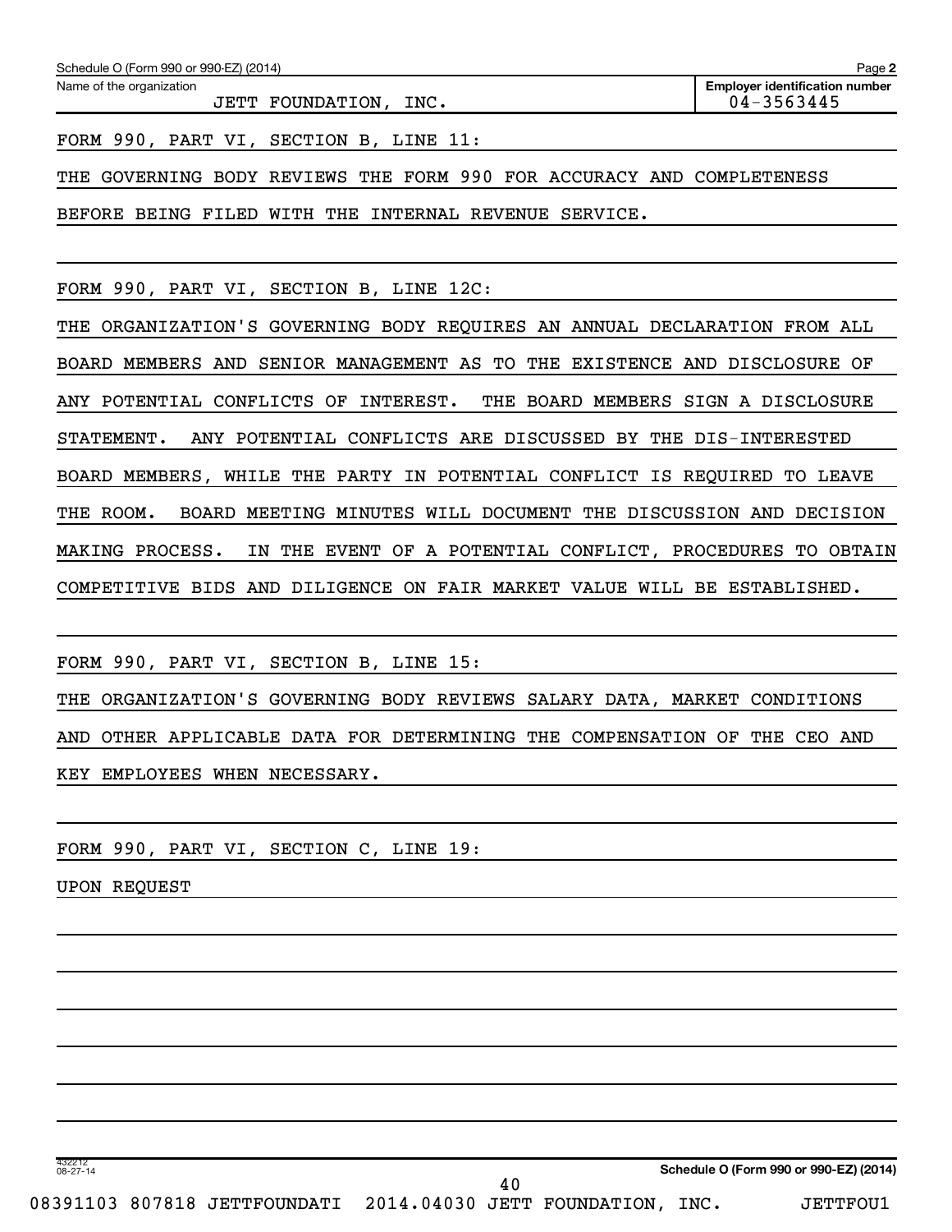Schedule O (Form 990 or 990-EZ) (2014)

| Name of the organization | Employer identification number |
| --- | --- |
| JETT FOUNDATION, INC. | 04-3563445 |

FORM 990, PART VI, SECTION B, LINE 11:

THE GOVERNING BODY REVIEWS THE FORM 990 FOR ACCURACY AND COMPLETENESS BEFORE BEING FILED WITH THE INTERNAL REVENUE SERVICE.

FORM 990, PART VI, SECTION B, LINE 12C:

THE ORGANIZATION'S GOVERNING BODY REQUIRES AN ANNUAL DECLARATION FROM ALL BOARD MEMBERS AND SENIOR MANAGEMENT AS TO THE EXISTENCE AND DISCLOSURE OF ANY POTENTIAL CONFLICTS OF INTEREST. THE BOARD MEMBERS SIGN A DISCLOSURE STATEMENT. ANY POTENTIAL CONFLICTS ARE DISCUSSED BY THE DIS-INTERESTED BOARD MEMBERS, WHILE THE PARTY IN POTENTIAL CONFLICT IS REQUIRED TO LEAVE THE ROOM. BOARD MEETING MINUTES WILL DOCUMENT THE DISCUSSION AND DECISION MAKING PROCESS. IN THE EVENT OF A POTENTIAL CONFLICT, PROCEDURES TO OBTAIN COMPETITIVE BIDS AND DILIGENCE ON FAIR MARKET VALUE WILL BE ESTABLISHED.

FORM 990, PART VI, SECTION B, LINE 15:

THE ORGANIZATION'S GOVERNING BODY REVIEWS SALARY DATA, MARKET CONDITIONS AND OTHER APPLICABLE DATA FOR DETERMINING THE COMPENSATION OF THE CEO AND KEY EMPLOYEES WHEN NECESSARY.

FORM 990, PART VI, SECTION C, LINE 19:

UPON REQUEST

432212 08-27-14

Schedule O (Form 990 or 990-EZ) (2014)

08391103 807818 JETTFOUNDATI 2014.04030 JETT FOUNDATION, INC. JETTFOU1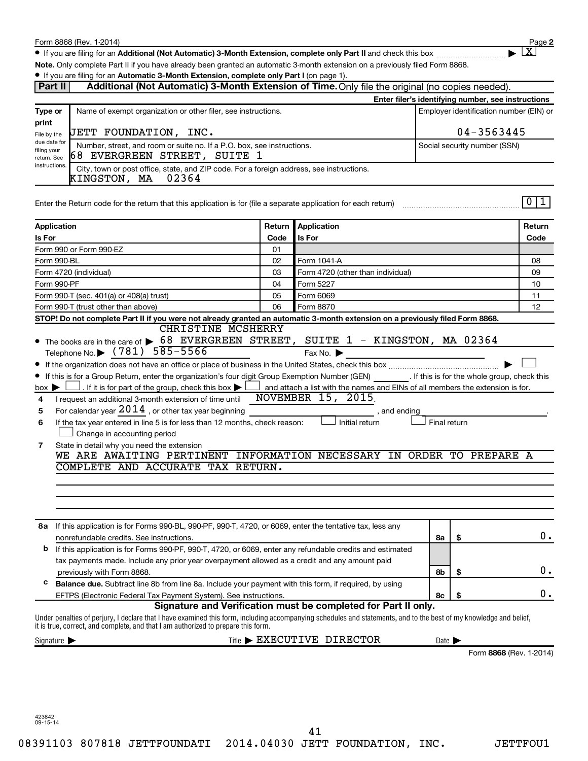Form 8868 (Rev. 1-2014)

- If you are filing for an **Additional (Not Automatic) 3-Month Extension, complete only Part II** and check this box ▶ X

**Note.** Only complete Part II if you have already been granted an automatic 3-month extension on a previously filed Form 8868.

- If you are filing for an **Automatic 3-Month Extension, complete only Part I** (on page 1).

## Part II Additional (Not Automatic) 3-Month Extension of Time. Only file the original (no copies needed).

| Type or print | Name of exempt organization or other filer, see instructions. | Enter filer's identifying number, see instructions |
|---|---|---|
| File by the due date for filing your return. See instructions. | JETT FOUNDATION, INC. | Employer identification number (EIN) or 04-3563445 |
| | Number, street, and room or suite no. If a P.O. box, see instructions. 68 EVERGREEN STREET, SUITE 1 | Social security number (SSN) |
| | City, town or post office, state, and ZIP code. For a foreign address, see instructions. KINGSTON, MA 02364 | |

Enter the Return code for the return that this application is for (file a separate application for each return) 01

| Application Is For | Return Code | Application Is For | Return Code |
|---|---|---|---|
| Form 990 or Form 990-EZ | 01 | | |
| Form 990-BL | 02 | Form 1041-A | 08 |
| Form 4720 (individual) | 03 | Form 4720 (other than individual) | 09 |
| Form 990-PF | 04 | Form 5227 | 10 |
| Form 990-T (sec. 401(a) or 408(a) trust) | 05 | Form 6069 | 11 |
| Form 990-T (trust other than above) | 06 | Form 8870 | 12 |

**STOP! Do not complete Part II if you were not already granted an automatic 3-month extension on a previously filed Form 8868.**

- The books are in the care of ▶ CHRISTINE MCSHERRY 68 EVERGREEN STREET, SUITE 1 - KINGSTON, MA 02364
  Telephone No. ▶ (781) 585-5566 Fax No. ▶
- If the organization does not have an office or place of business in the United States, check this box ▶ ☐
- If this is for a Group Return, enter the organization's four digit Group Exemption Number (GEN) ______. If this is for the whole group, check this box ▶ ☐. If it is for part of the group, check this box ▶ ☐ and attach a list with the names and EINs of all members the extension is for.

4 I request an additional 3-month extension of time until NOVEMBER 15, 2015.

5 For calendar year 2014, or other tax year beginning ______, and ending ______.

6 If the tax year entered in line 5 is for less than 12 months, check reason: ☐ Initial return ☐ Final return ☐ Change in accounting period

7 State in detail why you need the extension
WE ARE AWAITING PERTINENT INFORMATION NECESSARY IN ORDER TO PREPARE A COMPLETE AND ACCURATE TAX RETURN.

| | | | |
|---|---|---|---|
| **8a** | If this application is for Forms 990-BL, 990-PF, 990-T, 4720, or 6069, enter the tentative tax, less any nonrefundable credits. See instructions. | 8a | $ 0. |
| **b** | If this application is for Forms 990-PF, 990-T, 4720, or 6069, enter any refundable credits and estimated tax payments made. Include any prior year overpayment allowed as a credit and any amount paid previously with Form 8868. | 8b | $ 0. |
| **c** | **Balance due.** Subtract line 8b from line 8a. Include your payment with this form, if required, by using EFTPS (Electronic Federal Tax Payment System). See instructions. | 8c | $ 0. |

**Signature and Verification must be completed for Part II only.**

Under penalties of perjury, I declare that I have examined this form, including accompanying schedules and statements, and to the best of my knowledge and belief, it is true, correct, and complete, and that I am authorized to prepare this form.

Signature ▶ Title ▶ EXECUTIVE DIRECTOR Date ▶

Form **8868** (Rev. 1-2014)

423842 09-15-14

08391103 807818 JETTFOUNDATI 2014.04030 JETT FOUNDATION, INC. JETTFOU1